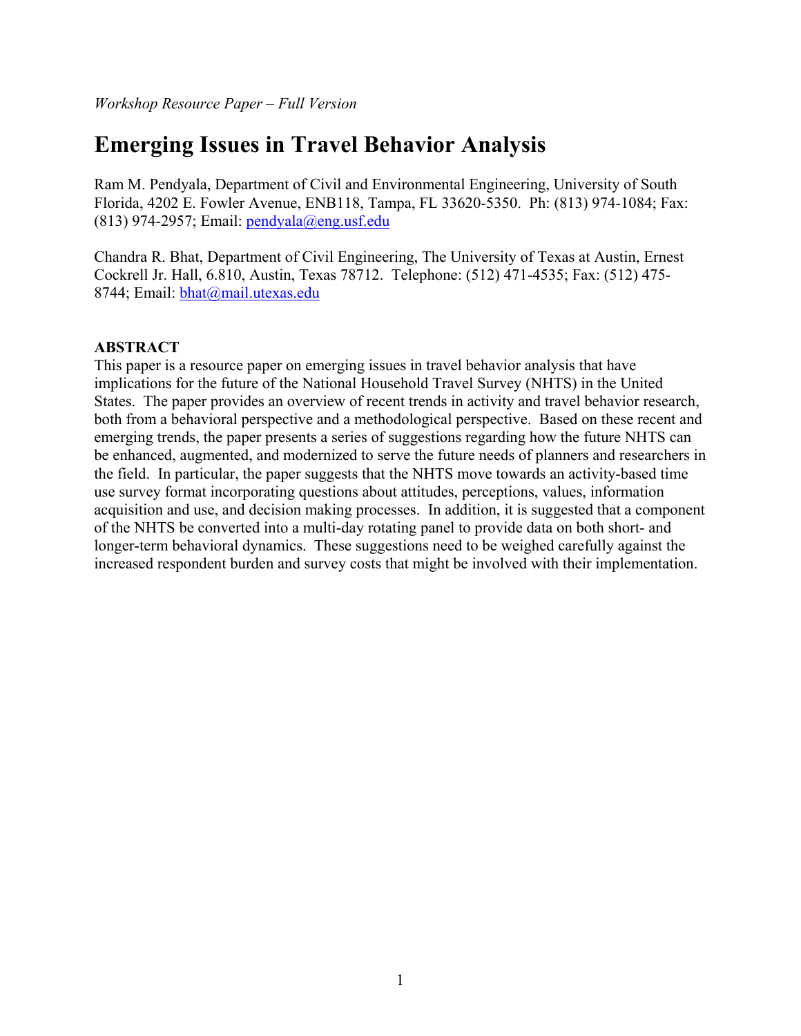*Workshop Resource Paper – Full Version*

# Emerging Issues in Travel Behavior Analysis

Ram M. Pendyala, Department of Civil and Environmental Engineering, University of South Florida, 4202 E. Fowler Avenue, ENB118, Tampa, FL 33620-5350. Ph: (813) 974-1084; Fax: (813) 974-2957; Email: pendyala@eng.usf.edu

Chandra R. Bhat, Department of Civil Engineering, The University of Texas at Austin, Ernest Cockrell Jr. Hall, 6.810, Austin, Texas 78712. Telephone: (512) 471-4535; Fax: (512) 475-8744; Email: bhat@mail.utexas.edu

**ABSTRACT**

This paper is a resource paper on emerging issues in travel behavior analysis that have implications for the future of the National Household Travel Survey (NHTS) in the United States. The paper provides an overview of recent trends in activity and travel behavior research, both from a behavioral perspective and a methodological perspective. Based on these recent and emerging trends, the paper presents a series of suggestions regarding how the future NHTS can be enhanced, augmented, and modernized to serve the future needs of planners and researchers in the field. In particular, the paper suggests that the NHTS move towards an activity-based time use survey format incorporating questions about attitudes, perceptions, values, information acquisition and use, and decision making processes. In addition, it is suggested that a component of the NHTS be converted into a multi-day rotating panel to provide data on both short- and longer-term behavioral dynamics. These suggestions need to be weighed carefully against the increased respondent burden and survey costs that might be involved with their implementation.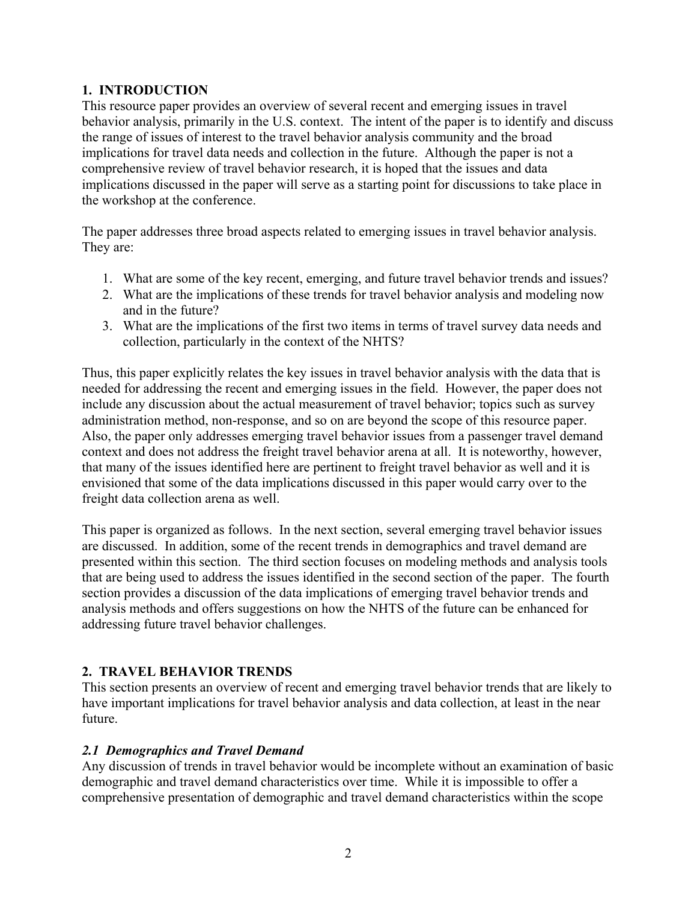## 1. INTRODUCTION

This resource paper provides an overview of several recent and emerging issues in travel behavior analysis, primarily in the U.S. context. The intent of the paper is to identify and discuss the range of issues of interest to the travel behavior analysis community and the broad implications for travel data needs and collection in the future. Although the paper is not a comprehensive review of travel behavior research, it is hoped that the issues and data implications discussed in the paper will serve as a starting point for discussions to take place in the workshop at the conference.

The paper addresses three broad aspects related to emerging issues in travel behavior analysis. They are:

1. What are some of the key recent, emerging, and future travel behavior trends and issues?
2. What are the implications of these trends for travel behavior analysis and modeling now and in the future?
3. What are the implications of the first two items in terms of travel survey data needs and collection, particularly in the context of the NHTS?

Thus, this paper explicitly relates the key issues in travel behavior analysis with the data that is needed for addressing the recent and emerging issues in the field. However, the paper does not include any discussion about the actual measurement of travel behavior; topics such as survey administration method, non-response, and so on are beyond the scope of this resource paper. Also, the paper only addresses emerging travel behavior issues from a passenger travel demand context and does not address the freight travel behavior arena at all. It is noteworthy, however, that many of the issues identified here are pertinent to freight travel behavior as well and it is envisioned that some of the data implications discussed in this paper would carry over to the freight data collection arena as well.

This paper is organized as follows. In the next section, several emerging travel behavior issues are discussed. In addition, some of the recent trends in demographics and travel demand are presented within this section. The third section focuses on modeling methods and analysis tools that are being used to address the issues identified in the second section of the paper. The fourth section provides a discussion of the data implications of emerging travel behavior trends and analysis methods and offers suggestions on how the NHTS of the future can be enhanced for addressing future travel behavior challenges.

## 2. TRAVEL BEHAVIOR TRENDS

This section presents an overview of recent and emerging travel behavior trends that are likely to have important implications for travel behavior analysis and data collection, at least in the near future.

### *2.1 Demographics and Travel Demand*

Any discussion of trends in travel behavior would be incomplete without an examination of basic demographic and travel demand characteristics over time. While it is impossible to offer a comprehensive presentation of demographic and travel demand characteristics within the scope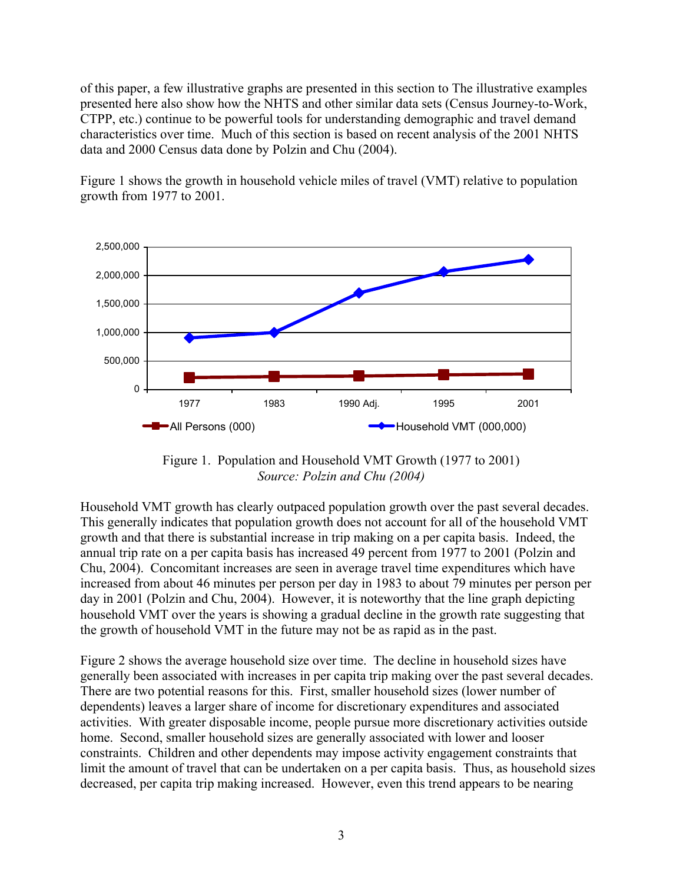of this paper, a few illustrative graphs are presented in this section to The illustrative examples presented here also show how the NHTS and other similar data sets (Census Journey-to-Work, CTPP, etc.) continue to be powerful tools for understanding demographic and travel demand characteristics over time. Much of this section is based on recent analysis of the 2001 NHTS data and 2000 Census data done by Polzin and Chu (2004).

Figure 1 shows the growth in household vehicle miles of travel (VMT) relative to population growth from 1977 to 2001.

Figure 1. Population and Household VMT Growth (1977 to 2001)
*Source: Polzin and Chu (2004)*

Household VMT growth has clearly outpaced population growth over the past several decades. This generally indicates that population growth does not account for all of the household VMT growth and that there is substantial increase in trip making on a per capita basis. Indeed, the annual trip rate on a per capita basis has increased 49 percent from 1977 to 2001 (Polzin and Chu, 2004). Concomitant increases are seen in average travel time expenditures which have increased from about 46 minutes per person per day in 1983 to about 79 minutes per person per day in 2001 (Polzin and Chu, 2004). However, it is noteworthy that the line graph depicting household VMT over the years is showing a gradual decline in the growth rate suggesting that the growth of household VMT in the future may not be as rapid as in the past.

Figure 2 shows the average household size over time. The decline in household sizes have generally been associated with increases in per capita trip making over the past several decades. There are two potential reasons for this. First, smaller household sizes (lower number of dependents) leaves a larger share of income for discretionary expenditures and associated activities. With greater disposable income, people pursue more discretionary activities outside home. Second, smaller household sizes are generally associated with lower and looser constraints. Children and other dependents may impose activity engagement constraints that limit the amount of travel that can be undertaken on a per capita basis. Thus, as household sizes decreased, per capita trip making increased. However, even this trend appears to be nearing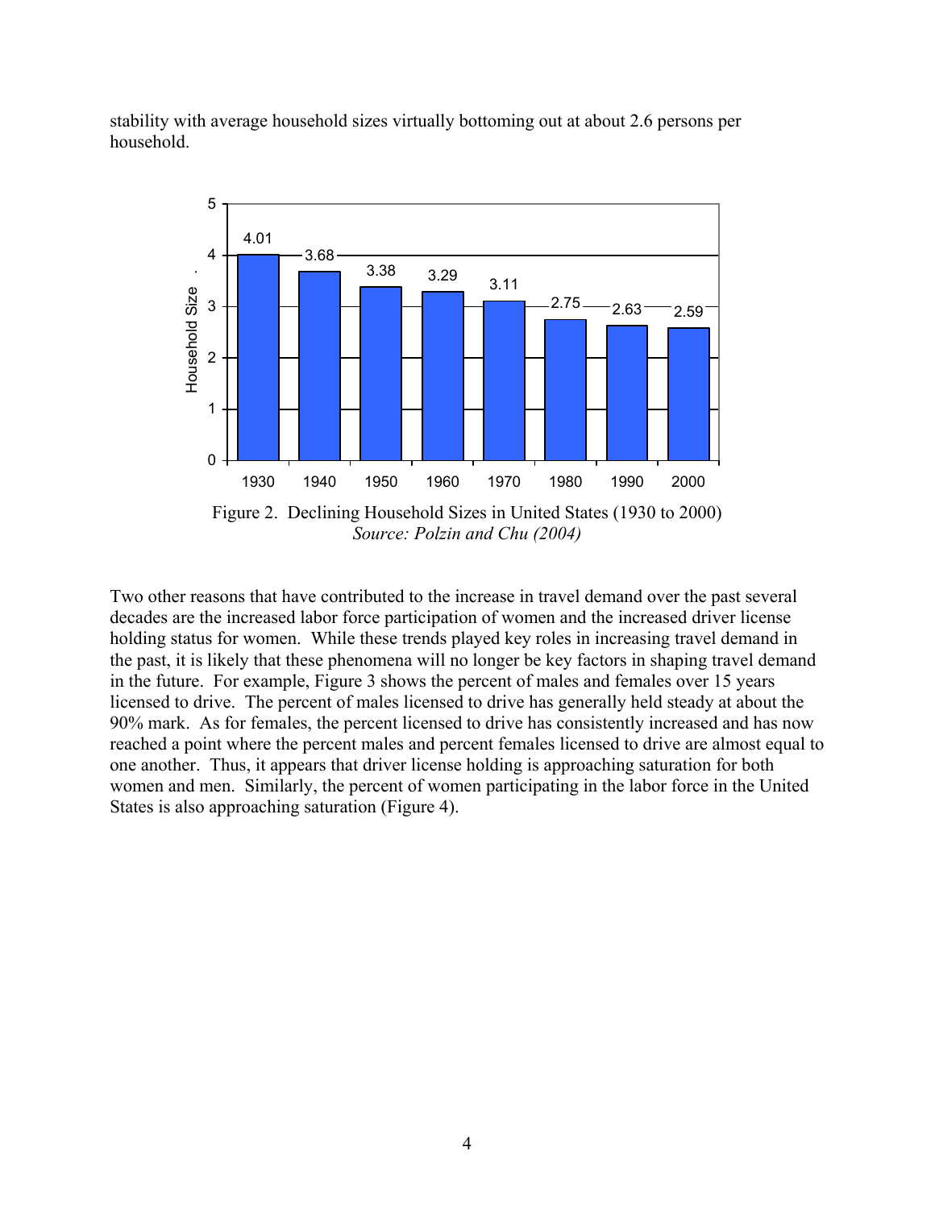stability with average household sizes virtually bottoming out at about 2.6 persons per household.

Figure 2. Declining Household Sizes in United States (1930 to 2000)
*Source: Polzin and Chu (2004)*

Two other reasons that have contributed to the increase in travel demand over the past several decades are the increased labor force participation of women and the increased driver license holding status for women. While these trends played key roles in increasing travel demand in the past, it is likely that these phenomena will no longer be key factors in shaping travel demand in the future. For example, Figure 3 shows the percent of males and females over 15 years licensed to drive. The percent of males licensed to drive has generally held steady at about the 90% mark. As for females, the percent licensed to drive has consistently increased and has now reached a point where the percent males and percent females licensed to drive are almost equal to one another. Thus, it appears that driver license holding is approaching saturation for both women and men. Similarly, the percent of women participating in the labor force in the United States is also approaching saturation (Figure 4).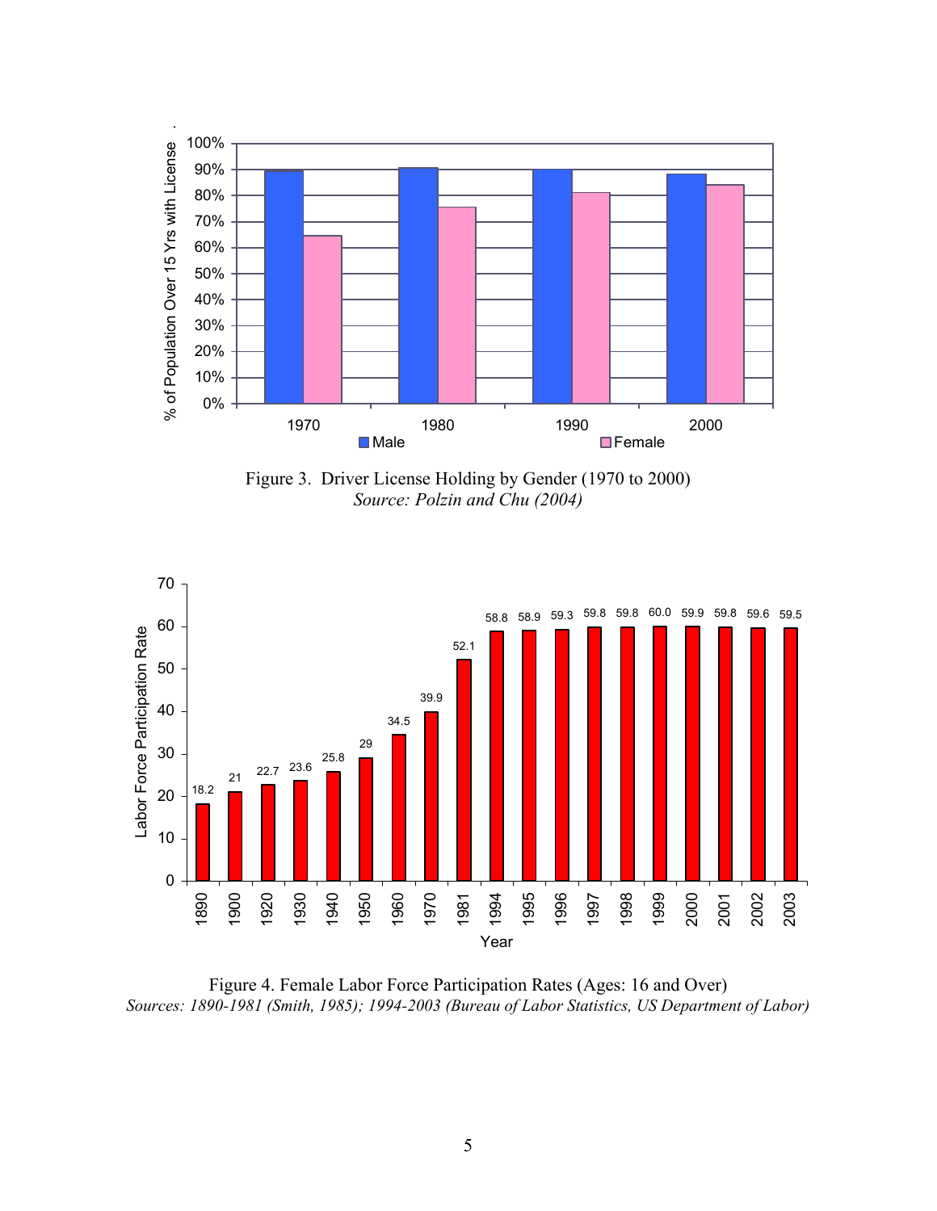Figure 3. Driver License Holding by Gender (1970 to 2000)
*Source: Polzin and Chu (2004)*

Figure 4. Female Labor Force Participation Rates (Ages: 16 and Over)
*Sources: 1890-1981 (Smith, 1985); 1994-2003 (Bureau of Labor Statistics, US Department of Labor)*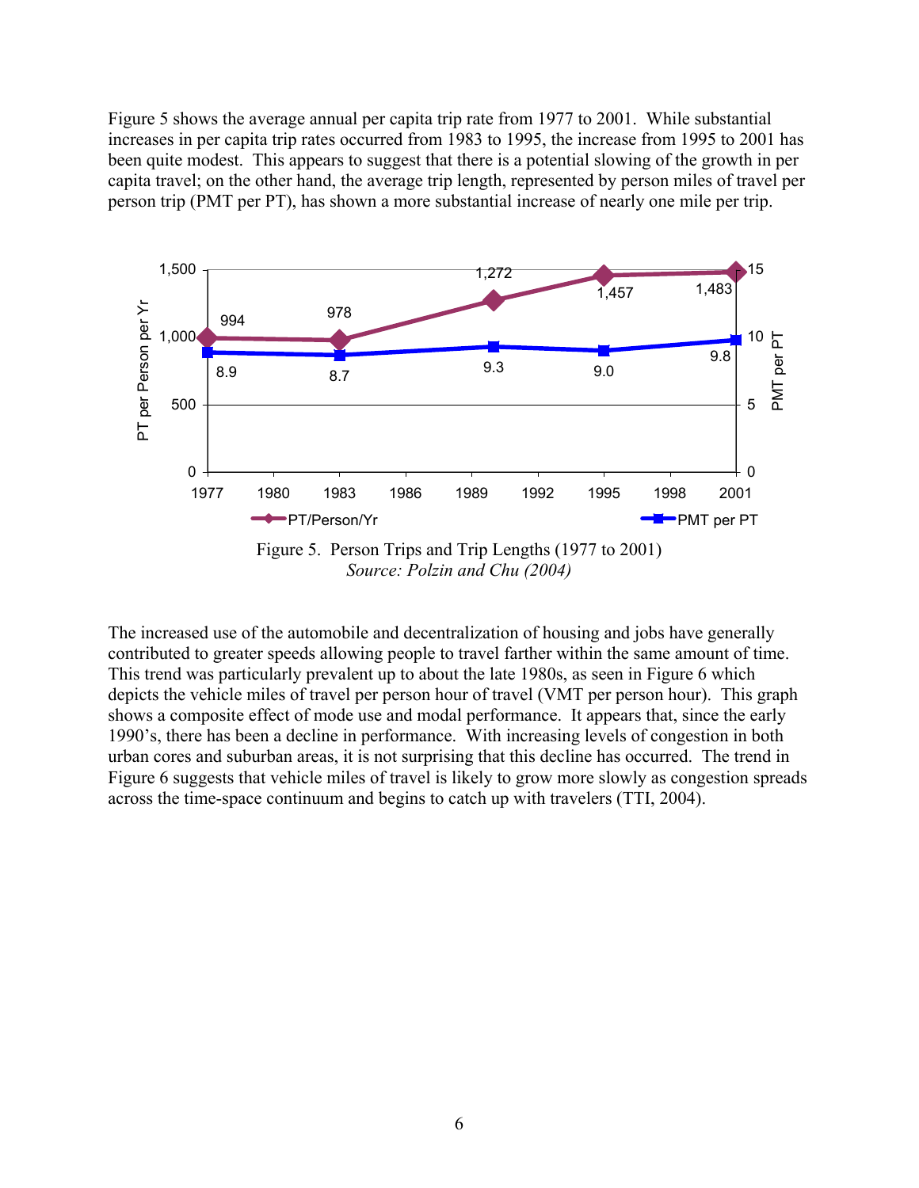Figure 5 shows the average annual per capita trip rate from 1977 to 2001. While substantial increases in per capita trip rates occurred from 1983 to 1995, the increase from 1995 to 2001 has been quite modest. This appears to suggest that there is a potential slowing of the growth in per capita travel; on the other hand, the average trip length, represented by person miles of travel per person trip (PMT per PT), has shown a more substantial increase of nearly one mile per trip.

Figure 5. Person Trips and Trip Lengths (1977 to 2001)
*Source: Polzin and Chu (2004)*

The increased use of the automobile and decentralization of housing and jobs have generally contributed to greater speeds allowing people to travel farther within the same amount of time. This trend was particularly prevalent up to about the late 1980s, as seen in Figure 6 which depicts the vehicle miles of travel per person hour of travel (VMT per person hour). This graph shows a composite effect of mode use and modal performance. It appears that, since the early 1990's, there has been a decline in performance. With increasing levels of congestion in both urban cores and suburban areas, it is not surprising that this decline has occurred. The trend in Figure 6 suggests that vehicle miles of travel is likely to grow more slowly as congestion spreads across the time-space continuum and begins to catch up with travelers (TTI, 2004).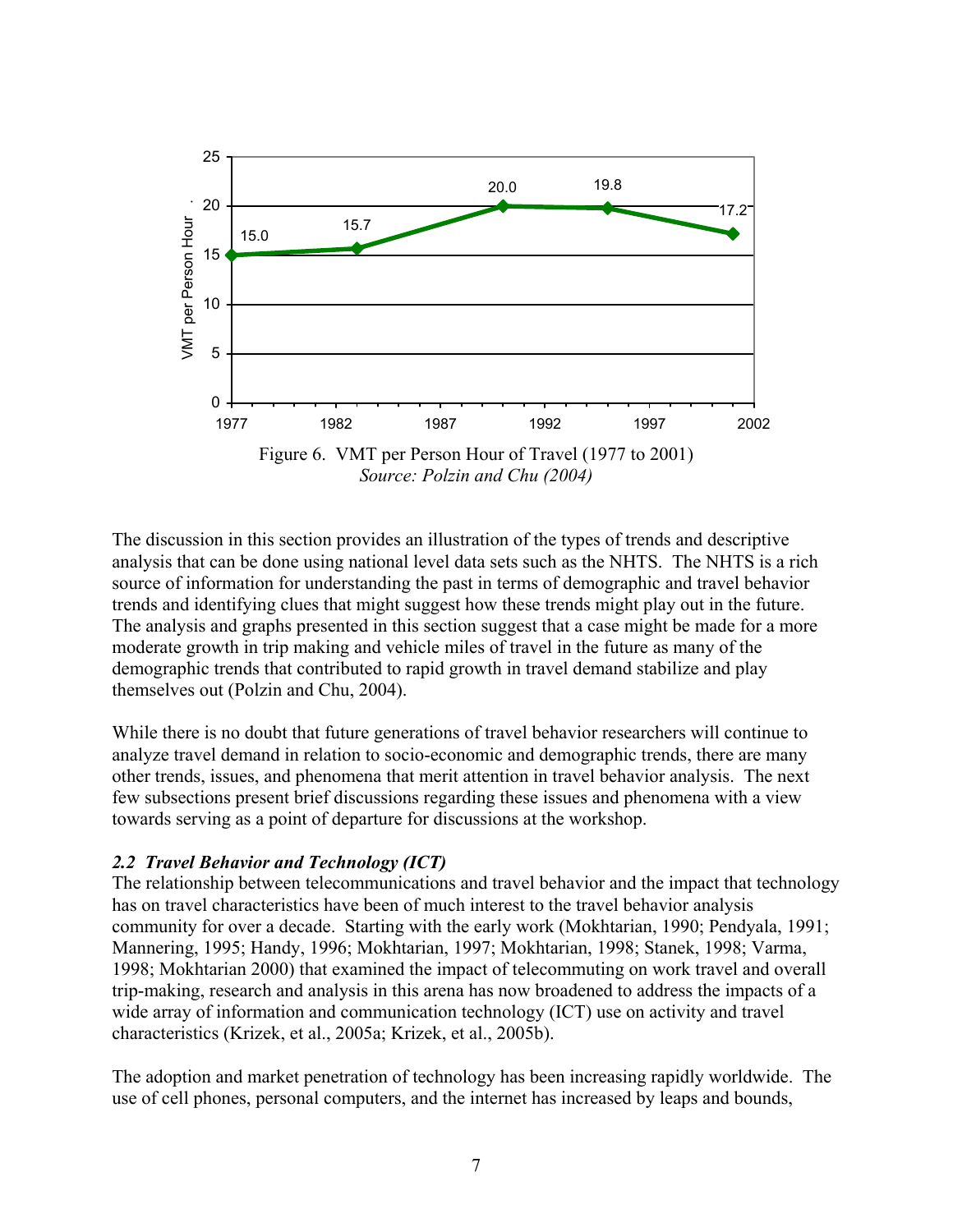Figure 6. VMT per Person Hour of Travel (1977 to 2001)
*Source: Polzin and Chu (2004)*

The discussion in this section provides an illustration of the types of trends and descriptive analysis that can be done using national level data sets such as the NHTS. The NHTS is a rich source of information for understanding the past in terms of demographic and travel behavior trends and identifying clues that might suggest how these trends might play out in the future. The analysis and graphs presented in this section suggest that a case might be made for a more moderate growth in trip making and vehicle miles of travel in the future as many of the demographic trends that contributed to rapid growth in travel demand stabilize and play themselves out (Polzin and Chu, 2004).

While there is no doubt that future generations of travel behavior researchers will continue to analyze travel demand in relation to socio-economic and demographic trends, there are many other trends, issues, and phenomena that merit attention in travel behavior analysis. The next few subsections present brief discussions regarding these issues and phenomena with a view towards serving as a point of departure for discussions at the workshop.

### *2.2 Travel Behavior and Technology (ICT)*

The relationship between telecommunications and travel behavior and the impact that technology has on travel characteristics have been of much interest to the travel behavior analysis community for over a decade. Starting with the early work (Mokhtarian, 1990; Pendyala, 1991; Mannering, 1995; Handy, 1996; Mokhtarian, 1997; Mokhtarian, 1998; Stanek, 1998; Varma, 1998; Mokhtarian 2000) that examined the impact of telecommuting on work travel and overall trip-making, research and analysis in this arena has now broadened to address the impacts of a wide array of information and communication technology (ICT) use on activity and travel characteristics (Krizek, et al., 2005a; Krizek, et al., 2005b).

The adoption and market penetration of technology has been increasing rapidly worldwide. The use of cell phones, personal computers, and the internet has increased by leaps and bounds,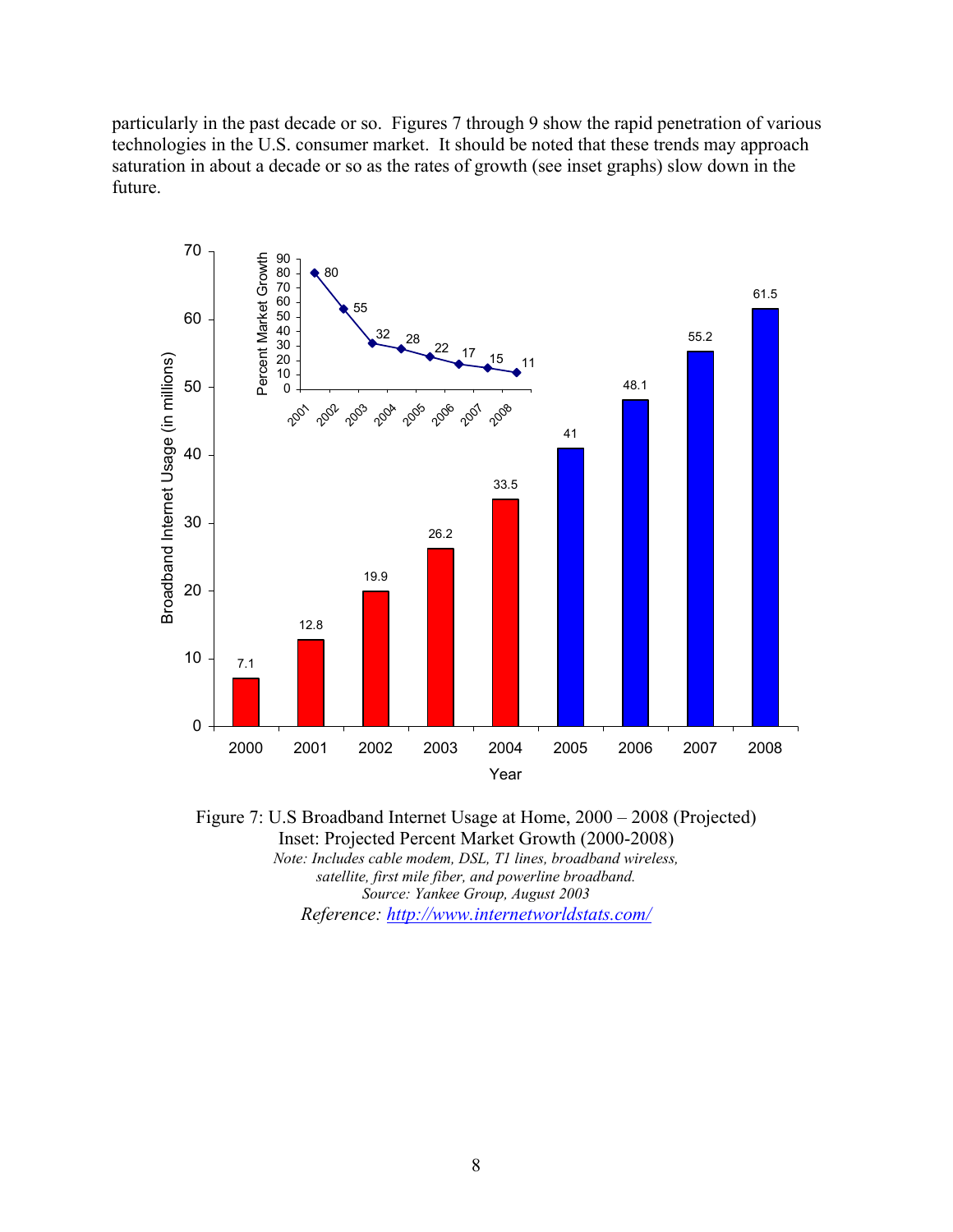particularly in the past decade or so. Figures 7 through 9 show the rapid penetration of various technologies in the U.S. consumer market. It should be noted that these trends may approach saturation in about a decade or so as the rates of growth (see inset graphs) slow down in the future.

Figure 7: U.S Broadband Internet Usage at Home, 2000 – 2008 (Projected)
Inset: Projected Percent Market Growth (2000-2008)
*Note: Includes cable modem, DSL, T1 lines, broadband wireless, satellite, first mile fiber, and powerline broadband.*
*Source: Yankee Group, August 2003*
*Reference: [http://www.internetworldstats.com/](http://www.internetworldstats.com/)*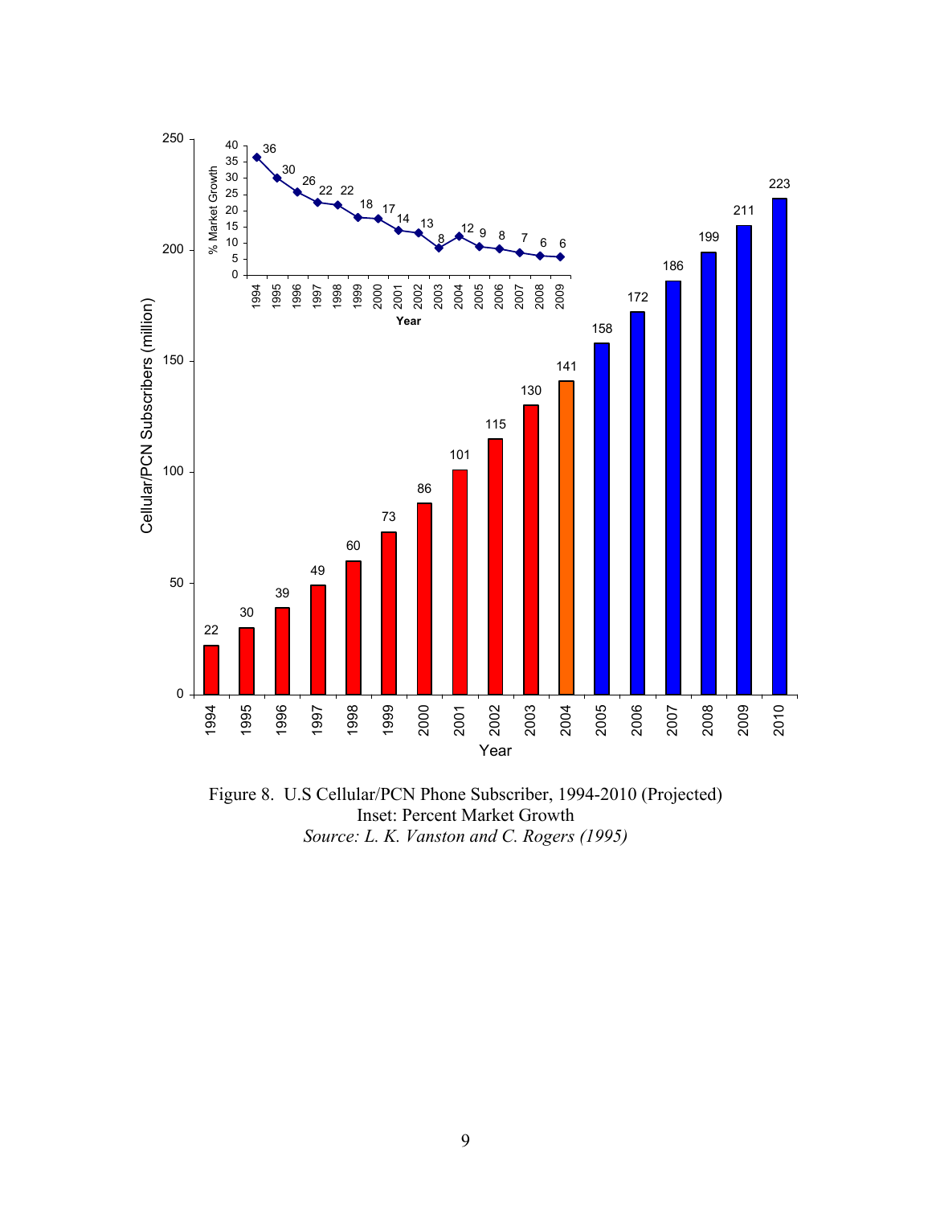Figure 8. U.S Cellular/PCN Phone Subscriber, 1994-2010 (Projected)
Inset: Percent Market Growth
*Source: L. K. Vanston and C. Rogers (1995)*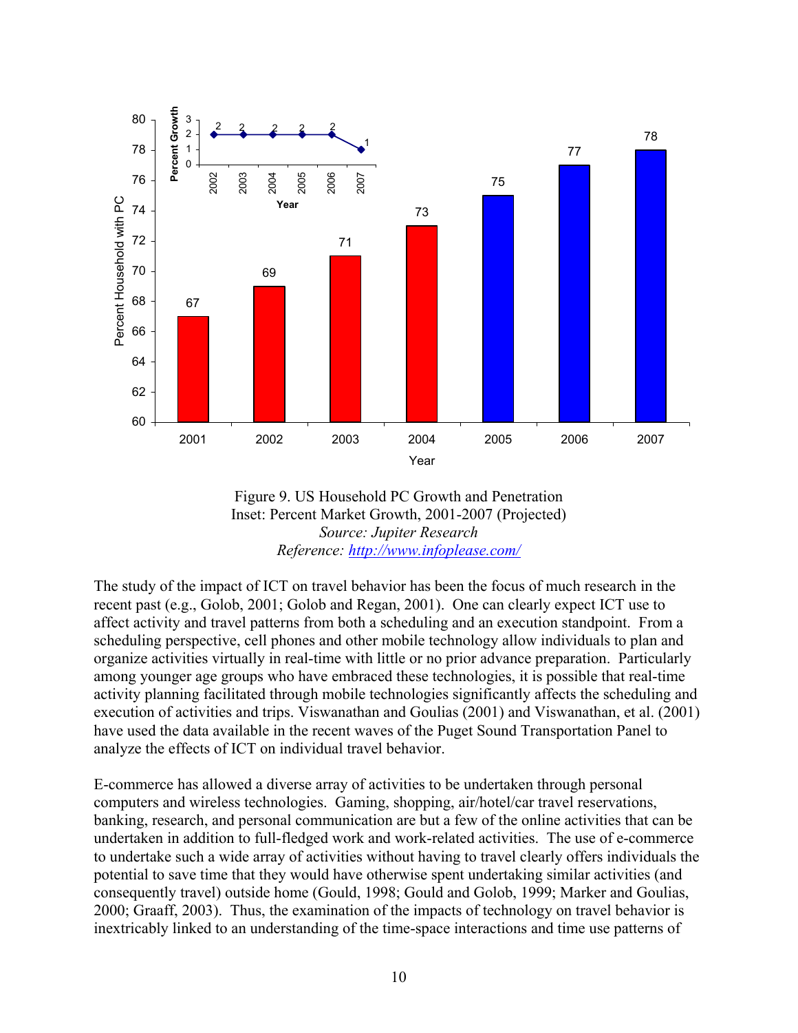Figure 9. US Household PC Growth and Penetration
Inset: Percent Market Growth, 2001-2007 (Projected)
*Source: Jupiter Research*
*Reference: http://www.infoplease.com/*

The study of the impact of ICT on travel behavior has been the focus of much research in the recent past (e.g., Golob, 2001; Golob and Regan, 2001). One can clearly expect ICT use to affect activity and travel patterns from both a scheduling and an execution standpoint. From a scheduling perspective, cell phones and other mobile technology allow individuals to plan and organize activities virtually in real-time with little or no prior advance preparation. Particularly among younger age groups who have embraced these technologies, it is possible that real-time activity planning facilitated through mobile technologies significantly affects the scheduling and execution of activities and trips. Viswanathan and Goulias (2001) and Viswanathan, et al. (2001) have used the data available in the recent waves of the Puget Sound Transportation Panel to analyze the effects of ICT on individual travel behavior.

E-commerce has allowed a diverse array of activities to be undertaken through personal computers and wireless technologies. Gaming, shopping, air/hotel/car travel reservations, banking, research, and personal communication are but a few of the online activities that can be undertaken in addition to full-fledged work and work-related activities. The use of e-commerce to undertake such a wide array of activities without having to travel clearly offers individuals the potential to save time that they would have otherwise spent undertaking similar activities (and consequently travel) outside home (Gould, 1998; Gould and Golob, 1999; Marker and Goulias, 2000; Graaff, 2003). Thus, the examination of the impacts of technology on travel behavior is inextricably linked to an understanding of the time-space interactions and time use patterns of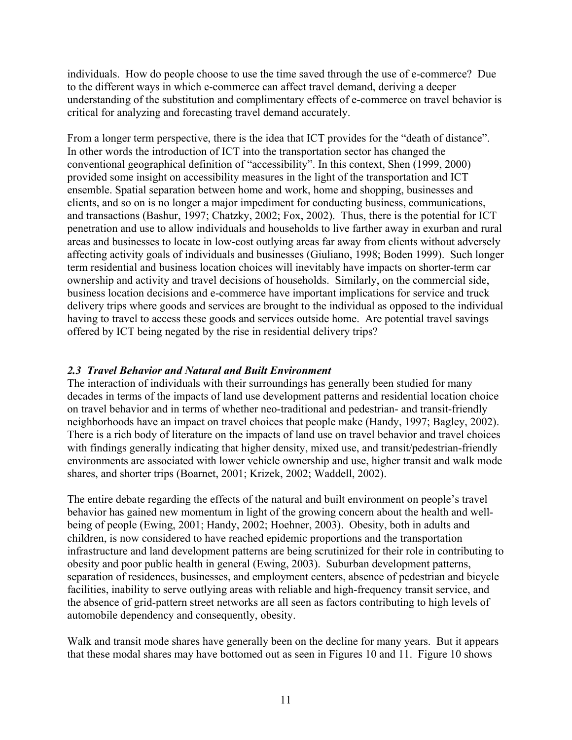individuals. How do people choose to use the time saved through the use of e-commerce? Due to the different ways in which e-commerce can affect travel demand, deriving a deeper understanding of the substitution and complimentary effects of e-commerce on travel behavior is critical for analyzing and forecasting travel demand accurately.

From a longer term perspective, there is the idea that ICT provides for the "death of distance". In other words the introduction of ICT into the transportation sector has changed the conventional geographical definition of "accessibility". In this context, Shen (1999, 2000) provided some insight on accessibility measures in the light of the transportation and ICT ensemble. Spatial separation between home and work, home and shopping, businesses and clients, and so on is no longer a major impediment for conducting business, communications, and transactions (Bashur, 1997; Chatzky, 2002; Fox, 2002). Thus, there is the potential for ICT penetration and use to allow individuals and households to live farther away in exurban and rural areas and businesses to locate in low-cost outlying areas far away from clients without adversely affecting activity goals of individuals and businesses (Giuliano, 1998; Boden 1999). Such longer term residential and business location choices will inevitably have impacts on shorter-term car ownership and activity and travel decisions of households. Similarly, on the commercial side, business location decisions and e-commerce have important implications for service and truck delivery trips where goods and services are brought to the individual as opposed to the individual having to travel to access these goods and services outside home. Are potential travel savings offered by ICT being negated by the rise in residential delivery trips?

### *2.3 Travel Behavior and Natural and Built Environment*

The interaction of individuals with their surroundings has generally been studied for many decades in terms of the impacts of land use development patterns and residential location choice on travel behavior and in terms of whether neo-traditional and pedestrian- and transit-friendly neighborhoods have an impact on travel choices that people make (Handy, 1997; Bagley, 2002). There is a rich body of literature on the impacts of land use on travel behavior and travel choices with findings generally indicating that higher density, mixed use, and transit/pedestrian-friendly environments are associated with lower vehicle ownership and use, higher transit and walk mode shares, and shorter trips (Boarnet, 2001; Krizek, 2002; Waddell, 2002).

The entire debate regarding the effects of the natural and built environment on people's travel behavior has gained new momentum in light of the growing concern about the health and well-being of people (Ewing, 2001; Handy, 2002; Hoehner, 2003). Obesity, both in adults and children, is now considered to have reached epidemic proportions and the transportation infrastructure and land development patterns are being scrutinized for their role in contributing to obesity and poor public health in general (Ewing, 2003). Suburban development patterns, separation of residences, businesses, and employment centers, absence of pedestrian and bicycle facilities, inability to serve outlying areas with reliable and high-frequency transit service, and the absence of grid-pattern street networks are all seen as factors contributing to high levels of automobile dependency and consequently, obesity.

Walk and transit mode shares have generally been on the decline for many years. But it appears that these modal shares may have bottomed out as seen in Figures 10 and 11. Figure 10 shows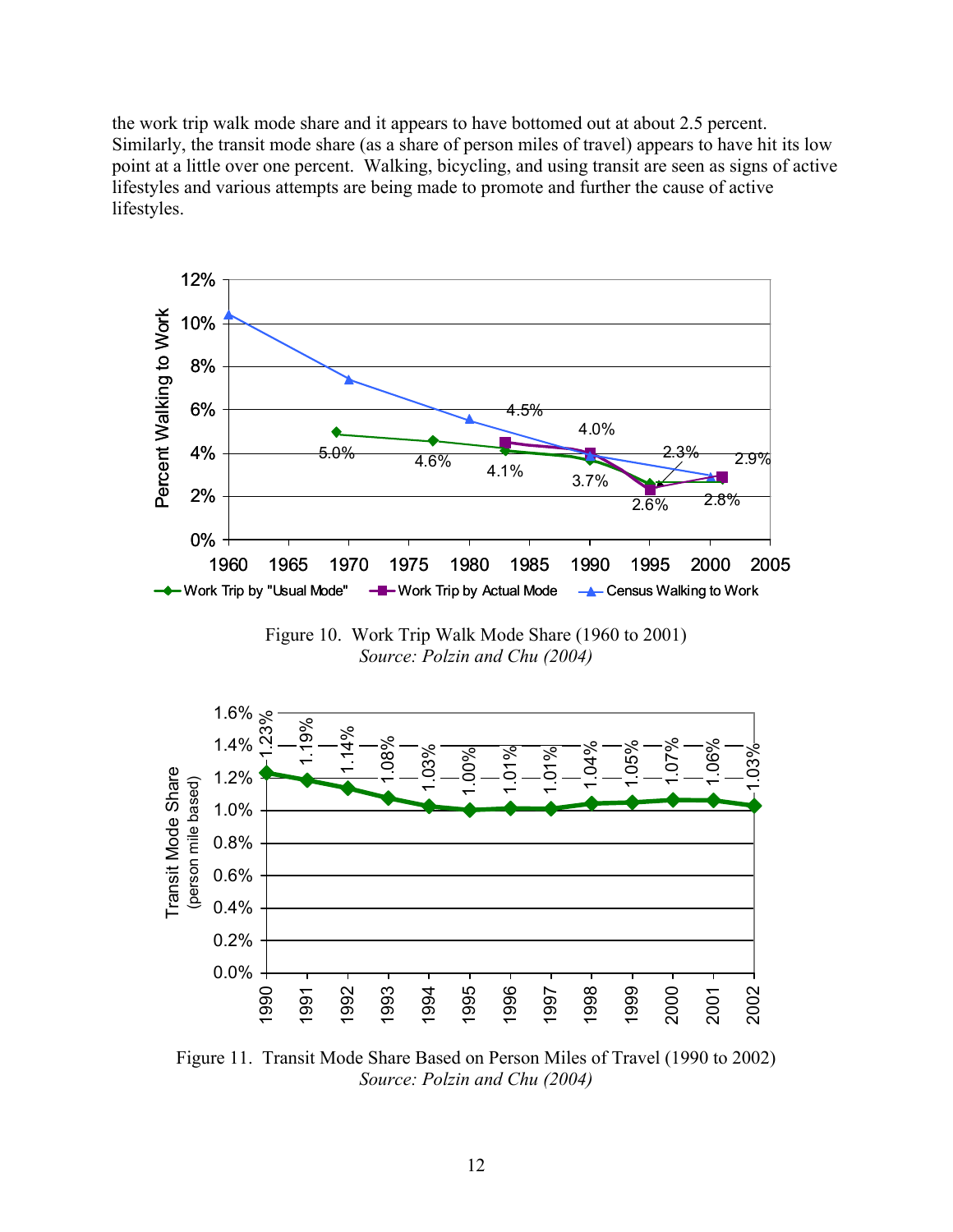the work trip walk mode share and it appears to have bottomed out at about 2.5 percent. Similarly, the transit mode share (as a share of person miles of travel) appears to have hit its low point at a little over one percent. Walking, bicycling, and using transit are seen as signs of active lifestyles and various attempts are being made to promote and further the cause of active lifestyles.

Figure 10. Work Trip Walk Mode Share (1960 to 2001)
*Source: Polzin and Chu (2004)*

Figure 11. Transit Mode Share Based on Person Miles of Travel (1990 to 2002)
*Source: Polzin and Chu (2004)*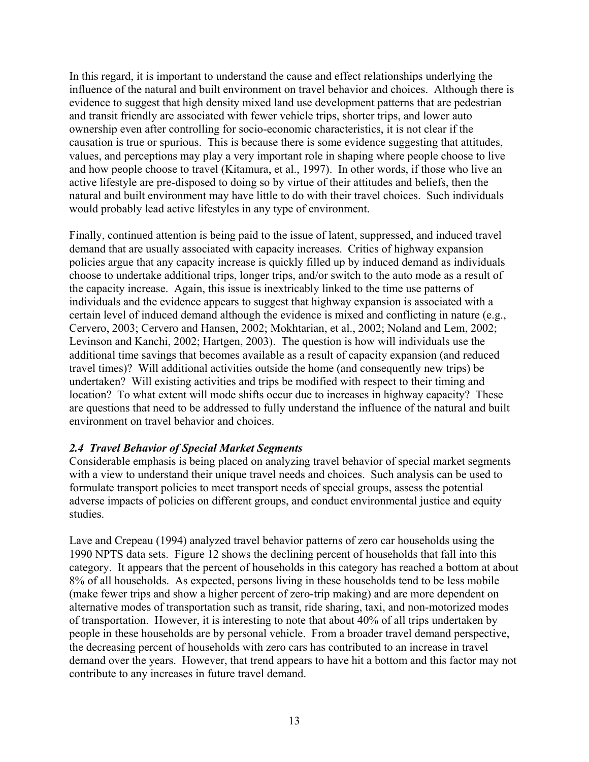In this regard, it is important to understand the cause and effect relationships underlying the influence of the natural and built environment on travel behavior and choices. Although there is evidence to suggest that high density mixed land use development patterns that are pedestrian and transit friendly are associated with fewer vehicle trips, shorter trips, and lower auto ownership even after controlling for socio-economic characteristics, it is not clear if the causation is true or spurious. This is because there is some evidence suggesting that attitudes, values, and perceptions may play a very important role in shaping where people choose to live and how people choose to travel (Kitamura, et al., 1997). In other words, if those who live an active lifestyle are pre-disposed to doing so by virtue of their attitudes and beliefs, then the natural and built environment may have little to do with their travel choices. Such individuals would probably lead active lifestyles in any type of environment.

Finally, continued attention is being paid to the issue of latent, suppressed, and induced travel demand that are usually associated with capacity increases. Critics of highway expansion policies argue that any capacity increase is quickly filled up by induced demand as individuals choose to undertake additional trips, longer trips, and/or switch to the auto mode as a result of the capacity increase. Again, this issue is inextricably linked to the time use patterns of individuals and the evidence appears to suggest that highway expansion is associated with a certain level of induced demand although the evidence is mixed and conflicting in nature (e.g., Cervero, 2003; Cervero and Hansen, 2002; Mokhtarian, et al., 2002; Noland and Lem, 2002; Levinson and Kanchi, 2002; Hartgen, 2003). The question is how will individuals use the additional time savings that becomes available as a result of capacity expansion (and reduced travel times)? Will additional activities outside the home (and consequently new trips) be undertaken? Will existing activities and trips be modified with respect to their timing and location? To what extent will mode shifts occur due to increases in highway capacity? These are questions that need to be addressed to fully understand the influence of the natural and built environment on travel behavior and choices.

### *2.4 Travel Behavior of Special Market Segments*

Considerable emphasis is being placed on analyzing travel behavior of special market segments with a view to understand their unique travel needs and choices. Such analysis can be used to formulate transport policies to meet transport needs of special groups, assess the potential adverse impacts of policies on different groups, and conduct environmental justice and equity studies.

Lave and Crepeau (1994) analyzed travel behavior patterns of zero car households using the 1990 NPTS data sets. Figure 12 shows the declining percent of households that fall into this category. It appears that the percent of households in this category has reached a bottom at about 8% of all households. As expected, persons living in these households tend to be less mobile (make fewer trips and show a higher percent of zero-trip making) and are more dependent on alternative modes of transportation such as transit, ride sharing, taxi, and non-motorized modes of transportation. However, it is interesting to note that about 40% of all trips undertaken by people in these households are by personal vehicle. From a broader travel demand perspective, the decreasing percent of households with zero cars has contributed to an increase in travel demand over the years. However, that trend appears to have hit a bottom and this factor may not contribute to any increases in future travel demand.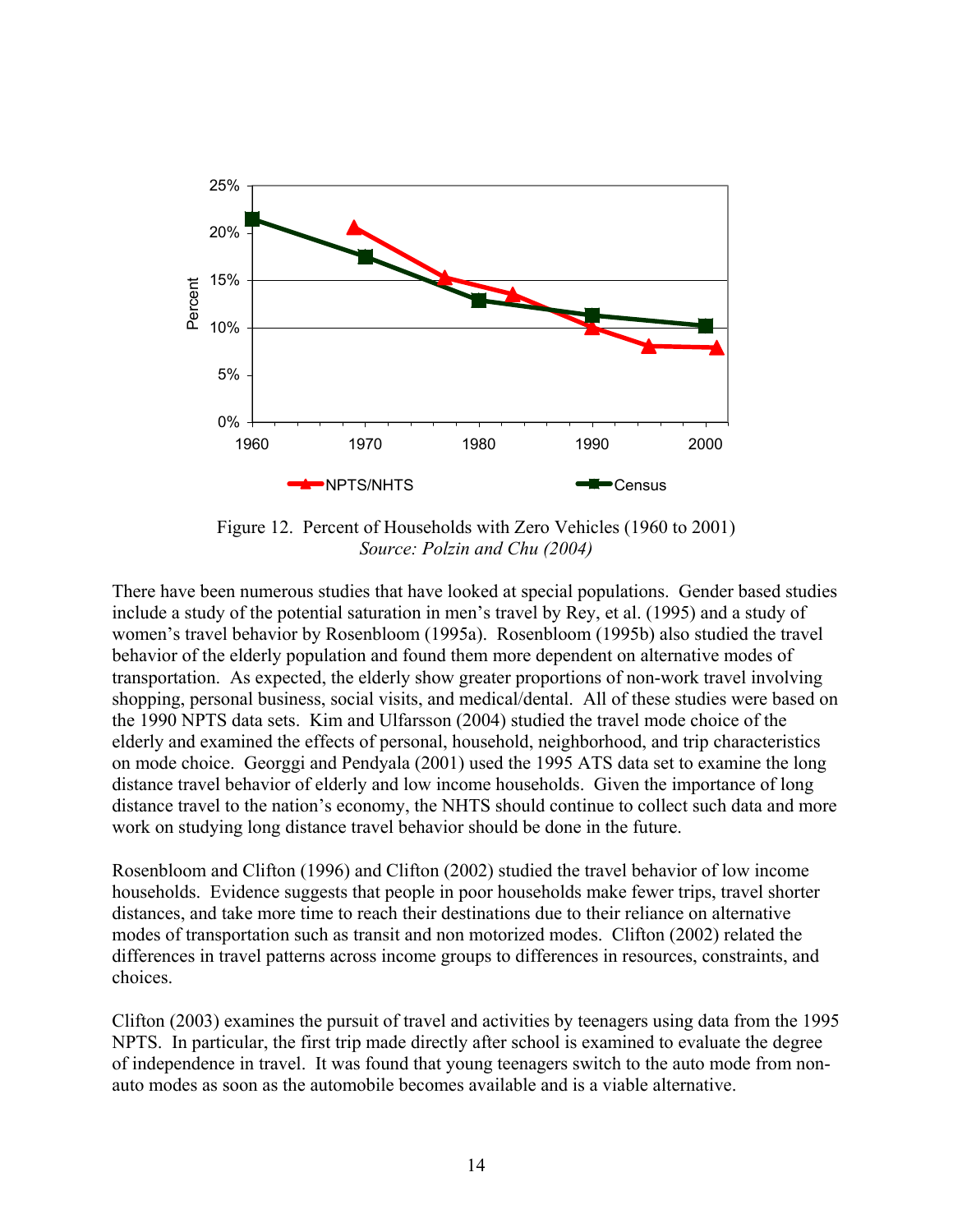Figure 12. Percent of Households with Zero Vehicles (1960 to 2001)
*Source: Polzin and Chu (2004)*

There have been numerous studies that have looked at special populations. Gender based studies include a study of the potential saturation in men's travel by Rey, et al. (1995) and a study of women's travel behavior by Rosenbloom (1995a). Rosenbloom (1995b) also studied the travel behavior of the elderly population and found them more dependent on alternative modes of transportation. As expected, the elderly show greater proportions of non-work travel involving shopping, personal business, social visits, and medical/dental. All of these studies were based on the 1990 NPTS data sets. Kim and Ulfarsson (2004) studied the travel mode choice of the elderly and examined the effects of personal, household, neighborhood, and trip characteristics on mode choice. Georggi and Pendyala (2001) used the 1995 ATS data set to examine the long distance travel behavior of elderly and low income households. Given the importance of long distance travel to the nation's economy, the NHTS should continue to collect such data and more work on studying long distance travel behavior should be done in the future.

Rosenbloom and Clifton (1996) and Clifton (2002) studied the travel behavior of low income households. Evidence suggests that people in poor households make fewer trips, travel shorter distances, and take more time to reach their destinations due to their reliance on alternative modes of transportation such as transit and non motorized modes. Clifton (2002) related the differences in travel patterns across income groups to differences in resources, constraints, and choices.

Clifton (2003) examines the pursuit of travel and activities by teenagers using data from the 1995 NPTS. In particular, the first trip made directly after school is examined to evaluate the degree of independence in travel. It was found that young teenagers switch to the auto mode from non-auto modes as soon as the automobile becomes available and is a viable alternative.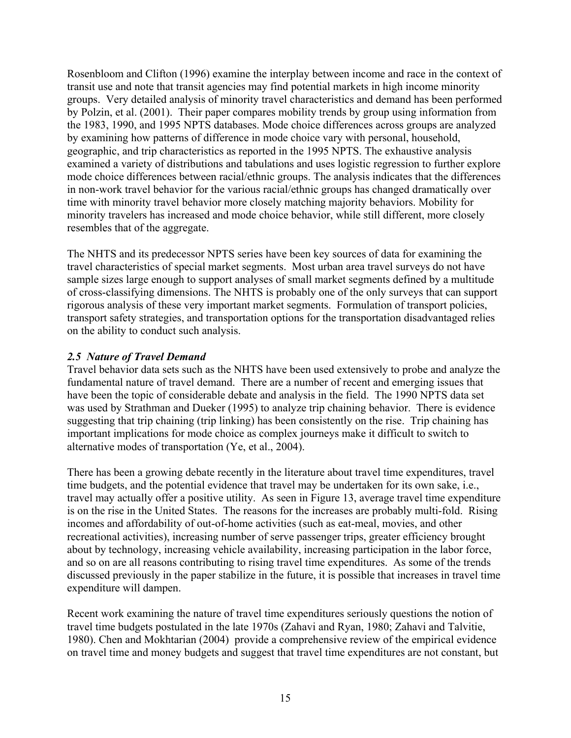Rosenbloom and Clifton (1996) examine the interplay between income and race in the context of transit use and note that transit agencies may find potential markets in high income minority groups. Very detailed analysis of minority travel characteristics and demand has been performed by Polzin, et al. (2001). Their paper compares mobility trends by group using information from the 1983, 1990, and 1995 NPTS databases. Mode choice differences across groups are analyzed by examining how patterns of difference in mode choice vary with personal, household, geographic, and trip characteristics as reported in the 1995 NPTS. The exhaustive analysis examined a variety of distributions and tabulations and uses logistic regression to further explore mode choice differences between racial/ethnic groups. The analysis indicates that the differences in non-work travel behavior for the various racial/ethnic groups has changed dramatically over time with minority travel behavior more closely matching majority behaviors. Mobility for minority travelers has increased and mode choice behavior, while still different, more closely resembles that of the aggregate.

The NHTS and its predecessor NPTS series have been key sources of data for examining the travel characteristics of special market segments. Most urban area travel surveys do not have sample sizes large enough to support analyses of small market segments defined by a multitude of cross-classifying dimensions. The NHTS is probably one of the only surveys that can support rigorous analysis of these very important market segments. Formulation of transport policies, transport safety strategies, and transportation options for the transportation disadvantaged relies on the ability to conduct such analysis.

### *2.5 Nature of Travel Demand*

Travel behavior data sets such as the NHTS have been used extensively to probe and analyze the fundamental nature of travel demand. There are a number of recent and emerging issues that have been the topic of considerable debate and analysis in the field. The 1990 NPTS data set was used by Strathman and Dueker (1995) to analyze trip chaining behavior. There is evidence suggesting that trip chaining (trip linking) has been consistently on the rise. Trip chaining has important implications for mode choice as complex journeys make it difficult to switch to alternative modes of transportation (Ye, et al., 2004).

There has been a growing debate recently in the literature about travel time expenditures, travel time budgets, and the potential evidence that travel may be undertaken for its own sake, i.e., travel may actually offer a positive utility. As seen in Figure 13, average travel time expenditure is on the rise in the United States. The reasons for the increases are probably multi-fold. Rising incomes and affordability of out-of-home activities (such as eat-meal, movies, and other recreational activities), increasing number of serve passenger trips, greater efficiency brought about by technology, increasing vehicle availability, increasing participation in the labor force, and so on are all reasons contributing to rising travel time expenditures. As some of the trends discussed previously in the paper stabilize in the future, it is possible that increases in travel time expenditure will dampen.

Recent work examining the nature of travel time expenditures seriously questions the notion of travel time budgets postulated in the late 1970s (Zahavi and Ryan, 1980; Zahavi and Talvitie, 1980). Chen and Mokhtarian (2004) provide a comprehensive review of the empirical evidence on travel time and money budgets and suggest that travel time expenditures are not constant, but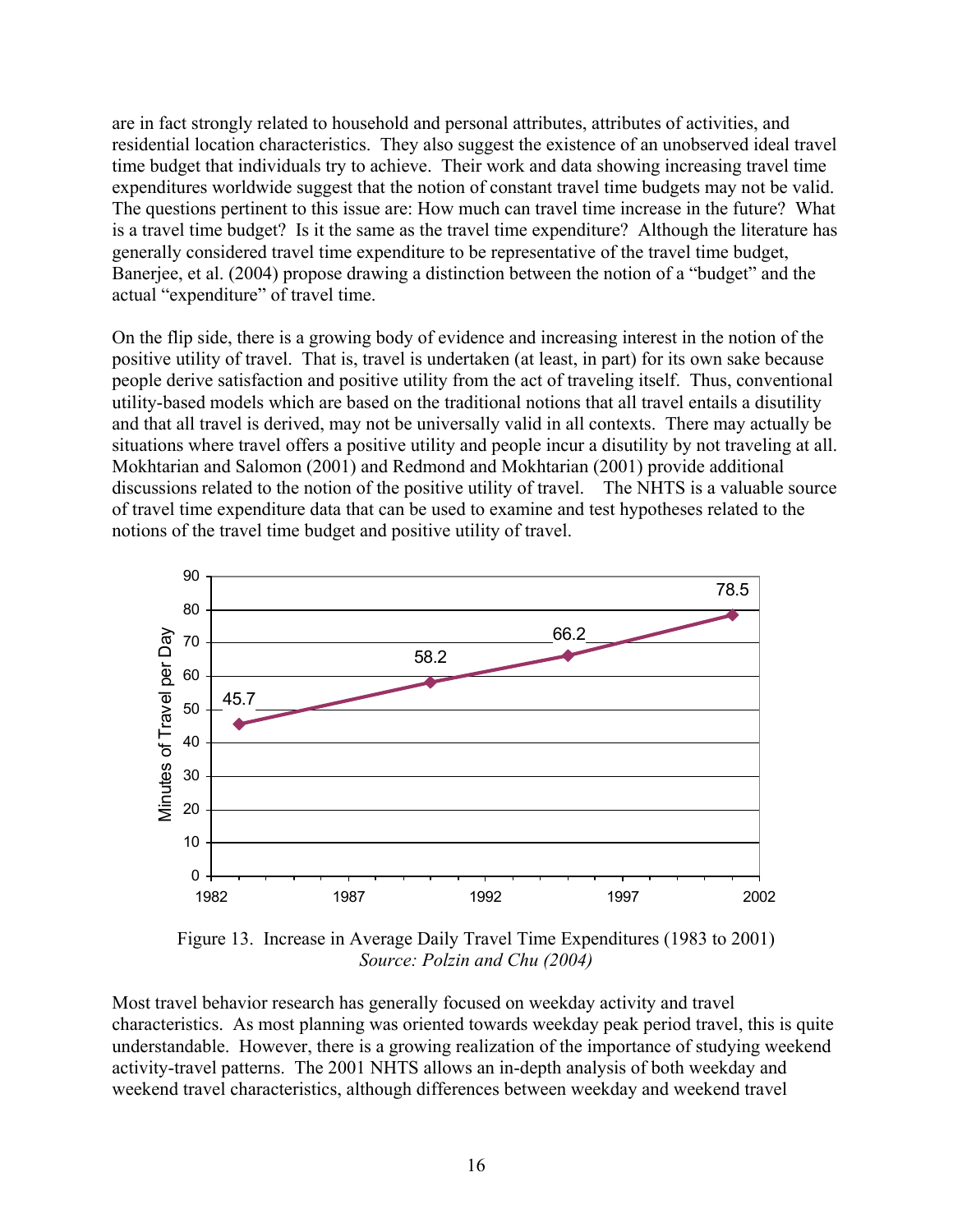are in fact strongly related to household and personal attributes, attributes of activities, and residential location characteristics. They also suggest the existence of an unobserved ideal travel time budget that individuals try to achieve. Their work and data showing increasing travel time expenditures worldwide suggest that the notion of constant travel time budgets may not be valid. The questions pertinent to this issue are: How much can travel time increase in the future? What is a travel time budget? Is it the same as the travel time expenditure? Although the literature has generally considered travel time expenditure to be representative of the travel time budget, Banerjee, et al. (2004) propose drawing a distinction between the notion of a "budget" and the actual "expenditure" of travel time.

On the flip side, there is a growing body of evidence and increasing interest in the notion of the positive utility of travel. That is, travel is undertaken (at least, in part) for its own sake because people derive satisfaction and positive utility from the act of traveling itself. Thus, conventional utility-based models which are based on the traditional notions that all travel entails a disutility and that all travel is derived, may not be universally valid in all contexts. There may actually be situations where travel offers a positive utility and people incur a disutility by not traveling at all. Mokhtarian and Salomon (2001) and Redmond and Mokhtarian (2001) provide additional discussions related to the notion of the positive utility of travel. The NHTS is a valuable source of travel time expenditure data that can be used to examine and test hypotheses related to the notions of the travel time budget and positive utility of travel.

Figure 13. Increase in Average Daily Travel Time Expenditures (1983 to 2001)
*Source: Polzin and Chu (2004)*

Most travel behavior research has generally focused on weekday activity and travel characteristics. As most planning was oriented towards weekday peak period travel, this is quite understandable. However, there is a growing realization of the importance of studying weekend activity-travel patterns. The 2001 NHTS allows an in-depth analysis of both weekday and weekend travel characteristics, although differences between weekday and weekend travel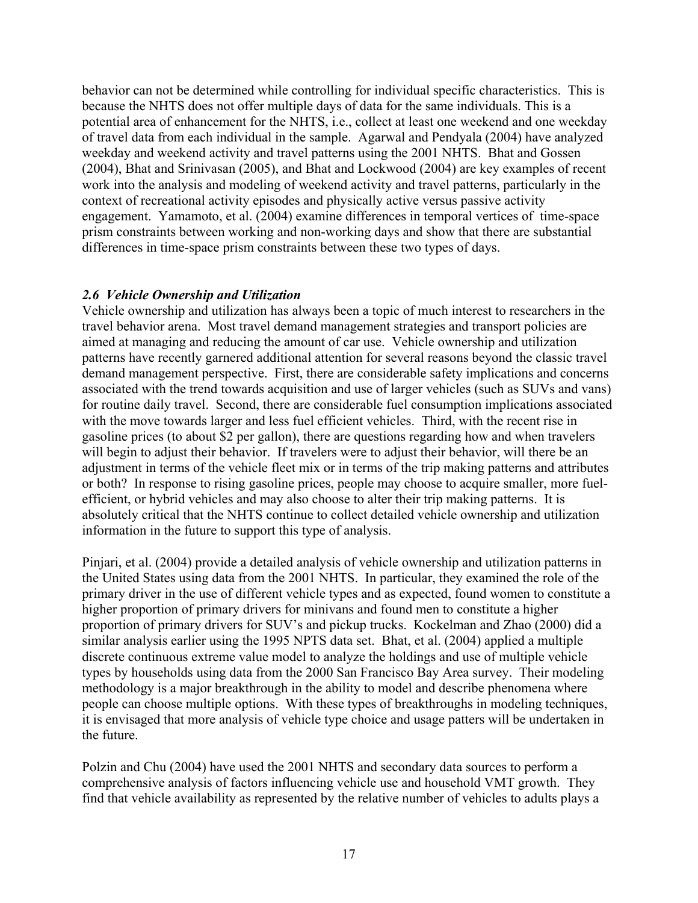behavior can not be determined while controlling for individual specific characteristics. This is because the NHTS does not offer multiple days of data for the same individuals. This is a potential area of enhancement for the NHTS, i.e., collect at least one weekend and one weekday of travel data from each individual in the sample. Agarwal and Pendyala (2004) have analyzed weekday and weekend activity and travel patterns using the 2001 NHTS. Bhat and Gossen (2004), Bhat and Srinivasan (2005), and Bhat and Lockwood (2004) are key examples of recent work into the analysis and modeling of weekend activity and travel patterns, particularly in the context of recreational activity episodes and physically active versus passive activity engagement. Yamamoto, et al. (2004) examine differences in temporal vertices of time-space prism constraints between working and non-working days and show that there are substantial differences in time-space prism constraints between these two types of days.

### *2.6 Vehicle Ownership and Utilization*

Vehicle ownership and utilization has always been a topic of much interest to researchers in the travel behavior arena. Most travel demand management strategies and transport policies are aimed at managing and reducing the amount of car use. Vehicle ownership and utilization patterns have recently garnered additional attention for several reasons beyond the classic travel demand management perspective. First, there are considerable safety implications and concerns associated with the trend towards acquisition and use of larger vehicles (such as SUVs and vans) for routine daily travel. Second, there are considerable fuel consumption implications associated with the move towards larger and less fuel efficient vehicles. Third, with the recent rise in gasoline prices (to about $2 per gallon), there are questions regarding how and when travelers will begin to adjust their behavior. If travelers were to adjust their behavior, will there be an adjustment in terms of the vehicle fleet mix or in terms of the trip making patterns and attributes or both? In response to rising gasoline prices, people may choose to acquire smaller, more fuel-efficient, or hybrid vehicles and may also choose to alter their trip making patterns. It is absolutely critical that the NHTS continue to collect detailed vehicle ownership and utilization information in the future to support this type of analysis.

Pinjari, et al. (2004) provide a detailed analysis of vehicle ownership and utilization patterns in the United States using data from the 2001 NHTS. In particular, they examined the role of the primary driver in the use of different vehicle types and as expected, found women to constitute a higher proportion of primary drivers for minivans and found men to constitute a higher proportion of primary drivers for SUV's and pickup trucks. Kockelman and Zhao (2000) did a similar analysis earlier using the 1995 NPTS data set. Bhat, et al. (2004) applied a multiple discrete continuous extreme value model to analyze the holdings and use of multiple vehicle types by households using data from the 2000 San Francisco Bay Area survey. Their modeling methodology is a major breakthrough in the ability to model and describe phenomena where people can choose multiple options. With these types of breakthroughs in modeling techniques, it is envisaged that more analysis of vehicle type choice and usage patters will be undertaken in the future.

Polzin and Chu (2004) have used the 2001 NHTS and secondary data sources to perform a comprehensive analysis of factors influencing vehicle use and household VMT growth. They find that vehicle availability as represented by the relative number of vehicles to adults plays a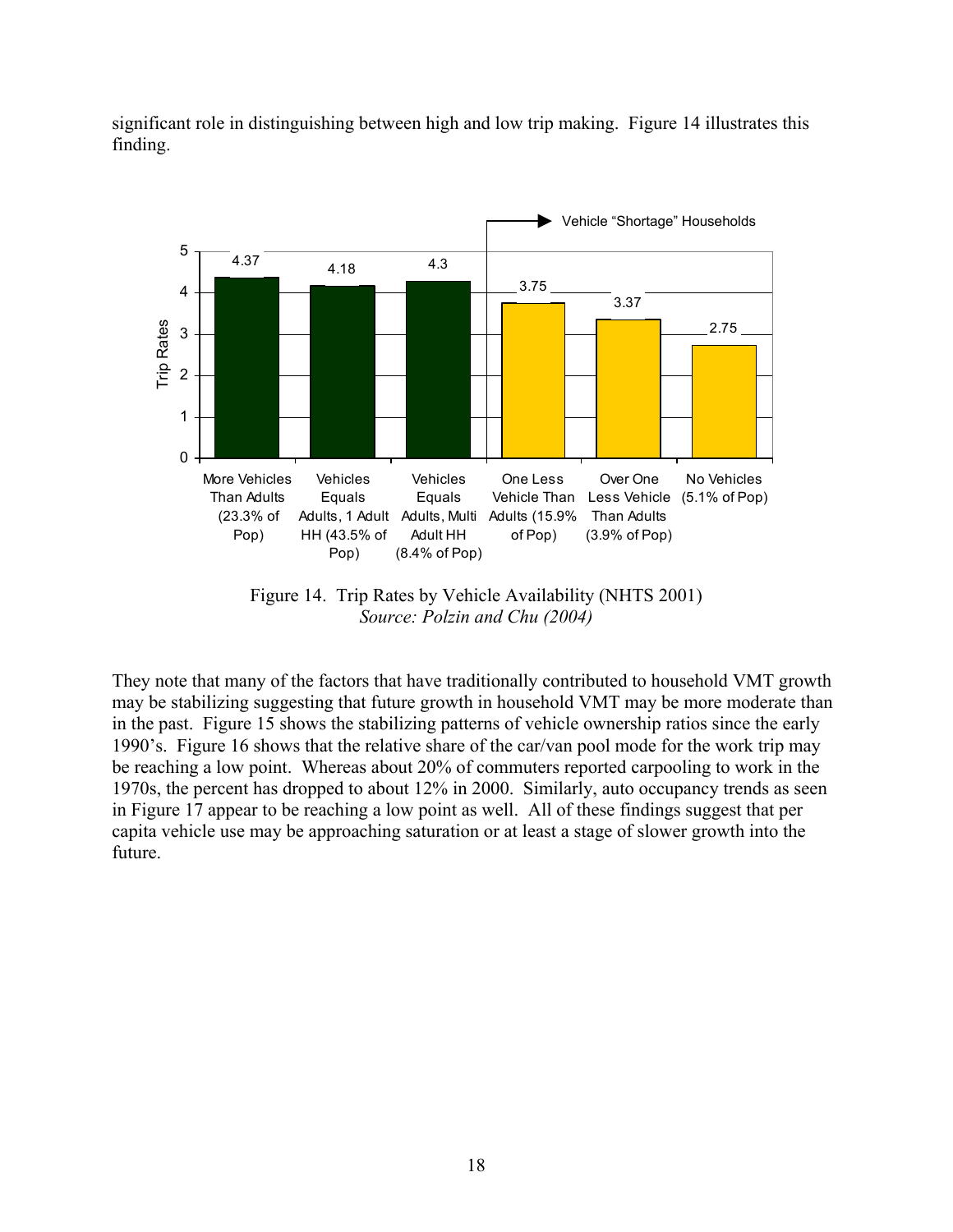significant role in distinguishing between high and low trip making. Figure 14 illustrates this finding.

Figure 14. Trip Rates by Vehicle Availability (NHTS 2001)
*Source: Polzin and Chu (2004)*

They note that many of the factors that have traditionally contributed to household VMT growth may be stabilizing suggesting that future growth in household VMT may be more moderate than in the past. Figure 15 shows the stabilizing patterns of vehicle ownership ratios since the early 1990's. Figure 16 shows that the relative share of the car/van pool mode for the work trip may be reaching a low point. Whereas about 20% of commuters reported carpooling to work in the 1970s, the percent has dropped to about 12% in 2000. Similarly, auto occupancy trends as seen in Figure 17 appear to be reaching a low point as well. All of these findings suggest that per capita vehicle use may be approaching saturation or at least a stage of slower growth into the future.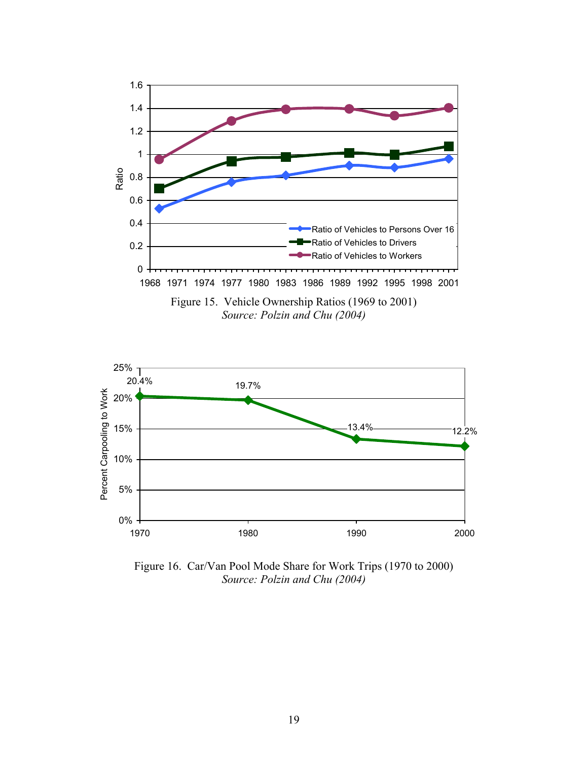Figure 15. Vehicle Ownership Ratios (1969 to 2001)
*Source: Polzin and Chu (2004)*

Figure 16. Car/Van Pool Mode Share for Work Trips (1970 to 2000)
*Source: Polzin and Chu (2004)*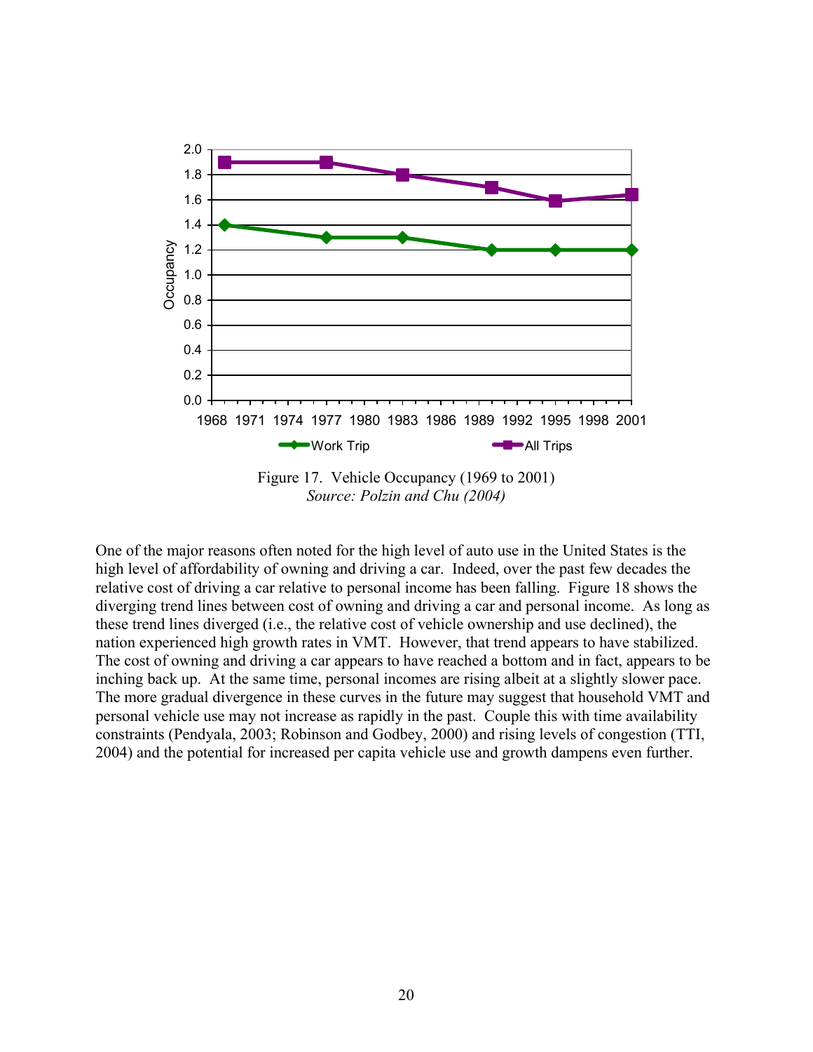Figure 17. Vehicle Occupancy (1969 to 2001)
*Source: Polzin and Chu (2004)*

One of the major reasons often noted for the high level of auto use in the United States is the high level of affordability of owning and driving a car. Indeed, over the past few decades the relative cost of driving a car relative to personal income has been falling. Figure 18 shows the diverging trend lines between cost of owning and driving a car and personal income. As long as these trend lines diverged (i.e., the relative cost of vehicle ownership and use declined), the nation experienced high growth rates in VMT. However, that trend appears to have stabilized. The cost of owning and driving a car appears to have reached a bottom and in fact, appears to be inching back up. At the same time, personal incomes are rising albeit at a slightly slower pace. The more gradual divergence in these curves in the future may suggest that household VMT and personal vehicle use may not increase as rapidly in the past. Couple this with time availability constraints (Pendyala, 2003; Robinson and Godbey, 2000) and rising levels of congestion (TTI, 2004) and the potential for increased per capita vehicle use and growth dampens even further.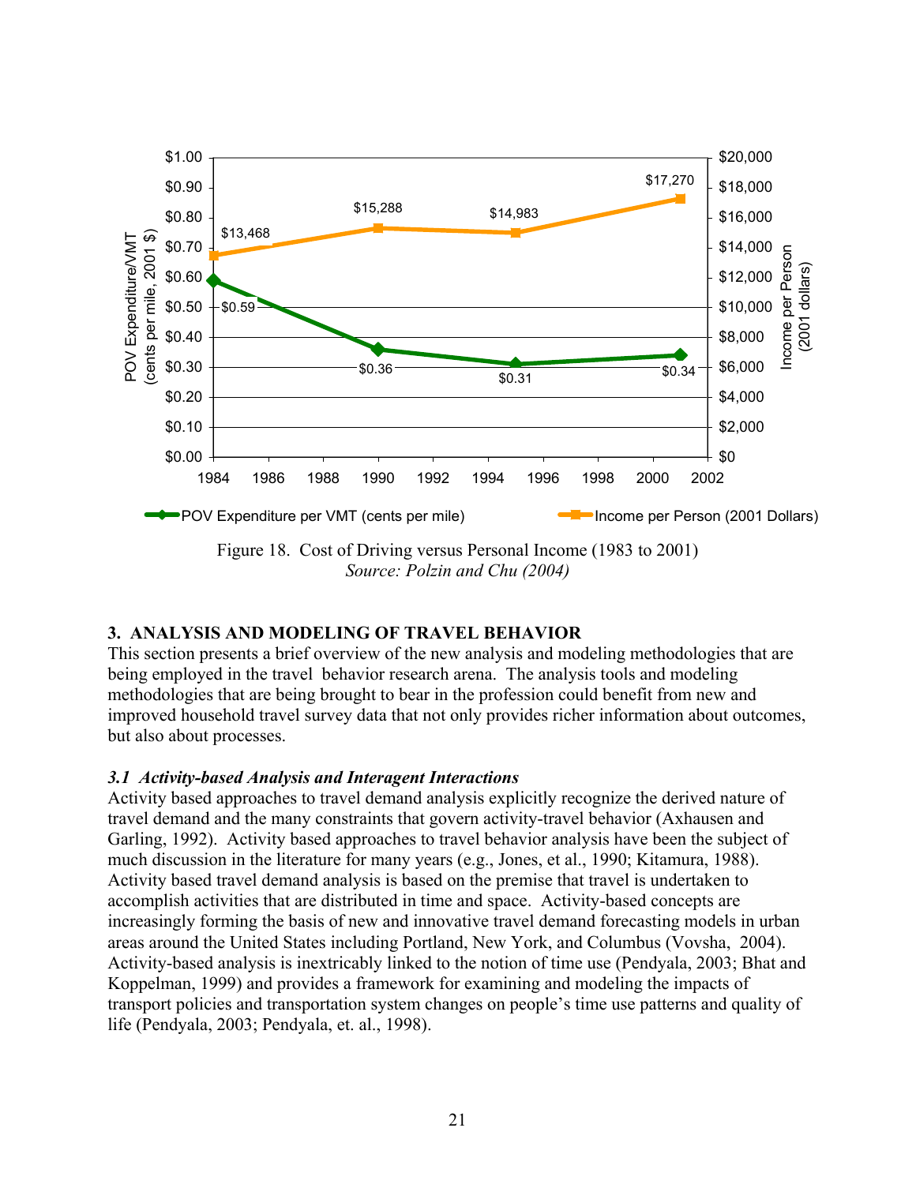Figure 18. Cost of Driving versus Personal Income (1983 to 2001)
*Source: Polzin and Chu (2004)*

## 3. ANALYSIS AND MODELING OF TRAVEL BEHAVIOR

This section presents a brief overview of the new analysis and modeling methodologies that are being employed in the travel behavior research arena. The analysis tools and modeling methodologies that are being brought to bear in the profession could benefit from new and improved household travel survey data that not only provides richer information about outcomes, but also about processes.

### *3.1 Activity-based Analysis and Interagent Interactions*

Activity based approaches to travel demand analysis explicitly recognize the derived nature of travel demand and the many constraints that govern activity-travel behavior (Axhausen and Garling, 1992). Activity based approaches to travel behavior analysis have been the subject of much discussion in the literature for many years (e.g., Jones, et al., 1990; Kitamura, 1988). Activity based travel demand analysis is based on the premise that travel is undertaken to accomplish activities that are distributed in time and space. Activity-based concepts are increasingly forming the basis of new and innovative travel demand forecasting models in urban areas around the United States including Portland, New York, and Columbus (Vovsha, 2004). Activity-based analysis is inextricably linked to the notion of time use (Pendyala, 2003; Bhat and Koppelman, 1999) and provides a framework for examining and modeling the impacts of transport policies and transportation system changes on people's time use patterns and quality of life (Pendyala, 2003; Pendyala, et. al., 1998).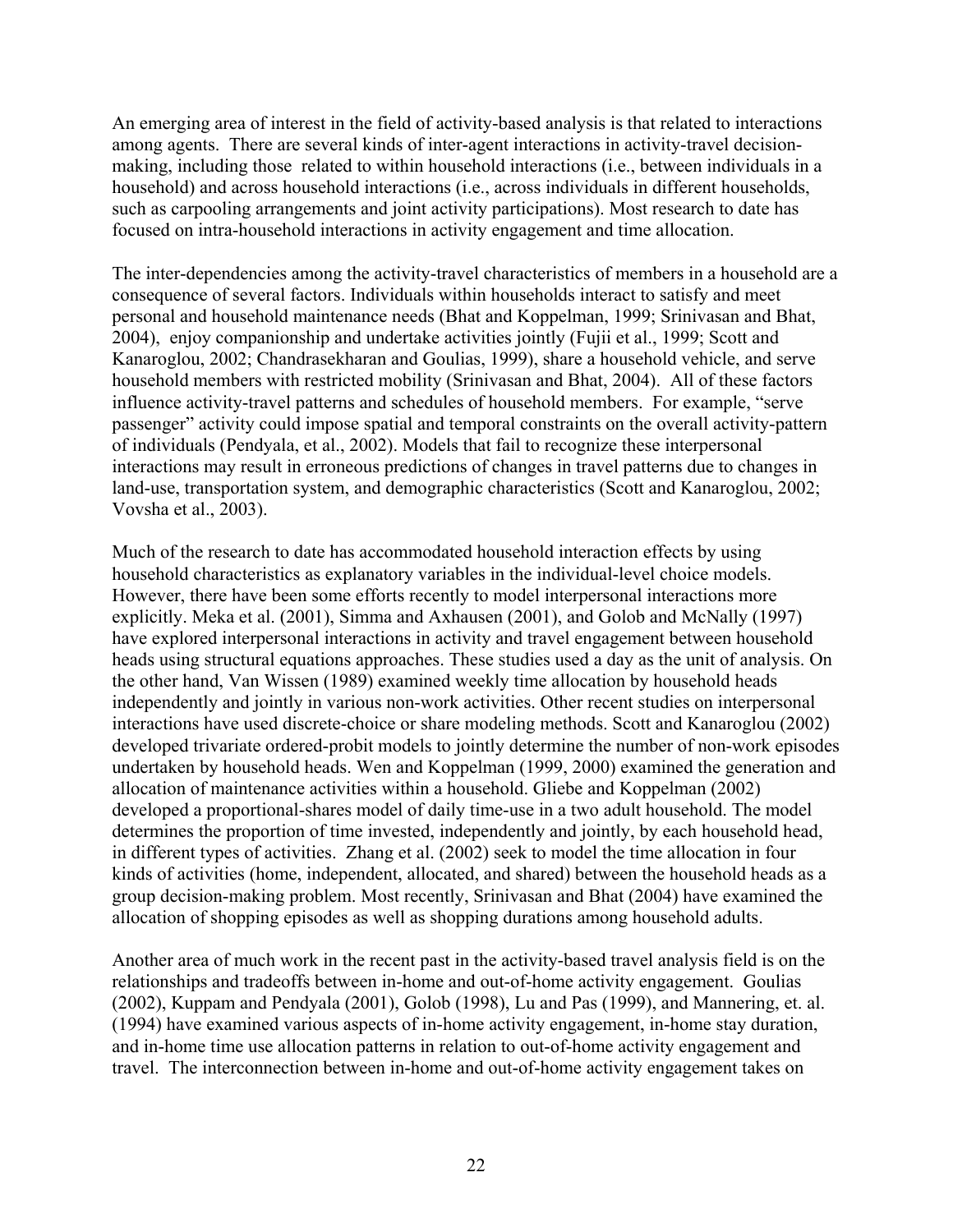An emerging area of interest in the field of activity-based analysis is that related to interactions among agents. There are several kinds of inter-agent interactions in activity-travel decision-making, including those related to within household interactions (i.e., between individuals in a household) and across household interactions (i.e., across individuals in different households, such as carpooling arrangements and joint activity participations). Most research to date has focused on intra-household interactions in activity engagement and time allocation.

The inter-dependencies among the activity-travel characteristics of members in a household are a consequence of several factors. Individuals within households interact to satisfy and meet personal and household maintenance needs (Bhat and Koppelman, 1999; Srinivasan and Bhat, 2004), enjoy companionship and undertake activities jointly (Fujii et al., 1999; Scott and Kanaroglou, 2002; Chandrasekharan and Goulias, 1999), share a household vehicle, and serve household members with restricted mobility (Srinivasan and Bhat, 2004). All of these factors influence activity-travel patterns and schedules of household members. For example, "serve passenger" activity could impose spatial and temporal constraints on the overall activity-pattern of individuals (Pendyala, et al., 2002). Models that fail to recognize these interpersonal interactions may result in erroneous predictions of changes in travel patterns due to changes in land-use, transportation system, and demographic characteristics (Scott and Kanaroglou, 2002; Vovsha et al., 2003).

Much of the research to date has accommodated household interaction effects by using household characteristics as explanatory variables in the individual-level choice models. However, there have been some efforts recently to model interpersonal interactions more explicitly. Meka et al. (2001), Simma and Axhausen (2001), and Golob and McNally (1997) have explored interpersonal interactions in activity and travel engagement between household heads using structural equations approaches. These studies used a day as the unit of analysis. On the other hand, Van Wissen (1989) examined weekly time allocation by household heads independently and jointly in various non-work activities. Other recent studies on interpersonal interactions have used discrete-choice or share modeling methods. Scott and Kanaroglou (2002) developed trivariate ordered-probit models to jointly determine the number of non-work episodes undertaken by household heads. Wen and Koppelman (1999, 2000) examined the generation and allocation of maintenance activities within a household. Gliebe and Koppelman (2002) developed a proportional-shares model of daily time-use in a two adult household. The model determines the proportion of time invested, independently and jointly, by each household head, in different types of activities. Zhang et al. (2002) seek to model the time allocation in four kinds of activities (home, independent, allocated, and shared) between the household heads as a group decision-making problem. Most recently, Srinivasan and Bhat (2004) have examined the allocation of shopping episodes as well as shopping durations among household adults.

Another area of much work in the recent past in the activity-based travel analysis field is on the relationships and tradeoffs between in-home and out-of-home activity engagement. Goulias (2002), Kuppam and Pendyala (2001), Golob (1998), Lu and Pas (1999), and Mannering, et. al. (1994) have examined various aspects of in-home activity engagement, in-home stay duration, and in-home time use allocation patterns in relation to out-of-home activity engagement and travel. The interconnection between in-home and out-of-home activity engagement takes on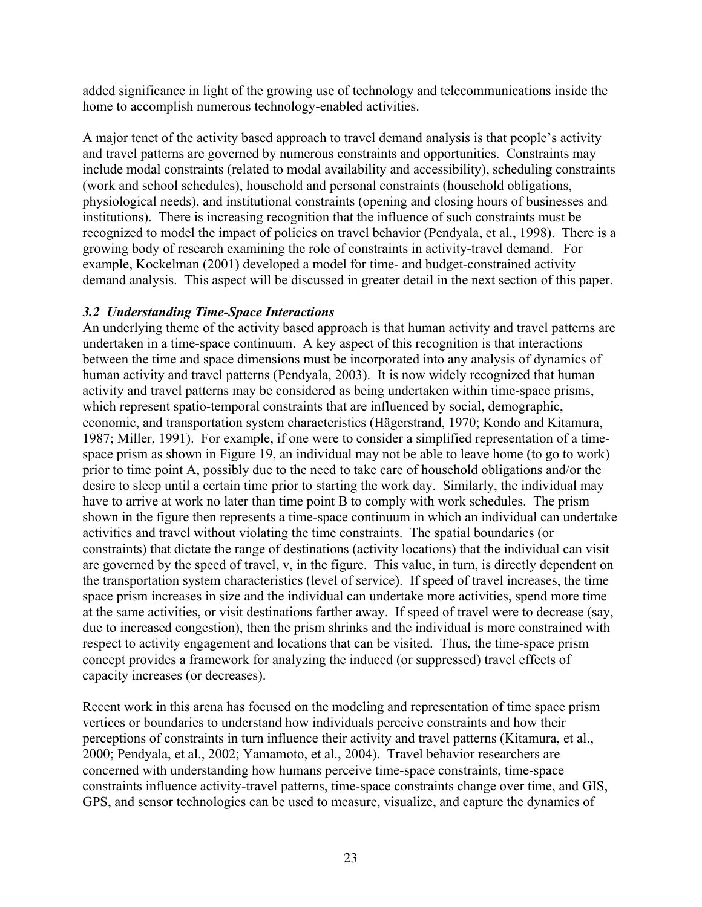added significance in light of the growing use of technology and telecommunications inside the home to accomplish numerous technology-enabled activities.

A major tenet of the activity based approach to travel demand analysis is that people's activity and travel patterns are governed by numerous constraints and opportunities. Constraints may include modal constraints (related to modal availability and accessibility), scheduling constraints (work and school schedules), household and personal constraints (household obligations, physiological needs), and institutional constraints (opening and closing hours of businesses and institutions). There is increasing recognition that the influence of such constraints must be recognized to model the impact of policies on travel behavior (Pendyala, et al., 1998). There is a growing body of research examining the role of constraints in activity-travel demand. For example, Kockelman (2001) developed a model for time- and budget-constrained activity demand analysis. This aspect will be discussed in greater detail in the next section of this paper.

### *3.2 Understanding Time-Space Interactions*

An underlying theme of the activity based approach is that human activity and travel patterns are undertaken in a time-space continuum. A key aspect of this recognition is that interactions between the time and space dimensions must be incorporated into any analysis of dynamics of human activity and travel patterns (Pendyala, 2003). It is now widely recognized that human activity and travel patterns may be considered as being undertaken within time-space prisms, which represent spatio-temporal constraints that are influenced by social, demographic, economic, and transportation system characteristics (Hägerstrand, 1970; Kondo and Kitamura, 1987; Miller, 1991). For example, if one were to consider a simplified representation of a time-space prism as shown in Figure 19, an individual may not be able to leave home (to go to work) prior to time point A, possibly due to the need to take care of household obligations and/or the desire to sleep until a certain time prior to starting the work day. Similarly, the individual may have to arrive at work no later than time point B to comply with work schedules. The prism shown in the figure then represents a time-space continuum in which an individual can undertake activities and travel without violating the time constraints. The spatial boundaries (or constraints) that dictate the range of destinations (activity locations) that the individual can visit are governed by the speed of travel, v, in the figure. This value, in turn, is directly dependent on the transportation system characteristics (level of service). If speed of travel increases, the time space prism increases in size and the individual can undertake more activities, spend more time at the same activities, or visit destinations farther away. If speed of travel were to decrease (say, due to increased congestion), then the prism shrinks and the individual is more constrained with respect to activity engagement and locations that can be visited. Thus, the time-space prism concept provides a framework for analyzing the induced (or suppressed) travel effects of capacity increases (or decreases).

Recent work in this arena has focused on the modeling and representation of time space prism vertices or boundaries to understand how individuals perceive constraints and how their perceptions of constraints in turn influence their activity and travel patterns (Kitamura, et al., 2000; Pendyala, et al., 2002; Yamamoto, et al., 2004). Travel behavior researchers are concerned with understanding how humans perceive time-space constraints, time-space constraints influence activity-travel patterns, time-space constraints change over time, and GIS, GPS, and sensor technologies can be used to measure, visualize, and capture the dynamics of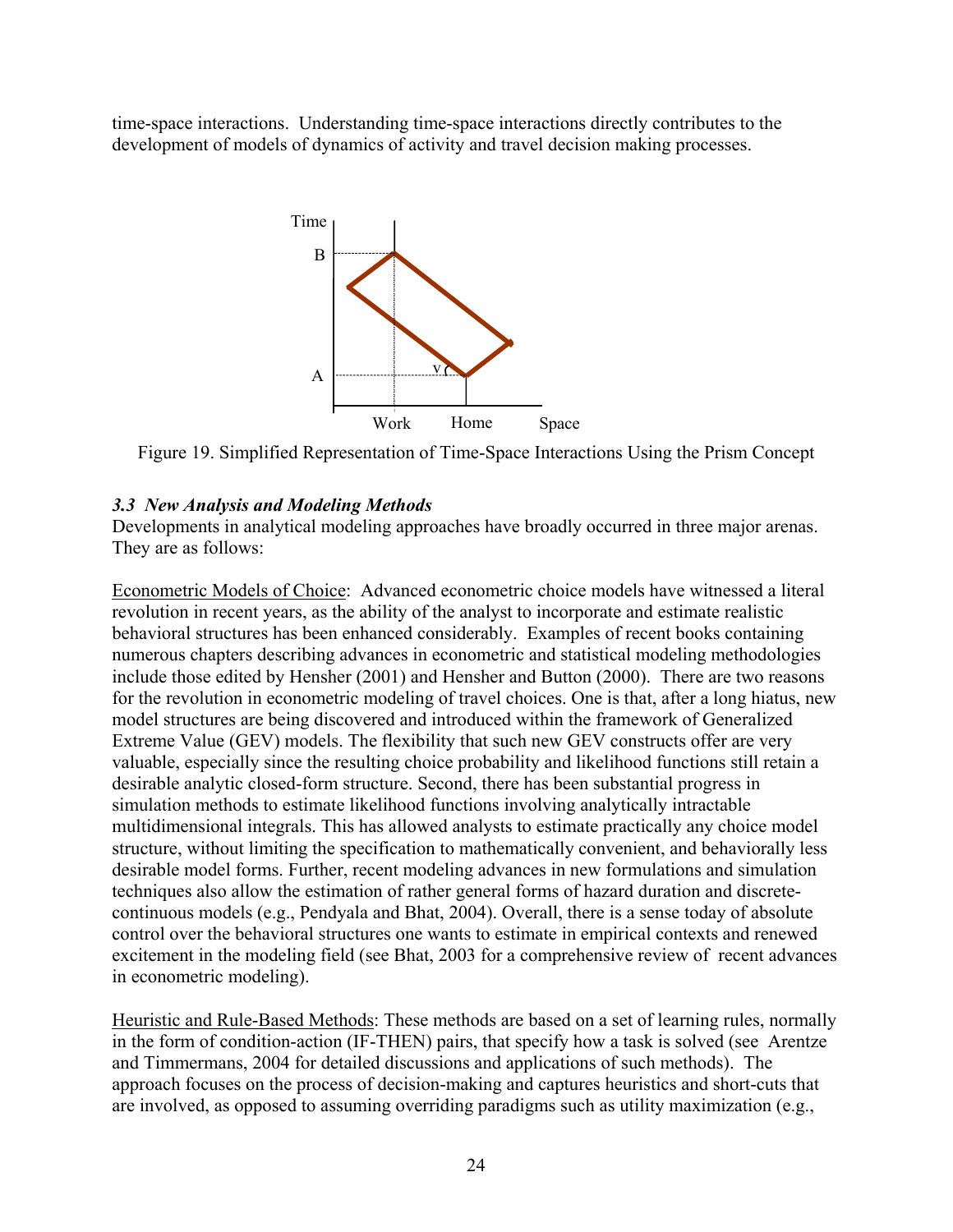time-space interactions. Understanding time-space interactions directly contributes to the development of models of dynamics of activity and travel decision making processes.

Figure 19. Simplified Representation of Time-Space Interactions Using the Prism Concept

### *3.3 New Analysis and Modeling Methods*

Developments in analytical modeling approaches have broadly occurred in three major arenas. They are as follows:

Econometric Models of Choice: Advanced econometric choice models have witnessed a literal revolution in recent years, as the ability of the analyst to incorporate and estimate realistic behavioral structures has been enhanced considerably. Examples of recent books containing numerous chapters describing advances in econometric and statistical modeling methodologies include those edited by Hensher (2001) and Hensher and Button (2000). There are two reasons for the revolution in econometric modeling of travel choices. One is that, after a long hiatus, new model structures are being discovered and introduced within the framework of Generalized Extreme Value (GEV) models. The flexibility that such new GEV constructs offer are very valuable, especially since the resulting choice probability and likelihood functions still retain a desirable analytic closed-form structure. Second, there has been substantial progress in simulation methods to estimate likelihood functions involving analytically intractable multidimensional integrals. This has allowed analysts to estimate practically any choice model structure, without limiting the specification to mathematically convenient, and behaviorally less desirable model forms. Further, recent modeling advances in new formulations and simulation techniques also allow the estimation of rather general forms of hazard duration and discrete-continuous models (e.g., Pendyala and Bhat, 2004). Overall, there is a sense today of absolute control over the behavioral structures one wants to estimate in empirical contexts and renewed excitement in the modeling field (see Bhat, 2003 for a comprehensive review of recent advances in econometric modeling).

Heuristic and Rule-Based Methods: These methods are based on a set of learning rules, normally in the form of condition-action (IF-THEN) pairs, that specify how a task is solved (see Arentze and Timmermans, 2004 for detailed discussions and applications of such methods). The approach focuses on the process of decision-making and captures heuristics and short-cuts that are involved, as opposed to assuming overriding paradigms such as utility maximization (e.g.,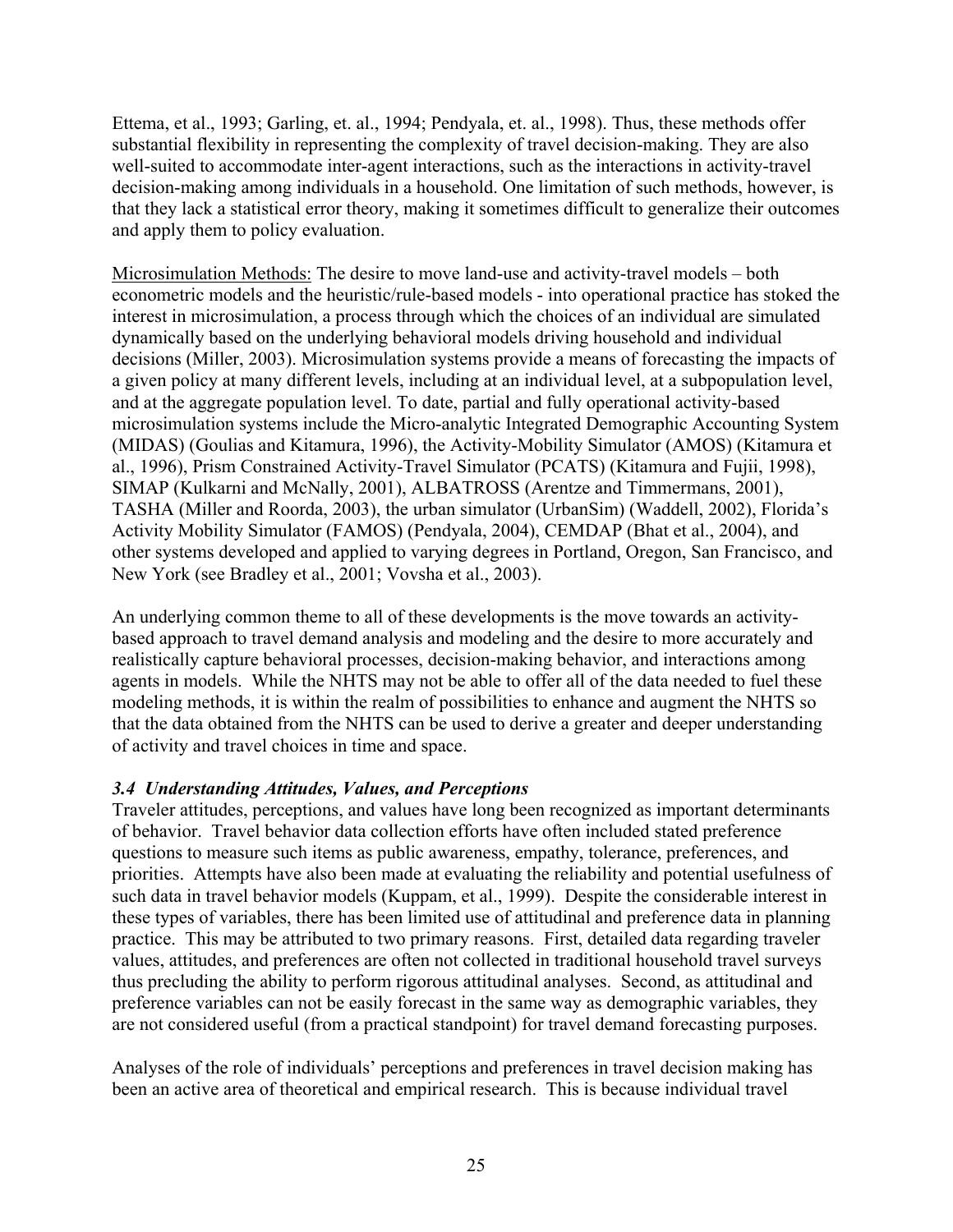Ettema, et al., 1993; Garling, et. al., 1994; Pendyala, et. al., 1998). Thus, these methods offer substantial flexibility in representing the complexity of travel decision-making. They are also well-suited to accommodate inter-agent interactions, such as the interactions in activity-travel decision-making among individuals in a household. One limitation of such methods, however, is that they lack a statistical error theory, making it sometimes difficult to generalize their outcomes and apply them to policy evaluation.

<u>Microsimulation Methods:</u> The desire to move land-use and activity-travel models – both econometric models and the heuristic/rule-based models - into operational practice has stoked the interest in microsimulation, a process through which the choices of an individual are simulated dynamically based on the underlying behavioral models driving household and individual decisions (Miller, 2003). Microsimulation systems provide a means of forecasting the impacts of a given policy at many different levels, including at an individual level, at a subpopulation level, and at the aggregate population level. To date, partial and fully operational activity-based microsimulation systems include the Micro-analytic Integrated Demographic Accounting System (MIDAS) (Goulias and Kitamura, 1996), the Activity-Mobility Simulator (AMOS) (Kitamura et al., 1996), Prism Constrained Activity-Travel Simulator (PCATS) (Kitamura and Fujii, 1998), SIMAP (Kulkarni and McNally, 2001), ALBATROSS (Arentze and Timmermans, 2001), TASHA (Miller and Roorda, 2003), the urban simulator (UrbanSim) (Waddell, 2002), Florida's Activity Mobility Simulator (FAMOS) (Pendyala, 2004), CEMDAP (Bhat et al., 2004), and other systems developed and applied to varying degrees in Portland, Oregon, San Francisco, and New York (see Bradley et al., 2001; Vovsha et al., 2003).

An underlying common theme to all of these developments is the move towards an activity-based approach to travel demand analysis and modeling and the desire to more accurately and realistically capture behavioral processes, decision-making behavior, and interactions among agents in models. While the NHTS may not be able to offer all of the data needed to fuel these modeling methods, it is within the realm of possibilities to enhance and augment the NHTS so that the data obtained from the NHTS can be used to derive a greater and deeper understanding of activity and travel choices in time and space.

### *3.4 Understanding Attitudes, Values, and Perceptions*

Traveler attitudes, perceptions, and values have long been recognized as important determinants of behavior. Travel behavior data collection efforts have often included stated preference questions to measure such items as public awareness, empathy, tolerance, preferences, and priorities. Attempts have also been made at evaluating the reliability and potential usefulness of such data in travel behavior models (Kuppam, et al., 1999). Despite the considerable interest in these types of variables, there has been limited use of attitudinal and preference data in planning practice. This may be attributed to two primary reasons. First, detailed data regarding traveler values, attitudes, and preferences are often not collected in traditional household travel surveys thus precluding the ability to perform rigorous attitudinal analyses. Second, as attitudinal and preference variables can not be easily forecast in the same way as demographic variables, they are not considered useful (from a practical standpoint) for travel demand forecasting purposes.

Analyses of the role of individuals' perceptions and preferences in travel decision making has been an active area of theoretical and empirical research. This is because individual travel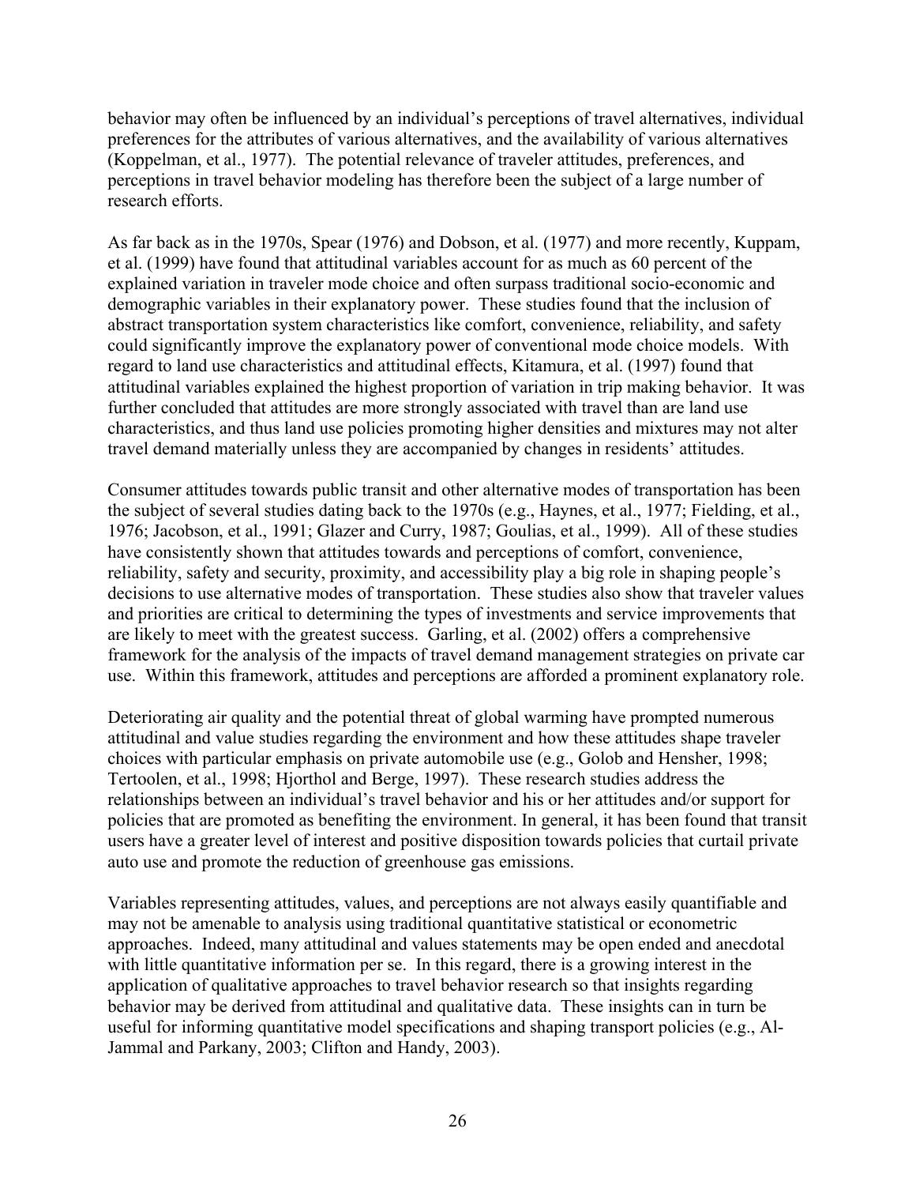behavior may often be influenced by an individual's perceptions of travel alternatives, individual preferences for the attributes of various alternatives, and the availability of various alternatives (Koppelman, et al., 1977). The potential relevance of traveler attitudes, preferences, and perceptions in travel behavior modeling has therefore been the subject of a large number of research efforts.

As far back as in the 1970s, Spear (1976) and Dobson, et al. (1977) and more recently, Kuppam, et al. (1999) have found that attitudinal variables account for as much as 60 percent of the explained variation in traveler mode choice and often surpass traditional socio-economic and demographic variables in their explanatory power. These studies found that the inclusion of abstract transportation system characteristics like comfort, convenience, reliability, and safety could significantly improve the explanatory power of conventional mode choice models. With regard to land use characteristics and attitudinal effects, Kitamura, et al. (1997) found that attitudinal variables explained the highest proportion of variation in trip making behavior. It was further concluded that attitudes are more strongly associated with travel than are land use characteristics, and thus land use policies promoting higher densities and mixtures may not alter travel demand materially unless they are accompanied by changes in residents' attitudes.

Consumer attitudes towards public transit and other alternative modes of transportation has been the subject of several studies dating back to the 1970s (e.g., Haynes, et al., 1977; Fielding, et al., 1976; Jacobson, et al., 1991; Glazer and Curry, 1987; Goulias, et al., 1999). All of these studies have consistently shown that attitudes towards and perceptions of comfort, convenience, reliability, safety and security, proximity, and accessibility play a big role in shaping people's decisions to use alternative modes of transportation. These studies also show that traveler values and priorities are critical to determining the types of investments and service improvements that are likely to meet with the greatest success. Garling, et al. (2002) offers a comprehensive framework for the analysis of the impacts of travel demand management strategies on private car use. Within this framework, attitudes and perceptions are afforded a prominent explanatory role.

Deteriorating air quality and the potential threat of global warming have prompted numerous attitudinal and value studies regarding the environment and how these attitudes shape traveler choices with particular emphasis on private automobile use (e.g., Golob and Hensher, 1998; Tertoolen, et al., 1998; Hjorthol and Berge, 1997). These research studies address the relationships between an individual's travel behavior and his or her attitudes and/or support for policies that are promoted as benefiting the environment. In general, it has been found that transit users have a greater level of interest and positive disposition towards policies that curtail private auto use and promote the reduction of greenhouse gas emissions.

Variables representing attitudes, values, and perceptions are not always easily quantifiable and may not be amenable to analysis using traditional quantitative statistical or econometric approaches. Indeed, many attitudinal and values statements may be open ended and anecdotal with little quantitative information per se. In this regard, there is a growing interest in the application of qualitative approaches to travel behavior research so that insights regarding behavior may be derived from attitudinal and qualitative data. These insights can in turn be useful for informing quantitative model specifications and shaping transport policies (e.g., Al-Jammal and Parkany, 2003; Clifton and Handy, 2003).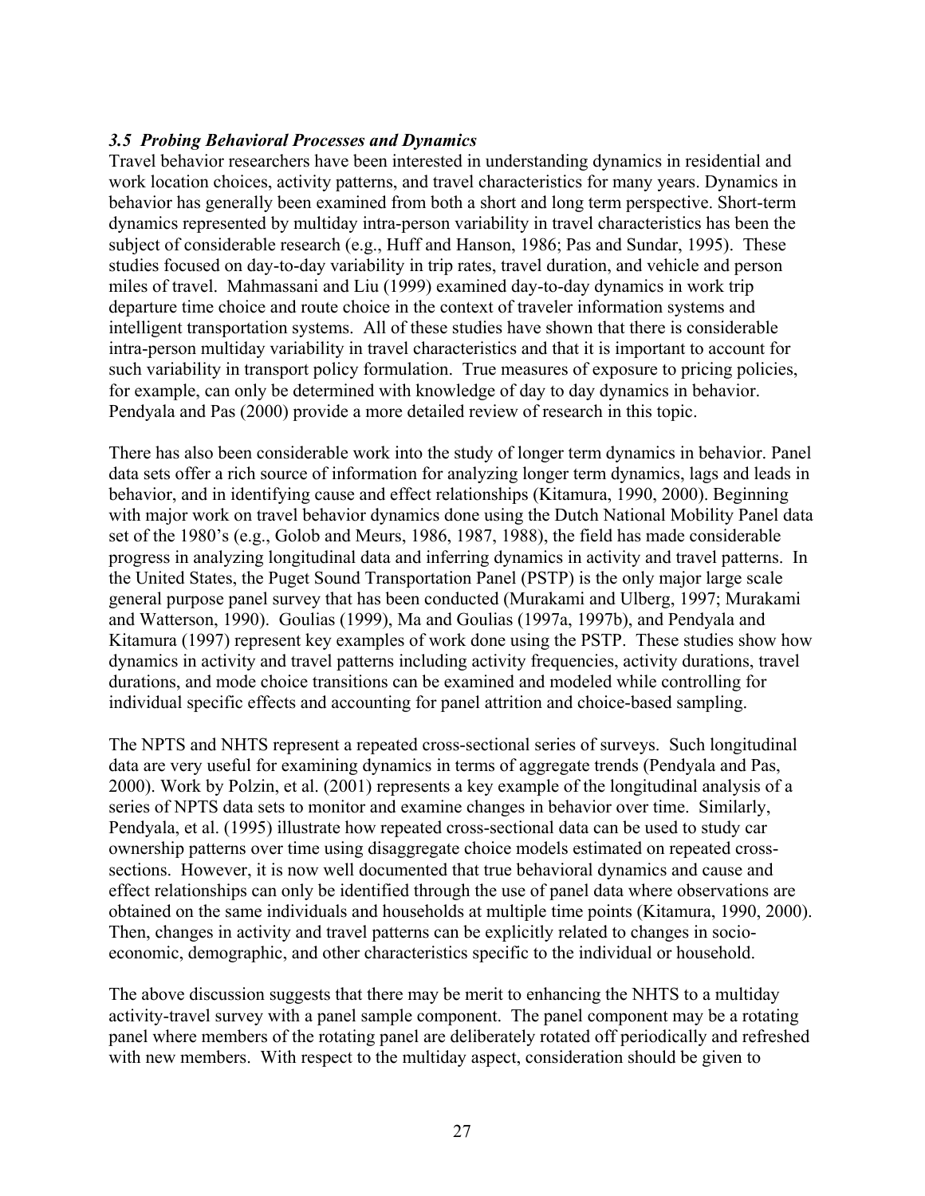### *3.5 Probing Behavioral Processes and Dynamics*

Travel behavior researchers have been interested in understanding dynamics in residential and work location choices, activity patterns, and travel characteristics for many years. Dynamics in behavior has generally been examined from both a short and long term perspective. Short-term dynamics represented by multiday intra-person variability in travel characteristics has been the subject of considerable research (e.g., Huff and Hanson, 1986; Pas and Sundar, 1995). These studies focused on day-to-day variability in trip rates, travel duration, and vehicle and person miles of travel. Mahmassani and Liu (1999) examined day-to-day dynamics in work trip departure time choice and route choice in the context of traveler information systems and intelligent transportation systems. All of these studies have shown that there is considerable intra-person multiday variability in travel characteristics and that it is important to account for such variability in transport policy formulation. True measures of exposure to pricing policies, for example, can only be determined with knowledge of day to day dynamics in behavior. Pendyala and Pas (2000) provide a more detailed review of research in this topic.

There has also been considerable work into the study of longer term dynamics in behavior. Panel data sets offer a rich source of information for analyzing longer term dynamics, lags and leads in behavior, and in identifying cause and effect relationships (Kitamura, 1990, 2000). Beginning with major work on travel behavior dynamics done using the Dutch National Mobility Panel data set of the 1980's (e.g., Golob and Meurs, 1986, 1987, 1988), the field has made considerable progress in analyzing longitudinal data and inferring dynamics in activity and travel patterns. In the United States, the Puget Sound Transportation Panel (PSTP) is the only major large scale general purpose panel survey that has been conducted (Murakami and Ulberg, 1997; Murakami and Watterson, 1990). Goulias (1999), Ma and Goulias (1997a, 1997b), and Pendyala and Kitamura (1997) represent key examples of work done using the PSTP. These studies show how dynamics in activity and travel patterns including activity frequencies, activity durations, travel durations, and mode choice transitions can be examined and modeled while controlling for individual specific effects and accounting for panel attrition and choice-based sampling.

The NPTS and NHTS represent a repeated cross-sectional series of surveys. Such longitudinal data are very useful for examining dynamics in terms of aggregate trends (Pendyala and Pas, 2000). Work by Polzin, et al. (2001) represents a key example of the longitudinal analysis of a series of NPTS data sets to monitor and examine changes in behavior over time. Similarly, Pendyala, et al. (1995) illustrate how repeated cross-sectional data can be used to study car ownership patterns over time using disaggregate choice models estimated on repeated cross-sections. However, it is now well documented that true behavioral dynamics and cause and effect relationships can only be identified through the use of panel data where observations are obtained on the same individuals and households at multiple time points (Kitamura, 1990, 2000). Then, changes in activity and travel patterns can be explicitly related to changes in socio-economic, demographic, and other characteristics specific to the individual or household.

The above discussion suggests that there may be merit to enhancing the NHTS to a multiday activity-travel survey with a panel sample component. The panel component may be a rotating panel where members of the rotating panel are deliberately rotated off periodically and refreshed with new members. With respect to the multiday aspect, consideration should be given to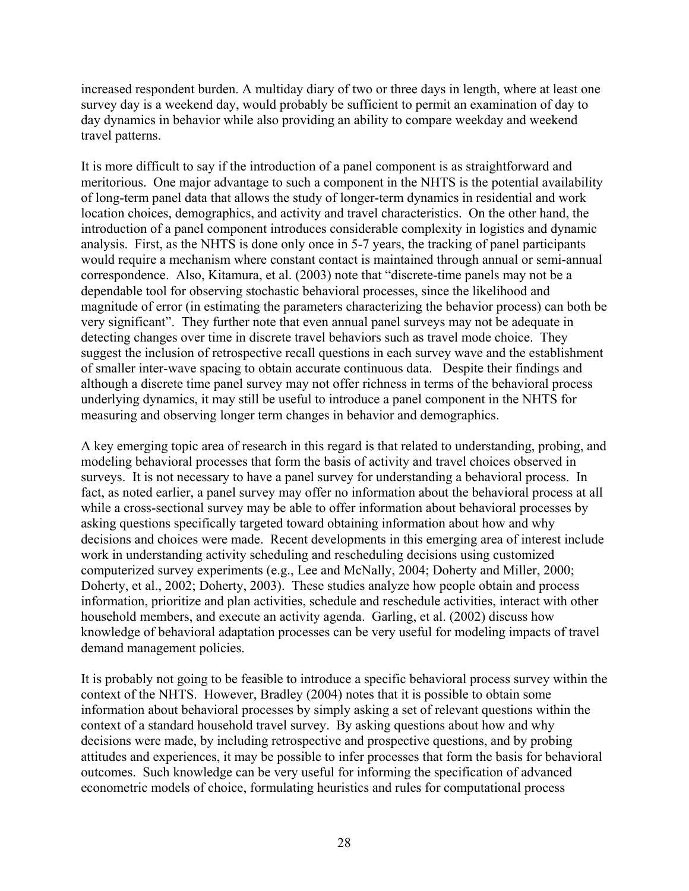increased respondent burden. A multiday diary of two or three days in length, where at least one survey day is a weekend day, would probably be sufficient to permit an examination of day to day dynamics in behavior while also providing an ability to compare weekday and weekend travel patterns.

It is more difficult to say if the introduction of a panel component is as straightforward and meritorious. One major advantage to such a component in the NHTS is the potential availability of long-term panel data that allows the study of longer-term dynamics in residential and work location choices, demographics, and activity and travel characteristics. On the other hand, the introduction of a panel component introduces considerable complexity in logistics and dynamic analysis. First, as the NHTS is done only once in 5-7 years, the tracking of panel participants would require a mechanism where constant contact is maintained through annual or semi-annual correspondence. Also, Kitamura, et al. (2003) note that "discrete-time panels may not be a dependable tool for observing stochastic behavioral processes, since the likelihood and magnitude of error (in estimating the parameters characterizing the behavior process) can both be very significant". They further note that even annual panel surveys may not be adequate in detecting changes over time in discrete travel behaviors such as travel mode choice. They suggest the inclusion of retrospective recall questions in each survey wave and the establishment of smaller inter-wave spacing to obtain accurate continuous data. Despite their findings and although a discrete time panel survey may not offer richness in terms of the behavioral process underlying dynamics, it may still be useful to introduce a panel component in the NHTS for measuring and observing longer term changes in behavior and demographics.

A key emerging topic area of research in this regard is that related to understanding, probing, and modeling behavioral processes that form the basis of activity and travel choices observed in surveys. It is not necessary to have a panel survey for understanding a behavioral process. In fact, as noted earlier, a panel survey may offer no information about the behavioral process at all while a cross-sectional survey may be able to offer information about behavioral processes by asking questions specifically targeted toward obtaining information about how and why decisions and choices were made. Recent developments in this emerging area of interest include work in understanding activity scheduling and rescheduling decisions using customized computerized survey experiments (e.g., Lee and McNally, 2004; Doherty and Miller, 2000; Doherty, et al., 2002; Doherty, 2003). These studies analyze how people obtain and process information, prioritize and plan activities, schedule and reschedule activities, interact with other household members, and execute an activity agenda. Garling, et al. (2002) discuss how knowledge of behavioral adaptation processes can be very useful for modeling impacts of travel demand management policies.

It is probably not going to be feasible to introduce a specific behavioral process survey within the context of the NHTS. However, Bradley (2004) notes that it is possible to obtain some information about behavioral processes by simply asking a set of relevant questions within the context of a standard household travel survey. By asking questions about how and why decisions were made, by including retrospective and prospective questions, and by probing attitudes and experiences, it may be possible to infer processes that form the basis for behavioral outcomes. Such knowledge can be very useful for informing the specification of advanced econometric models of choice, formulating heuristics and rules for computational process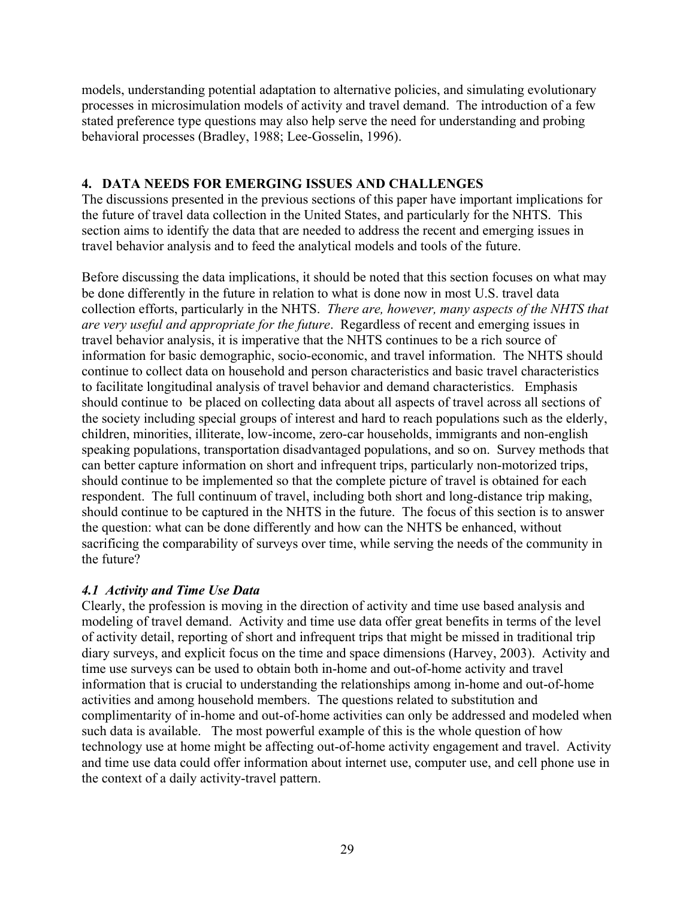models, understanding potential adaptation to alternative policies, and simulating evolutionary processes in microsimulation models of activity and travel demand. The introduction of a few stated preference type questions may also help serve the need for understanding and probing behavioral processes (Bradley, 1988; Lee-Gosselin, 1996).

## 4. DATA NEEDS FOR EMERGING ISSUES AND CHALLENGES

The discussions presented in the previous sections of this paper have important implications for the future of travel data collection in the United States, and particularly for the NHTS. This section aims to identify the data that are needed to address the recent and emerging issues in travel behavior analysis and to feed the analytical models and tools of the future.

Before discussing the data implications, it should be noted that this section focuses on what may be done differently in the future in relation to what is done now in most U.S. travel data collection efforts, particularly in the NHTS. *There are, however, many aspects of the NHTS that are very useful and appropriate for the future*. Regardless of recent and emerging issues in travel behavior analysis, it is imperative that the NHTS continues to be a rich source of information for basic demographic, socio-economic, and travel information. The NHTS should continue to collect data on household and person characteristics and basic travel characteristics to facilitate longitudinal analysis of travel behavior and demand characteristics. Emphasis should continue to be placed on collecting data about all aspects of travel across all sections of the society including special groups of interest and hard to reach populations such as the elderly, children, minorities, illiterate, low-income, zero-car households, immigrants and non-english speaking populations, transportation disadvantaged populations, and so on. Survey methods that can better capture information on short and infrequent trips, particularly non-motorized trips, should continue to be implemented so that the complete picture of travel is obtained for each respondent. The full continuum of travel, including both short and long-distance trip making, should continue to be captured in the NHTS in the future. The focus of this section is to answer the question: what can be done differently and how can the NHTS be enhanced, without sacrificing the comparability of surveys over time, while serving the needs of the community in the future?

### *4.1 Activity and Time Use Data*

Clearly, the profession is moving in the direction of activity and time use based analysis and modeling of travel demand. Activity and time use data offer great benefits in terms of the level of activity detail, reporting of short and infrequent trips that might be missed in traditional trip diary surveys, and explicit focus on the time and space dimensions (Harvey, 2003). Activity and time use surveys can be used to obtain both in-home and out-of-home activity and travel information that is crucial to understanding the relationships among in-home and out-of-home activities and among household members. The questions related to substitution and complimentarity of in-home and out-of-home activities can only be addressed and modeled when such data is available. The most powerful example of this is the whole question of how technology use at home might be affecting out-of-home activity engagement and travel. Activity and time use data could offer information about internet use, computer use, and cell phone use in the context of a daily activity-travel pattern.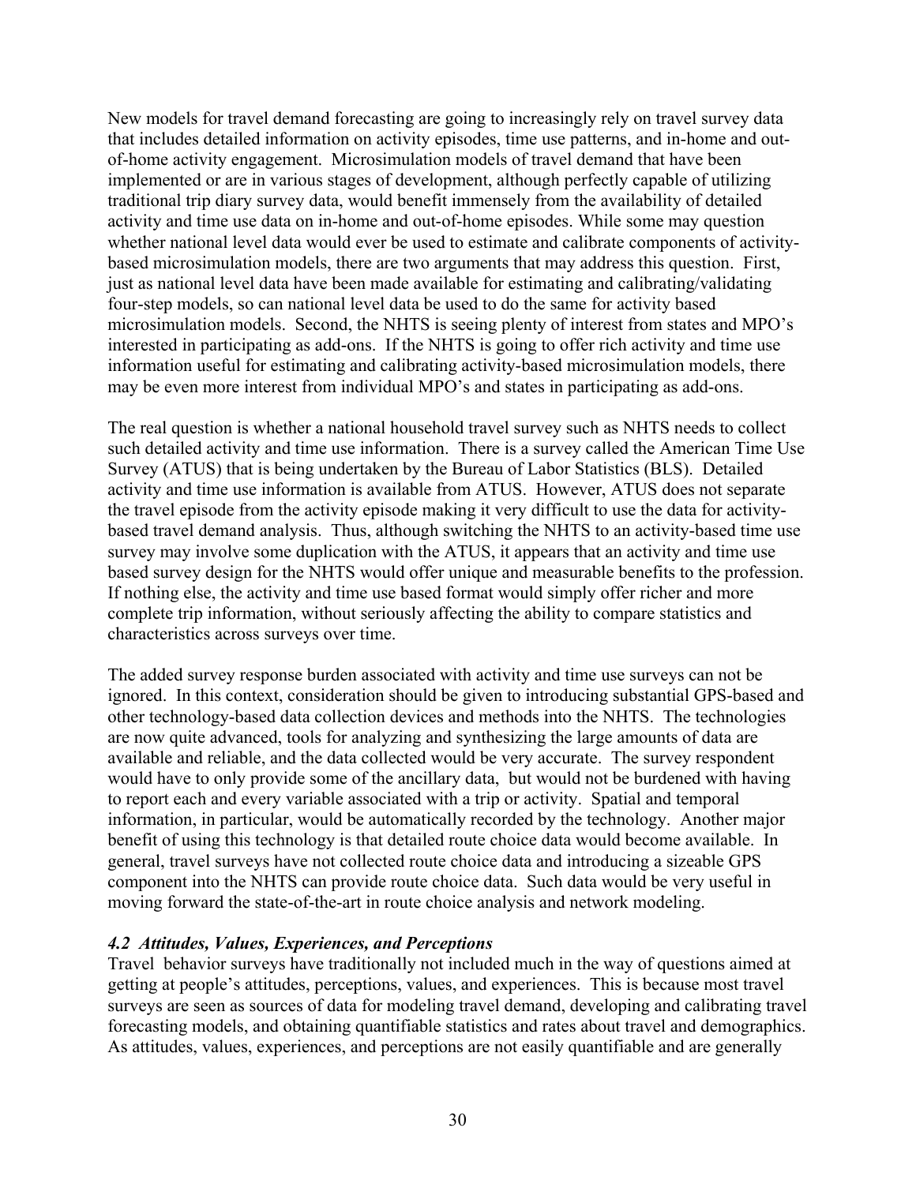New models for travel demand forecasting are going to increasingly rely on travel survey data that includes detailed information on activity episodes, time use patterns, and in-home and out-of-home activity engagement. Microsimulation models of travel demand that have been implemented or are in various stages of development, although perfectly capable of utilizing traditional trip diary survey data, would benefit immensely from the availability of detailed activity and time use data on in-home and out-of-home episodes. While some may question whether national level data would ever be used to estimate and calibrate components of activity-based microsimulation models, there are two arguments that may address this question. First, just as national level data have been made available for estimating and calibrating/validating four-step models, so can national level data be used to do the same for activity based microsimulation models. Second, the NHTS is seeing plenty of interest from states and MPO's interested in participating as add-ons. If the NHTS is going to offer rich activity and time use information useful for estimating and calibrating activity-based microsimulation models, there may be even more interest from individual MPO's and states in participating as add-ons.

The real question is whether a national household travel survey such as NHTS needs to collect such detailed activity and time use information. There is a survey called the American Time Use Survey (ATUS) that is being undertaken by the Bureau of Labor Statistics (BLS). Detailed activity and time use information is available from ATUS. However, ATUS does not separate the travel episode from the activity episode making it very difficult to use the data for activity-based travel demand analysis. Thus, although switching the NHTS to an activity-based time use survey may involve some duplication with the ATUS, it appears that an activity and time use based survey design for the NHTS would offer unique and measurable benefits to the profession. If nothing else, the activity and time use based format would simply offer richer and more complete trip information, without seriously affecting the ability to compare statistics and characteristics across surveys over time.

The added survey response burden associated with activity and time use surveys can not be ignored. In this context, consideration should be given to introducing substantial GPS-based and other technology-based data collection devices and methods into the NHTS. The technologies are now quite advanced, tools for analyzing and synthesizing the large amounts of data are available and reliable, and the data collected would be very accurate. The survey respondent would have to only provide some of the ancillary data, but would not be burdened with having to report each and every variable associated with a trip or activity. Spatial and temporal information, in particular, would be automatically recorded by the technology. Another major benefit of using this technology is that detailed route choice data would become available. In general, travel surveys have not collected route choice data and introducing a sizeable GPS component into the NHTS can provide route choice data. Such data would be very useful in moving forward the state-of-the-art in route choice analysis and network modeling.

### *4.2 Attitudes, Values, Experiences, and Perceptions*

Travel behavior surveys have traditionally not included much in the way of questions aimed at getting at people's attitudes, perceptions, values, and experiences. This is because most travel surveys are seen as sources of data for modeling travel demand, developing and calibrating travel forecasting models, and obtaining quantifiable statistics and rates about travel and demographics. As attitudes, values, experiences, and perceptions are not easily quantifiable and are generally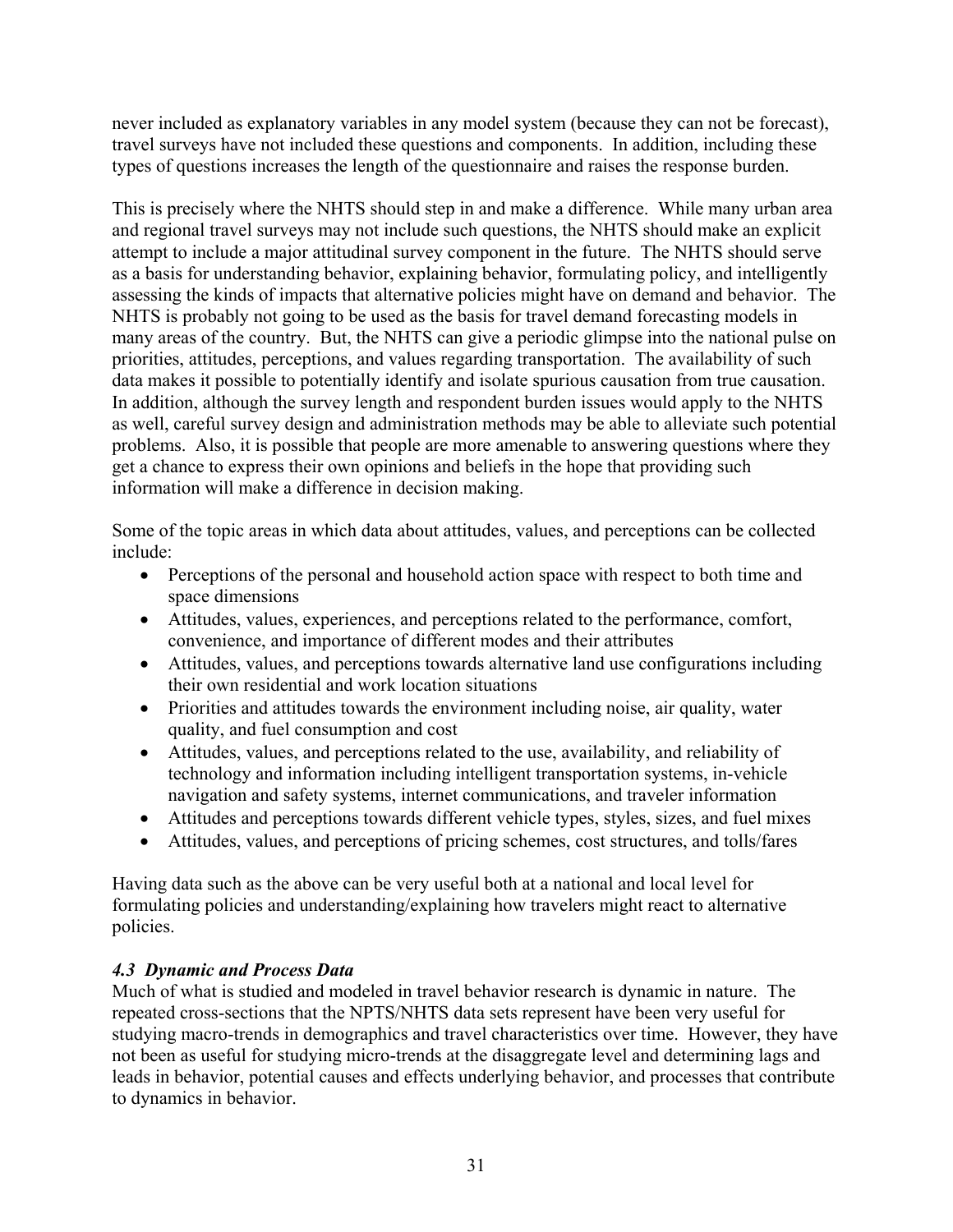never included as explanatory variables in any model system (because they can not be forecast), travel surveys have not included these questions and components. In addition, including these types of questions increases the length of the questionnaire and raises the response burden.

This is precisely where the NHTS should step in and make a difference. While many urban area and regional travel surveys may not include such questions, the NHTS should make an explicit attempt to include a major attitudinal survey component in the future. The NHTS should serve as a basis for understanding behavior, explaining behavior, formulating policy, and intelligently assessing the kinds of impacts that alternative policies might have on demand and behavior. The NHTS is probably not going to be used as the basis for travel demand forecasting models in many areas of the country. But, the NHTS can give a periodic glimpse into the national pulse on priorities, attitudes, perceptions, and values regarding transportation. The availability of such data makes it possible to potentially identify and isolate spurious causation from true causation. In addition, although the survey length and respondent burden issues would apply to the NHTS as well, careful survey design and administration methods may be able to alleviate such potential problems. Also, it is possible that people are more amenable to answering questions where they get a chance to express their own opinions and beliefs in the hope that providing such information will make a difference in decision making.

Some of the topic areas in which data about attitudes, values, and perceptions can be collected include:

- Perceptions of the personal and household action space with respect to both time and space dimensions
- Attitudes, values, experiences, and perceptions related to the performance, comfort, convenience, and importance of different modes and their attributes
- Attitudes, values, and perceptions towards alternative land use configurations including their own residential and work location situations
- Priorities and attitudes towards the environment including noise, air quality, water quality, and fuel consumption and cost
- Attitudes, values, and perceptions related to the use, availability, and reliability of technology and information including intelligent transportation systems, in-vehicle navigation and safety systems, internet communications, and traveler information
- Attitudes and perceptions towards different vehicle types, styles, sizes, and fuel mixes
- Attitudes, values, and perceptions of pricing schemes, cost structures, and tolls/fares

Having data such as the above can be very useful both at a national and local level for formulating policies and understanding/explaining how travelers might react to alternative policies.

### *4.3 Dynamic and Process Data*

Much of what is studied and modeled in travel behavior research is dynamic in nature. The repeated cross-sections that the NPTS/NHTS data sets represent have been very useful for studying macro-trends in demographics and travel characteristics over time. However, they have not been as useful for studying micro-trends at the disaggregate level and determining lags and leads in behavior, potential causes and effects underlying behavior, and processes that contribute to dynamics in behavior.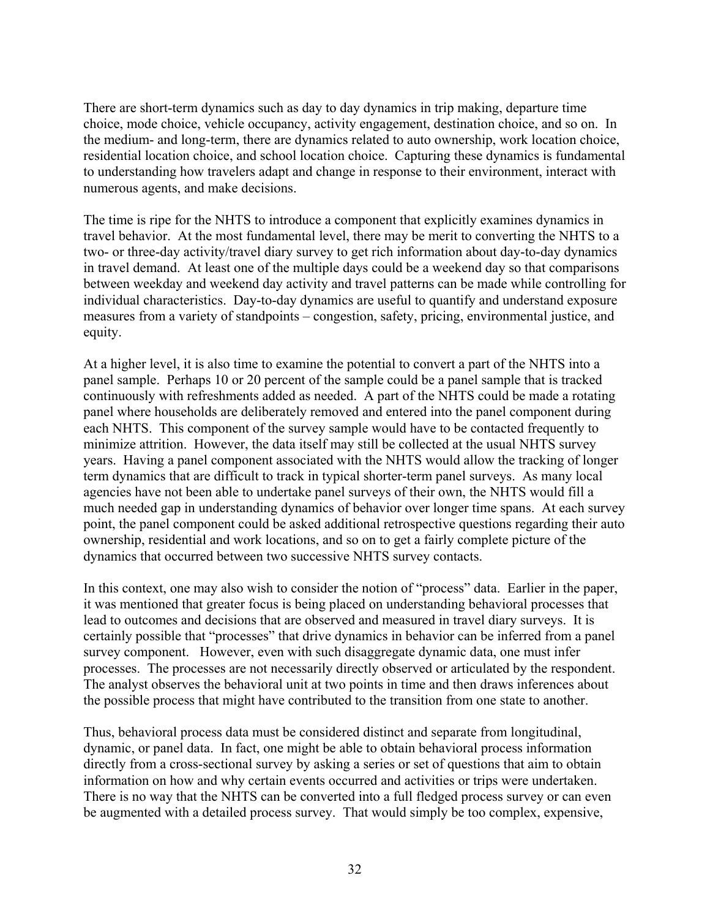There are short-term dynamics such as day to day dynamics in trip making, departure time choice, mode choice, vehicle occupancy, activity engagement, destination choice, and so on. In the medium- and long-term, there are dynamics related to auto ownership, work location choice, residential location choice, and school location choice. Capturing these dynamics is fundamental to understanding how travelers adapt and change in response to their environment, interact with numerous agents, and make decisions.

The time is ripe for the NHTS to introduce a component that explicitly examines dynamics in travel behavior. At the most fundamental level, there may be merit to converting the NHTS to a two- or three-day activity/travel diary survey to get rich information about day-to-day dynamics in travel demand. At least one of the multiple days could be a weekend day so that comparisons between weekday and weekend day activity and travel patterns can be made while controlling for individual characteristics. Day-to-day dynamics are useful to quantify and understand exposure measures from a variety of standpoints – congestion, safety, pricing, environmental justice, and equity.

At a higher level, it is also time to examine the potential to convert a part of the NHTS into a panel sample. Perhaps 10 or 20 percent of the sample could be a panel sample that is tracked continuously with refreshments added as needed. A part of the NHTS could be made a rotating panel where households are deliberately removed and entered into the panel component during each NHTS. This component of the survey sample would have to be contacted frequently to minimize attrition. However, the data itself may still be collected at the usual NHTS survey years. Having a panel component associated with the NHTS would allow the tracking of longer term dynamics that are difficult to track in typical shorter-term panel surveys. As many local agencies have not been able to undertake panel surveys of their own, the NHTS would fill a much needed gap in understanding dynamics of behavior over longer time spans. At each survey point, the panel component could be asked additional retrospective questions regarding their auto ownership, residential and work locations, and so on to get a fairly complete picture of the dynamics that occurred between two successive NHTS survey contacts.

In this context, one may also wish to consider the notion of "process" data. Earlier in the paper, it was mentioned that greater focus is being placed on understanding behavioral processes that lead to outcomes and decisions that are observed and measured in travel diary surveys. It is certainly possible that "processes" that drive dynamics in behavior can be inferred from a panel survey component. However, even with such disaggregate dynamic data, one must infer processes. The processes are not necessarily directly observed or articulated by the respondent. The analyst observes the behavioral unit at two points in time and then draws inferences about the possible process that might have contributed to the transition from one state to another.

Thus, behavioral process data must be considered distinct and separate from longitudinal, dynamic, or panel data. In fact, one might be able to obtain behavioral process information directly from a cross-sectional survey by asking a series or set of questions that aim to obtain information on how and why certain events occurred and activities or trips were undertaken. There is no way that the NHTS can be converted into a full fledged process survey or can even be augmented with a detailed process survey. That would simply be too complex, expensive,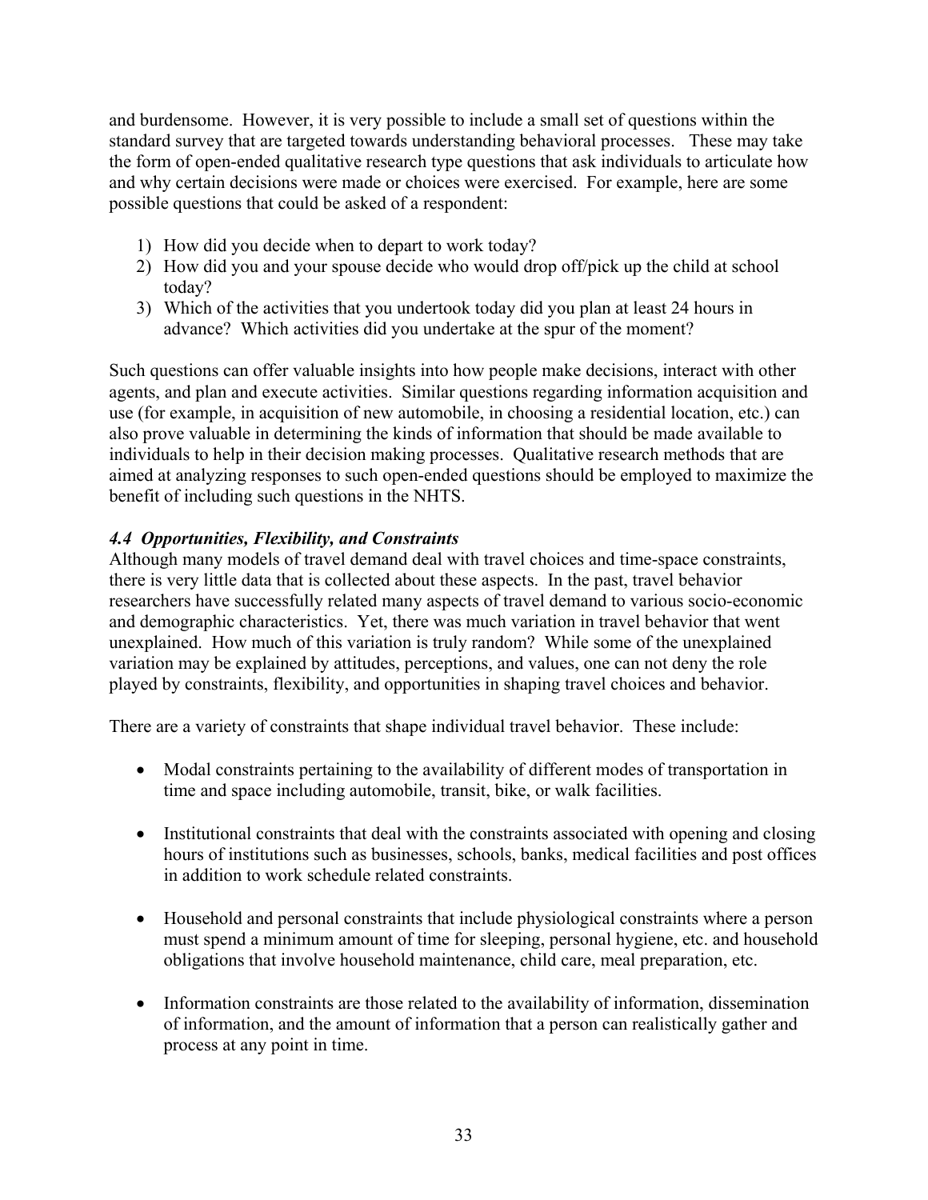and burdensome. However, it is very possible to include a small set of questions within the standard survey that are targeted towards understanding behavioral processes. These may take the form of open-ended qualitative research type questions that ask individuals to articulate how and why certain decisions were made or choices were exercised. For example, here are some possible questions that could be asked of a respondent:

1) How did you decide when to depart to work today?
2) How did you and your spouse decide who would drop off/pick up the child at school today?
3) Which of the activities that you undertook today did you plan at least 24 hours in advance? Which activities did you undertake at the spur of the moment?

Such questions can offer valuable insights into how people make decisions, interact with other agents, and plan and execute activities. Similar questions regarding information acquisition and use (for example, in acquisition of new automobile, in choosing a residential location, etc.) can also prove valuable in determining the kinds of information that should be made available to individuals to help in their decision making processes. Qualitative research methods that are aimed at analyzing responses to such open-ended questions should be employed to maximize the benefit of including such questions in the NHTS.

### *4.4 Opportunities, Flexibility, and Constraints*

Although many models of travel demand deal with travel choices and time-space constraints, there is very little data that is collected about these aspects. In the past, travel behavior researchers have successfully related many aspects of travel demand to various socio-economic and demographic characteristics. Yet, there was much variation in travel behavior that went unexplained. How much of this variation is truly random? While some of the unexplained variation may be explained by attitudes, perceptions, and values, one can not deny the role played by constraints, flexibility, and opportunities in shaping travel choices and behavior.

There are a variety of constraints that shape individual travel behavior. These include:

- Modal constraints pertaining to the availability of different modes of transportation in time and space including automobile, transit, bike, or walk facilities.

- Institutional constraints that deal with the constraints associated with opening and closing hours of institutions such as businesses, schools, banks, medical facilities and post offices in addition to work schedule related constraints.

- Household and personal constraints that include physiological constraints where a person must spend a minimum amount of time for sleeping, personal hygiene, etc. and household obligations that involve household maintenance, child care, meal preparation, etc.

- Information constraints are those related to the availability of information, dissemination of information, and the amount of information that a person can realistically gather and process at any point in time.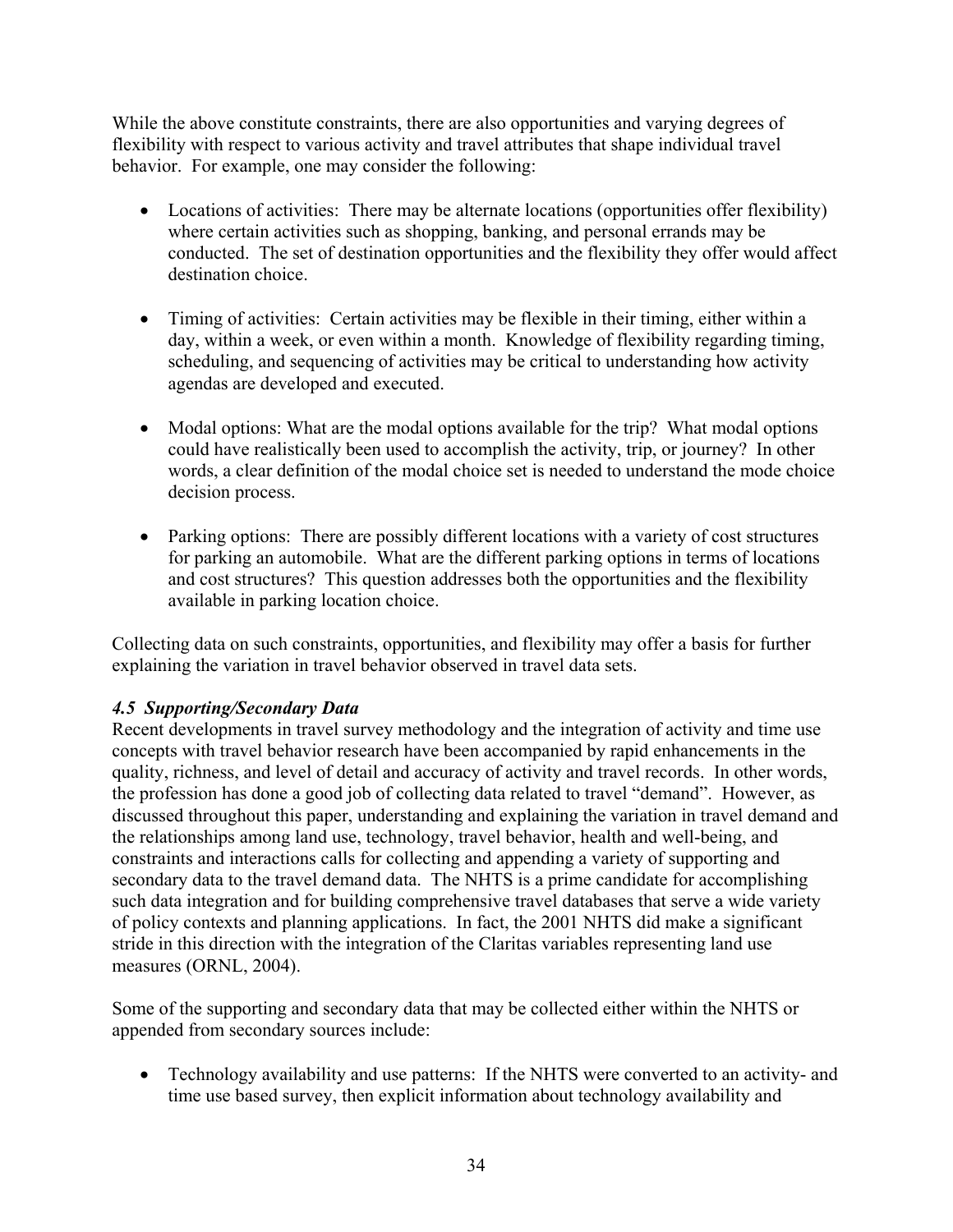While the above constitute constraints, there are also opportunities and varying degrees of flexibility with respect to various activity and travel attributes that shape individual travel behavior. For example, one may consider the following:

- Locations of activities: There may be alternate locations (opportunities offer flexibility) where certain activities such as shopping, banking, and personal errands may be conducted. The set of destination opportunities and the flexibility they offer would affect destination choice.

- Timing of activities: Certain activities may be flexible in their timing, either within a day, within a week, or even within a month. Knowledge of flexibility regarding timing, scheduling, and sequencing of activities may be critical to understanding how activity agendas are developed and executed.

- Modal options: What are the modal options available for the trip? What modal options could have realistically been used to accomplish the activity, trip, or journey? In other words, a clear definition of the modal choice set is needed to understand the mode choice decision process.

- Parking options: There are possibly different locations with a variety of cost structures for parking an automobile. What are the different parking options in terms of locations and cost structures? This question addresses both the opportunities and the flexibility available in parking location choice.

Collecting data on such constraints, opportunities, and flexibility may offer a basis for further explaining the variation in travel behavior observed in travel data sets.

### *4.5 Supporting/Secondary Data*

Recent developments in travel survey methodology and the integration of activity and time use concepts with travel behavior research have been accompanied by rapid enhancements in the quality, richness, and level of detail and accuracy of activity and travel records. In other words, the profession has done a good job of collecting data related to travel "demand". However, as discussed throughout this paper, understanding and explaining the variation in travel demand and the relationships among land use, technology, travel behavior, health and well-being, and constraints and interactions calls for collecting and appending a variety of supporting and secondary data to the travel demand data. The NHTS is a prime candidate for accomplishing such data integration and for building comprehensive travel databases that serve a wide variety of policy contexts and planning applications. In fact, the 2001 NHTS did make a significant stride in this direction with the integration of the Claritas variables representing land use measures (ORNL, 2004).

Some of the supporting and secondary data that may be collected either within the NHTS or appended from secondary sources include:

- Technology availability and use patterns: If the NHTS were converted to an activity- and time use based survey, then explicit information about technology availability and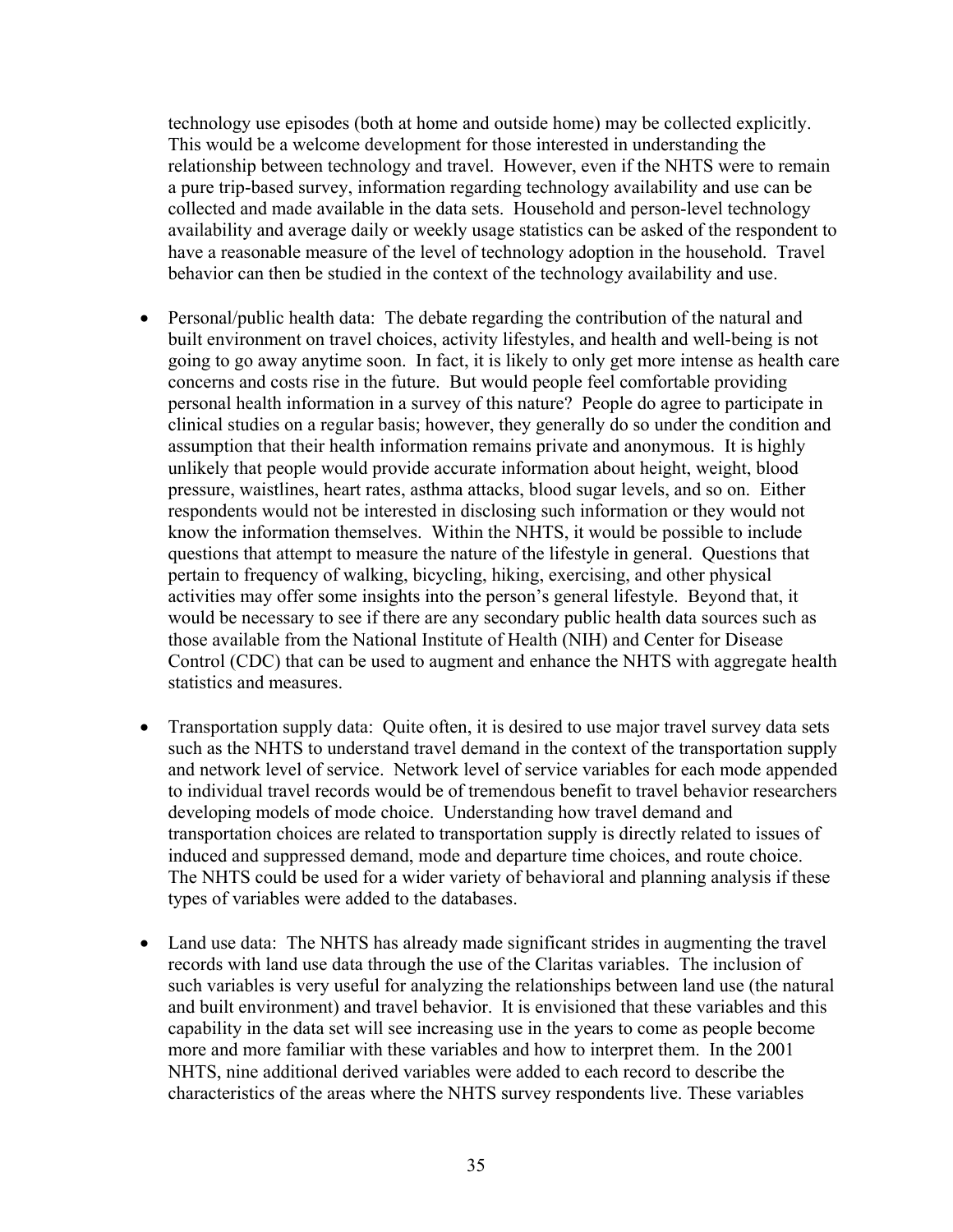technology use episodes (both at home and outside home) may be collected explicitly. This would be a welcome development for those interested in understanding the relationship between technology and travel. However, even if the NHTS were to remain a pure trip-based survey, information regarding technology availability and use can be collected and made available in the data sets. Household and person-level technology availability and average daily or weekly usage statistics can be asked of the respondent to have a reasonable measure of the level of technology adoption in the household. Travel behavior can then be studied in the context of the technology availability and use.

- Personal/public health data: The debate regarding the contribution of the natural and built environment on travel choices, activity lifestyles, and health and well-being is not going to go away anytime soon. In fact, it is likely to only get more intense as health care concerns and costs rise in the future. But would people feel comfortable providing personal health information in a survey of this nature? People do agree to participate in clinical studies on a regular basis; however, they generally do so under the condition and assumption that their health information remains private and anonymous. It is highly unlikely that people would provide accurate information about height, weight, blood pressure, waistlines, heart rates, asthma attacks, blood sugar levels, and so on. Either respondents would not be interested in disclosing such information or they would not know the information themselves. Within the NHTS, it would be possible to include questions that attempt to measure the nature of the lifestyle in general. Questions that pertain to frequency of walking, bicycling, hiking, exercising, and other physical activities may offer some insights into the person's general lifestyle. Beyond that, it would be necessary to see if there are any secondary public health data sources such as those available from the National Institute of Health (NIH) and Center for Disease Control (CDC) that can be used to augment and enhance the NHTS with aggregate health statistics and measures.

- Transportation supply data: Quite often, it is desired to use major travel survey data sets such as the NHTS to understand travel demand in the context of the transportation supply and network level of service. Network level of service variables for each mode appended to individual travel records would be of tremendous benefit to travel behavior researchers developing models of mode choice. Understanding how travel demand and transportation choices are related to transportation supply is directly related to issues of induced and suppressed demand, mode and departure time choices, and route choice. The NHTS could be used for a wider variety of behavioral and planning analysis if these types of variables were added to the databases.

- Land use data: The NHTS has already made significant strides in augmenting the travel records with land use data through the use of the Claritas variables. The inclusion of such variables is very useful for analyzing the relationships between land use (the natural and built environment) and travel behavior. It is envisioned that these variables and this capability in the data set will see increasing use in the years to come as people become more and more familiar with these variables and how to interpret them. In the 2001 NHTS, nine additional derived variables were added to each record to describe the characteristics of the areas where the NHTS survey respondents live. These variables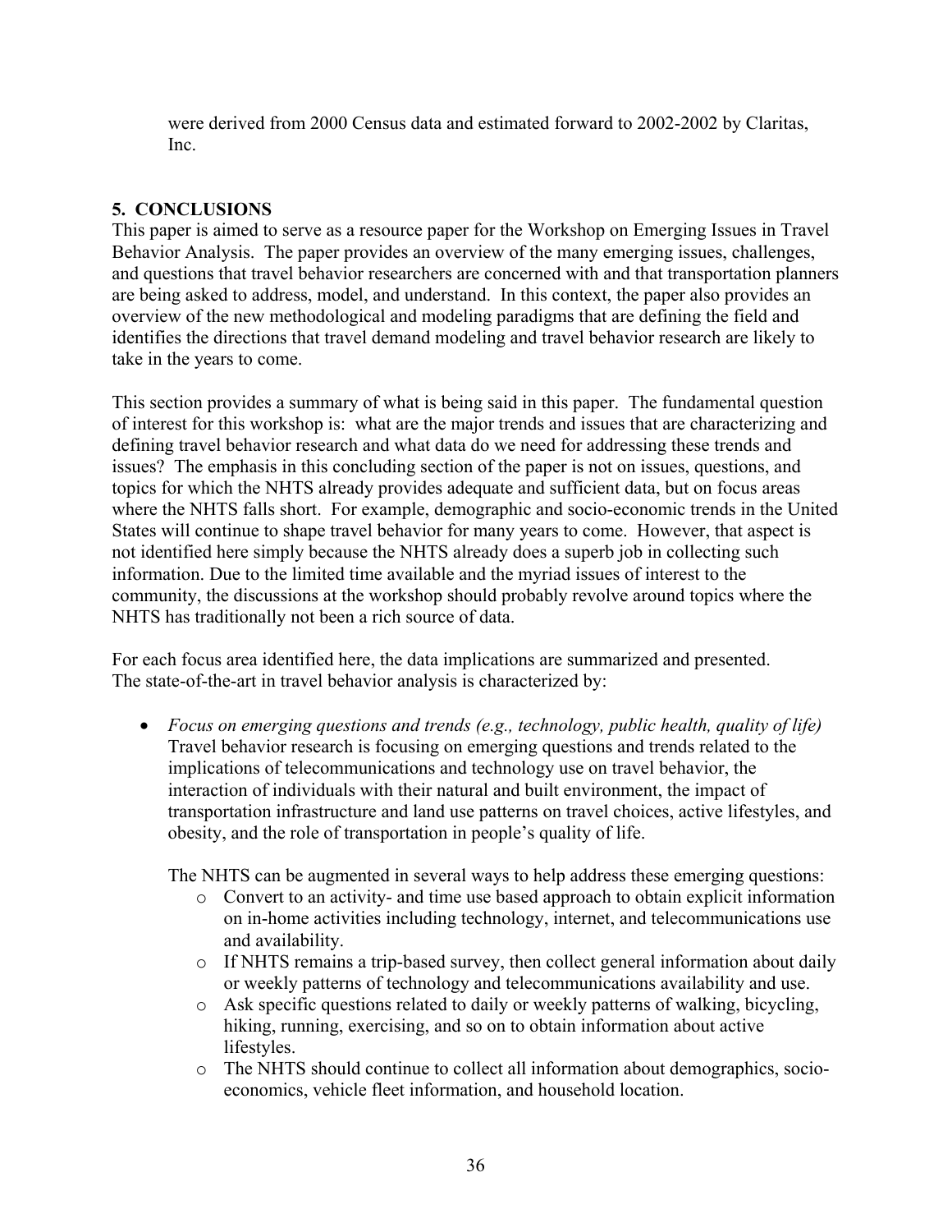were derived from 2000 Census data and estimated forward to 2002-2002 by Claritas, Inc.

## 5. CONCLUSIONS

This paper is aimed to serve as a resource paper for the Workshop on Emerging Issues in Travel Behavior Analysis. The paper provides an overview of the many emerging issues, challenges, and questions that travel behavior researchers are concerned with and that transportation planners are being asked to address, model, and understand. In this context, the paper also provides an overview of the new methodological and modeling paradigms that are defining the field and identifies the directions that travel demand modeling and travel behavior research are likely to take in the years to come.

This section provides a summary of what is being said in this paper. The fundamental question of interest for this workshop is: what are the major trends and issues that are characterizing and defining travel behavior research and what data do we need for addressing these trends and issues? The emphasis in this concluding section of the paper is not on issues, questions, and topics for which the NHTS already provides adequate and sufficient data, but on focus areas where the NHTS falls short. For example, demographic and socio-economic trends in the United States will continue to shape travel behavior for many years to come. However, that aspect is not identified here simply because the NHTS already does a superb job in collecting such information. Due to the limited time available and the myriad issues of interest to the community, the discussions at the workshop should probably revolve around topics where the NHTS has traditionally not been a rich source of data.

For each focus area identified here, the data implications are summarized and presented. The state-of-the-art in travel behavior analysis is characterized by:

- *Focus on emerging questions and trends (e.g., technology, public health, quality of life)* Travel behavior research is focusing on emerging questions and trends related to the implications of telecommunications and technology use on travel behavior, the interaction of individuals with their natural and built environment, the impact of transportation infrastructure and land use patterns on travel choices, active lifestyles, and obesity, and the role of transportation in people's quality of life.

  The NHTS can be augmented in several ways to help address these emerging questions:
  - Convert to an activity- and time use based approach to obtain explicit information on in-home activities including technology, internet, and telecommunications use and availability.
  - If NHTS remains a trip-based survey, then collect general information about daily or weekly patterns of technology and telecommunications availability and use.
  - Ask specific questions related to daily or weekly patterns of walking, bicycling, hiking, running, exercising, and so on to obtain information about active lifestyles.
  - The NHTS should continue to collect all information about demographics, socio-economics, vehicle fleet information, and household location.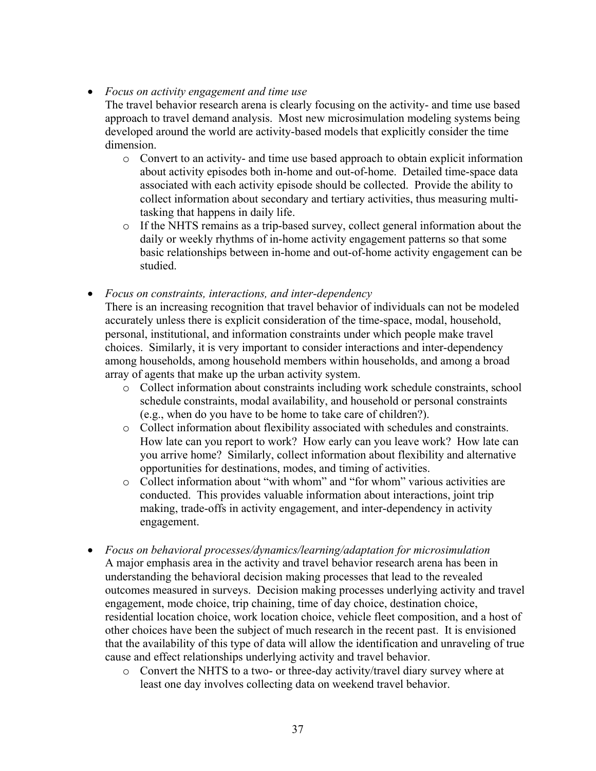- *Focus on activity engagement and time use*

  The travel behavior research arena is clearly focusing on the activity- and time use based approach to travel demand analysis. Most new microsimulation modeling systems being developed around the world are activity-based models that explicitly consider the time dimension.
  - Convert to an activity- and time use based approach to obtain explicit information about activity episodes both in-home and out-of-home. Detailed time-space data associated with each activity episode should be collected. Provide the ability to collect information about secondary and tertiary activities, thus measuring multi-tasking that happens in daily life.
  - If the NHTS remains as a trip-based survey, collect general information about the daily or weekly rhythms of in-home activity engagement patterns so that some basic relationships between in-home and out-of-home activity engagement can be studied.

- *Focus on constraints, interactions, and inter-dependency*

  There is an increasing recognition that travel behavior of individuals can not be modeled accurately unless there is explicit consideration of the time-space, modal, household, personal, institutional, and information constraints under which people make travel choices. Similarly, it is very important to consider interactions and inter-dependency among households, among household members within households, and among a broad array of agents that make up the urban activity system.
  - Collect information about constraints including work schedule constraints, school schedule constraints, modal availability, and household or personal constraints (e.g., when do you have to be home to take care of children?).
  - Collect information about flexibility associated with schedules and constraints. How late can you report to work? How early can you leave work? How late can you arrive home? Similarly, collect information about flexibility and alternative opportunities for destinations, modes, and timing of activities.
  - Collect information about "with whom" and "for whom" various activities are conducted. This provides valuable information about interactions, joint trip making, trade-offs in activity engagement, and inter-dependency in activity engagement.

- *Focus on behavioral processes/dynamics/learning/adaptation for microsimulation*

  A major emphasis area in the activity and travel behavior research arena has been in understanding the behavioral decision making processes that lead to the revealed outcomes measured in surveys. Decision making processes underlying activity and travel engagement, mode choice, trip chaining, time of day choice, destination choice, residential location choice, work location choice, vehicle fleet composition, and a host of other choices have been the subject of much research in the recent past. It is envisioned that the availability of this type of data will allow the identification and unraveling of true cause and effect relationships underlying activity and travel behavior.
  - Convert the NHTS to a two- or three-day activity/travel diary survey where at least one day involves collecting data on weekend travel behavior.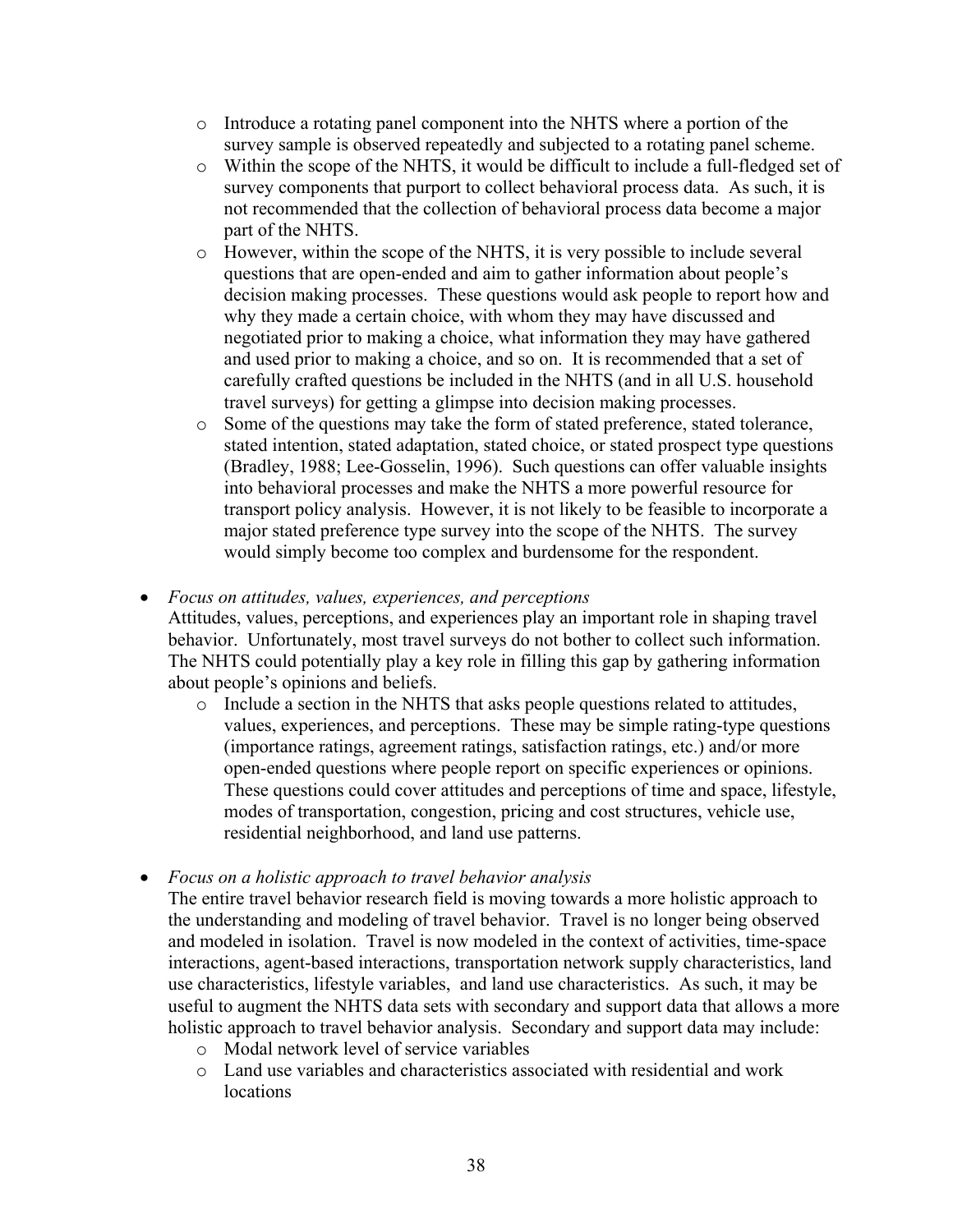- Introduce a rotating panel component into the NHTS where a portion of the survey sample is observed repeatedly and subjected to a rotating panel scheme.
    - Within the scope of the NHTS, it would be difficult to include a full-fledged set of survey components that purport to collect behavioral process data. As such, it is not recommended that the collection of behavioral process data become a major part of the NHTS.
    - However, within the scope of the NHTS, it is very possible to include several questions that are open-ended and aim to gather information about people's decision making processes. These questions would ask people to report how and why they made a certain choice, with whom they may have discussed and negotiated prior to making a choice, what information they may have gathered and used prior to making a choice, and so on. It is recommended that a set of carefully crafted questions be included in the NHTS (and in all U.S. household travel surveys) for getting a glimpse into decision making processes.
    - Some of the questions may take the form of stated preference, stated tolerance, stated intention, stated adaptation, stated choice, or stated prospect type questions (Bradley, 1988; Lee-Gosselin, 1996). Such questions can offer valuable insights into behavioral processes and make the NHTS a more powerful resource for transport policy analysis. However, it is not likely to be feasible to incorporate a major stated preference type survey into the scope of the NHTS. The survey would simply become too complex and burdensome for the respondent.

- *Focus on attitudes, values, experiences, and perceptions*
  Attitudes, values, perceptions, and experiences play an important role in shaping travel behavior. Unfortunately, most travel surveys do not bother to collect such information. The NHTS could potentially play a key role in filling this gap by gathering information about people's opinions and beliefs.
    - Include a section in the NHTS that asks people questions related to attitudes, values, experiences, and perceptions. These may be simple rating-type questions (importance ratings, agreement ratings, satisfaction ratings, etc.) and/or more open-ended questions where people report on specific experiences or opinions. These questions could cover attitudes and perceptions of time and space, lifestyle, modes of transportation, congestion, pricing and cost structures, vehicle use, residential neighborhood, and land use patterns.

- *Focus on a holistic approach to travel behavior analysis*
  The entire travel behavior research field is moving towards a more holistic approach to the understanding and modeling of travel behavior. Travel is no longer being observed and modeled in isolation. Travel is now modeled in the context of activities, time-space interactions, agent-based interactions, transportation network supply characteristics, land use characteristics, lifestyle variables, and land use characteristics. As such, it may be useful to augment the NHTS data sets with secondary and support data that allows a more holistic approach to travel behavior analysis. Secondary and support data may include:
    - Modal network level of service variables
    - Land use variables and characteristics associated with residential and work locations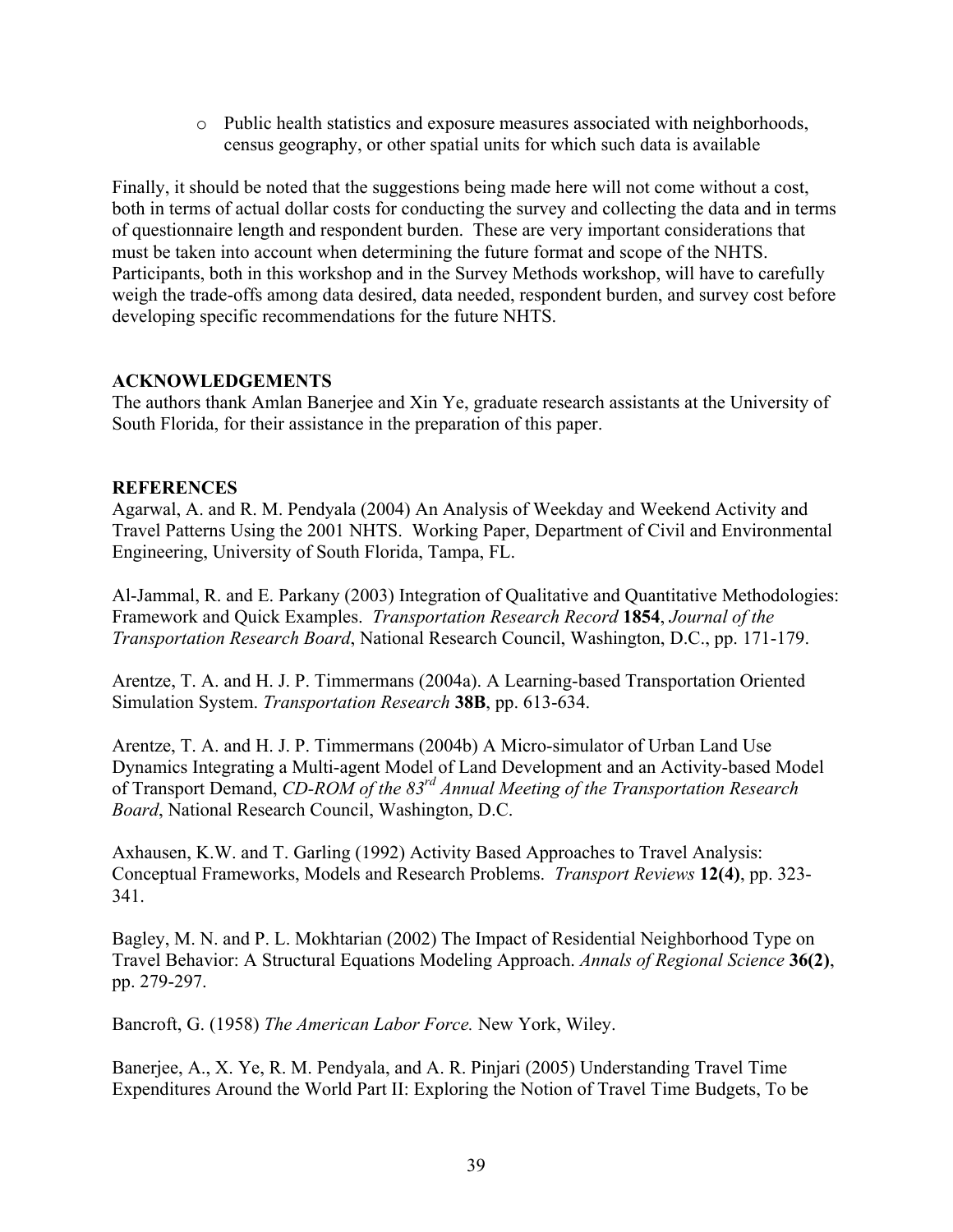- Public health statistics and exposure measures associated with neighborhoods, census geography, or other spatial units for which such data is available

Finally, it should be noted that the suggestions being made here will not come without a cost, both in terms of actual dollar costs for conducting the survey and collecting the data and in terms of questionnaire length and respondent burden. These are very important considerations that must be taken into account when determining the future format and scope of the NHTS. Participants, both in this workshop and in the Survey Methods workshop, will have to carefully weigh the trade-offs among data desired, data needed, respondent burden, and survey cost before developing specific recommendations for the future NHTS.

## ACKNOWLEDGEMENTS

The authors thank Amlan Banerjee and Xin Ye, graduate research assistants at the University of South Florida, for their assistance in the preparation of this paper.

## REFERENCES

Agarwal, A. and R. M. Pendyala (2004) An Analysis of Weekday and Weekend Activity and Travel Patterns Using the 2001 NHTS. Working Paper, Department of Civil and Environmental Engineering, University of South Florida, Tampa, FL.

Al-Jammal, R. and E. Parkany (2003) Integration of Qualitative and Quantitative Methodologies: Framework and Quick Examples. *Transportation Research Record* **1854**, *Journal of the Transportation Research Board*, National Research Council, Washington, D.C., pp. 171-179.

Arentze, T. A. and H. J. P. Timmermans (2004a). A Learning-based Transportation Oriented Simulation System. *Transportation Research* **38B**, pp. 613-634.

Arentze, T. A. and H. J. P. Timmermans (2004b) A Micro-simulator of Urban Land Use Dynamics Integrating a Multi-agent Model of Land Development and an Activity-based Model of Transport Demand, *CD-ROM of the 83rd Annual Meeting of the Transportation Research Board*, National Research Council, Washington, D.C.

Axhausen, K.W. and T. Garling (1992) Activity Based Approaches to Travel Analysis: Conceptual Frameworks, Models and Research Problems. *Transport Reviews* **12(4)**, pp. 323-341.

Bagley, M. N. and P. L. Mokhtarian (2002) The Impact of Residential Neighborhood Type on Travel Behavior: A Structural Equations Modeling Approach. *Annals of Regional Science* **36(2)**, pp. 279-297.

Bancroft, G. (1958) *The American Labor Force.* New York, Wiley.

Banerjee, A., X. Ye, R. M. Pendyala, and A. R. Pinjari (2005) Understanding Travel Time Expenditures Around the World Part II: Exploring the Notion of Travel Time Budgets, To be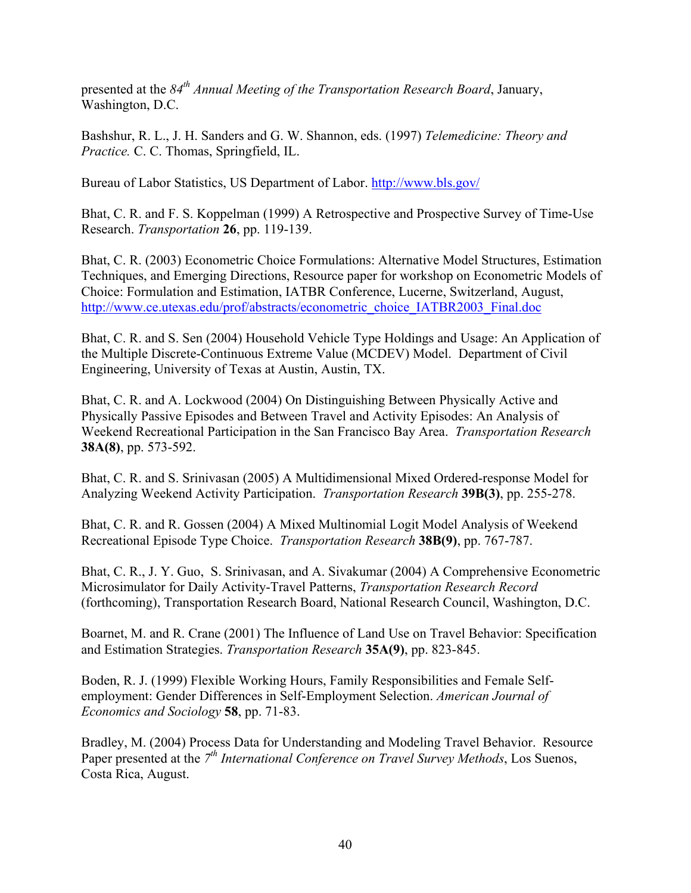presented at the *84[th] Annual Meeting of the Transportation Research Board*, January, Washington, D.C.

Bashshur, R. L., J. H. Sanders and G. W. Shannon, eds. (1997) *Telemedicine: Theory and Practice.* C. C. Thomas, Springfield, IL.

Bureau of Labor Statistics, US Department of Labor. http://www.bls.gov/

Bhat, C. R. and F. S. Koppelman (1999) A Retrospective and Prospective Survey of Time-Use Research. *Transportation* **26**, pp. 119-139.

Bhat, C. R. (2003) Econometric Choice Formulations: Alternative Model Structures, Estimation Techniques, and Emerging Directions, Resource paper for workshop on Econometric Models of Choice: Formulation and Estimation, IATBR Conference, Lucerne, Switzerland, August, http://www.ce.utexas.edu/prof/abstracts/econometric_choice_IATBR2003_Final.doc

Bhat, C. R. and S. Sen (2004) Household Vehicle Type Holdings and Usage: An Application of the Multiple Discrete-Continuous Extreme Value (MCDEV) Model. Department of Civil Engineering, University of Texas at Austin, Austin, TX.

Bhat, C. R. and A. Lockwood (2004) On Distinguishing Between Physically Active and Physically Passive Episodes and Between Travel and Activity Episodes: An Analysis of Weekend Recreational Participation in the San Francisco Bay Area. *Transportation Research* **38A(8)**, pp. 573-592.

Bhat, C. R. and S. Srinivasan (2005) A Multidimensional Mixed Ordered-response Model for Analyzing Weekend Activity Participation. *Transportation Research* **39B(3)**, pp. 255-278.

Bhat, C. R. and R. Gossen (2004) A Mixed Multinomial Logit Model Analysis of Weekend Recreational Episode Type Choice. *Transportation Research* **38B(9)**, pp. 767-787.

Bhat, C. R., J. Y. Guo, S. Srinivasan, and A. Sivakumar (2004) A Comprehensive Econometric Microsimulator for Daily Activity-Travel Patterns, *Transportation Research Record* (forthcoming), Transportation Research Board, National Research Council, Washington, D.C.

Boarnet, M. and R. Crane (2001) The Influence of Land Use on Travel Behavior: Specification and Estimation Strategies. *Transportation Research* **35A(9)**, pp. 823-845.

Boden, R. J. (1999) Flexible Working Hours, Family Responsibilities and Female Self-employment: Gender Differences in Self-Employment Selection. *American Journal of Economics and Sociology* **58**, pp. 71-83.

Bradley, M. (2004) Process Data for Understanding and Modeling Travel Behavior. Resource Paper presented at the *7[th] International Conference on Travel Survey Methods*, Los Suenos, Costa Rica, August.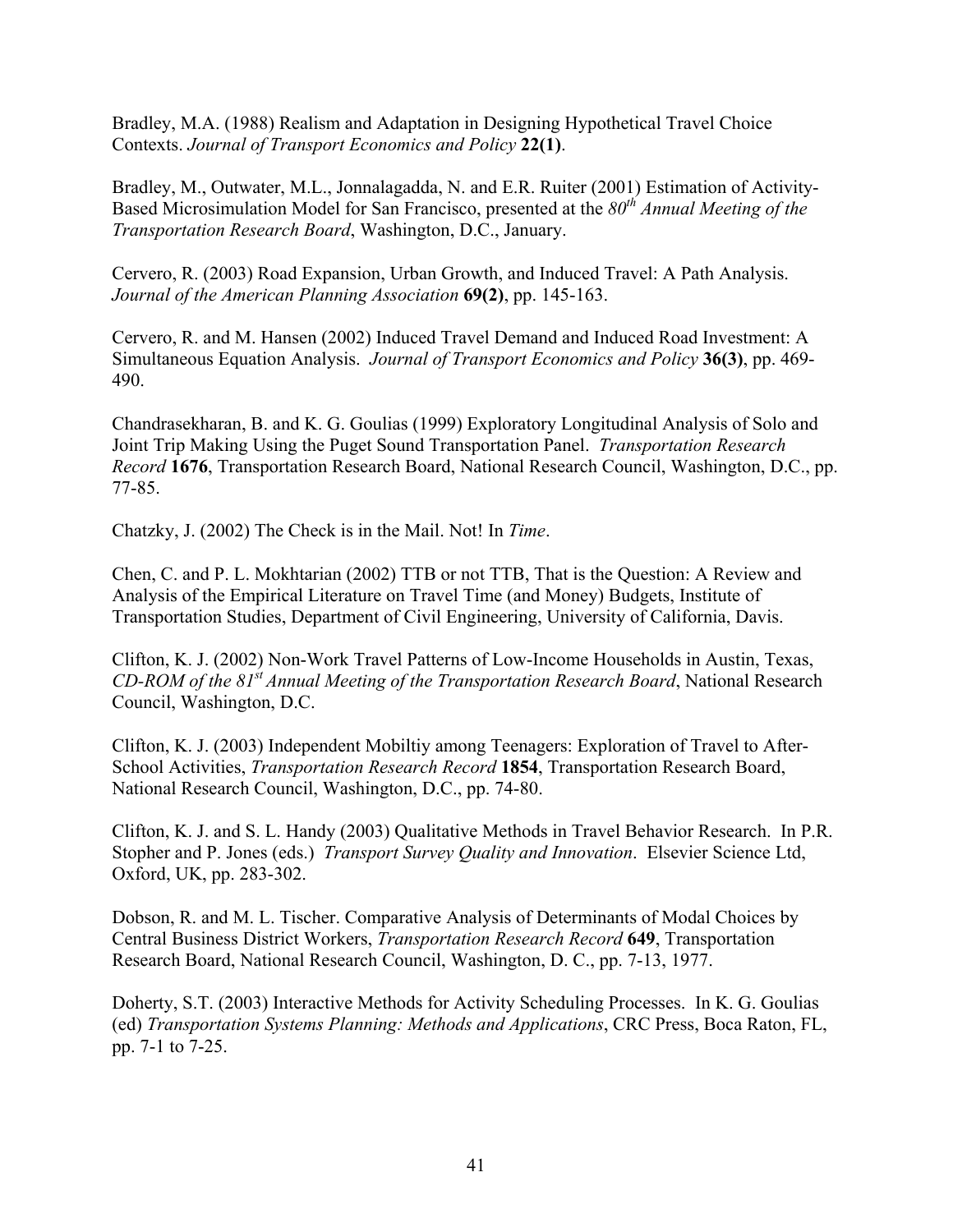Bradley, M.A. (1988) Realism and Adaptation in Designing Hypothetical Travel Choice Contexts. *Journal of Transport Economics and Policy* **22(1)**.

Bradley, M., Outwater, M.L., Jonnalagadda, N. and E.R. Ruiter (2001) Estimation of Activity-Based Microsimulation Model for San Francisco, presented at the *80th Annual Meeting of the Transportation Research Board*, Washington, D.C., January.

Cervero, R. (2003) Road Expansion, Urban Growth, and Induced Travel: A Path Analysis. *Journal of the American Planning Association* **69(2)**, pp. 145-163.

Cervero, R. and M. Hansen (2002) Induced Travel Demand and Induced Road Investment: A Simultaneous Equation Analysis. *Journal of Transport Economics and Policy* **36(3)**, pp. 469-490.

Chandrasekharan, B. and K. G. Goulias (1999) Exploratory Longitudinal Analysis of Solo and Joint Trip Making Using the Puget Sound Transportation Panel. *Transportation Research Record* **1676**, Transportation Research Board, National Research Council, Washington, D.C., pp. 77-85.

Chatzky, J. (2002) The Check is in the Mail. Not! In *Time*.

Chen, C. and P. L. Mokhtarian (2002) TTB or not TTB, That is the Question: A Review and Analysis of the Empirical Literature on Travel Time (and Money) Budgets, Institute of Transportation Studies, Department of Civil Engineering, University of California, Davis.

Clifton, K. J. (2002) Non-Work Travel Patterns of Low-Income Households in Austin, Texas, *CD-ROM of the 81st Annual Meeting of the Transportation Research Board*, National Research Council, Washington, D.C.

Clifton, K. J. (2003) Independent Mobiltiy among Teenagers: Exploration of Travel to After-School Activities, *Transportation Research Record* **1854**, Transportation Research Board, National Research Council, Washington, D.C., pp. 74-80.

Clifton, K. J. and S. L. Handy (2003) Qualitative Methods in Travel Behavior Research. In P.R. Stopher and P. Jones (eds.) *Transport Survey Quality and Innovation*. Elsevier Science Ltd, Oxford, UK, pp. 283-302.

Dobson, R. and M. L. Tischer. Comparative Analysis of Determinants of Modal Choices by Central Business District Workers, *Transportation Research Record* **649**, Transportation Research Board, National Research Council, Washington, D. C., pp. 7-13, 1977.

Doherty, S.T. (2003) Interactive Methods for Activity Scheduling Processes. In K. G. Goulias (ed) *Transportation Systems Planning: Methods and Applications*, CRC Press, Boca Raton, FL, pp. 7-1 to 7-25.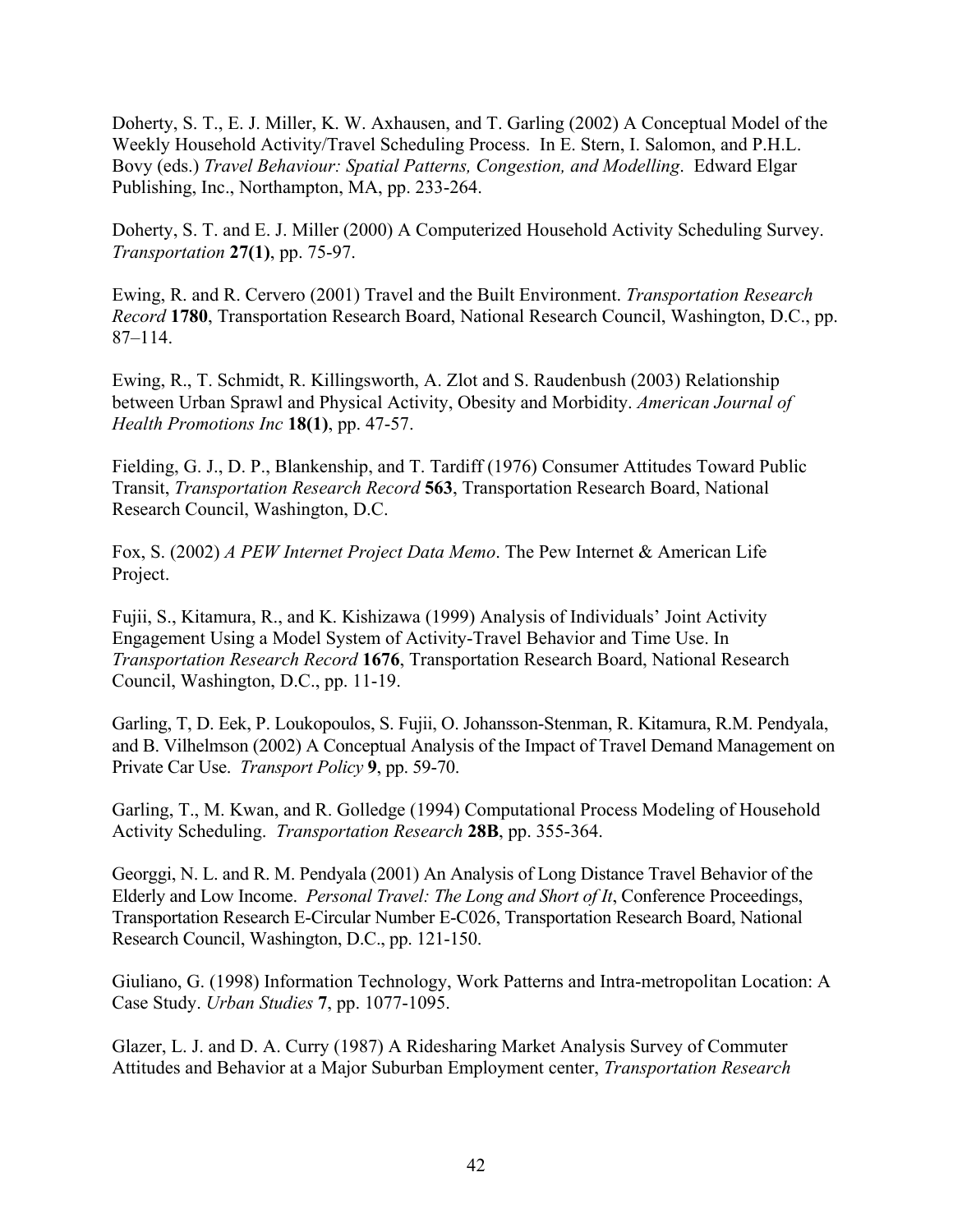Doherty, S. T., E. J. Miller, K. W. Axhausen, and T. Garling (2002) A Conceptual Model of the Weekly Household Activity/Travel Scheduling Process. In E. Stern, I. Salomon, and P.H.L. Bovy (eds.) *Travel Behaviour: Spatial Patterns, Congestion, and Modelling*. Edward Elgar Publishing, Inc., Northampton, MA, pp. 233-264.

Doherty, S. T. and E. J. Miller (2000) A Computerized Household Activity Scheduling Survey. *Transportation* **27(1)**, pp. 75-97.

Ewing, R. and R. Cervero (2001) Travel and the Built Environment. *Transportation Research Record* **1780**, Transportation Research Board, National Research Council, Washington, D.C., pp. 87–114.

Ewing, R., T. Schmidt, R. Killingsworth, A. Zlot and S. Raudenbush (2003) Relationship between Urban Sprawl and Physical Activity, Obesity and Morbidity. *American Journal of Health Promotions Inc* **18(1)**, pp. 47-57.

Fielding, G. J., D. P., Blankenship, and T. Tardiff (1976) Consumer Attitudes Toward Public Transit, *Transportation Research Record* **563**, Transportation Research Board, National Research Council, Washington, D.C.

Fox, S. (2002) *A PEW Internet Project Data Memo*. The Pew Internet & American Life Project.

Fujii, S., Kitamura, R., and K. Kishizawa (1999) Analysis of Individuals' Joint Activity Engagement Using a Model System of Activity-Travel Behavior and Time Use. In *Transportation Research Record* **1676**, Transportation Research Board, National Research Council, Washington, D.C., pp. 11-19.

Garling, T, D. Eek, P. Loukopoulos, S. Fujii, O. Johansson-Stenman, R. Kitamura, R.M. Pendyala, and B. Vilhelmson (2002) A Conceptual Analysis of the Impact of Travel Demand Management on Private Car Use. *Transport Policy* **9**, pp. 59-70.

Garling, T., M. Kwan, and R. Golledge (1994) Computational Process Modeling of Household Activity Scheduling. *Transportation Research* **28B**, pp. 355-364.

Georggi, N. L. and R. M. Pendyala (2001) An Analysis of Long Distance Travel Behavior of the Elderly and Low Income. *Personal Travel: The Long and Short of It*, Conference Proceedings, Transportation Research E-Circular Number E-C026, Transportation Research Board, National Research Council, Washington, D.C., pp. 121-150.

Giuliano, G. (1998) Information Technology, Work Patterns and Intra-metropolitan Location: A Case Study. *Urban Studies* **7**, pp. 1077-1095.

Glazer, L. J. and D. A. Curry (1987) A Ridesharing Market Analysis Survey of Commuter Attitudes and Behavior at a Major Suburban Employment center, *Transportation Research*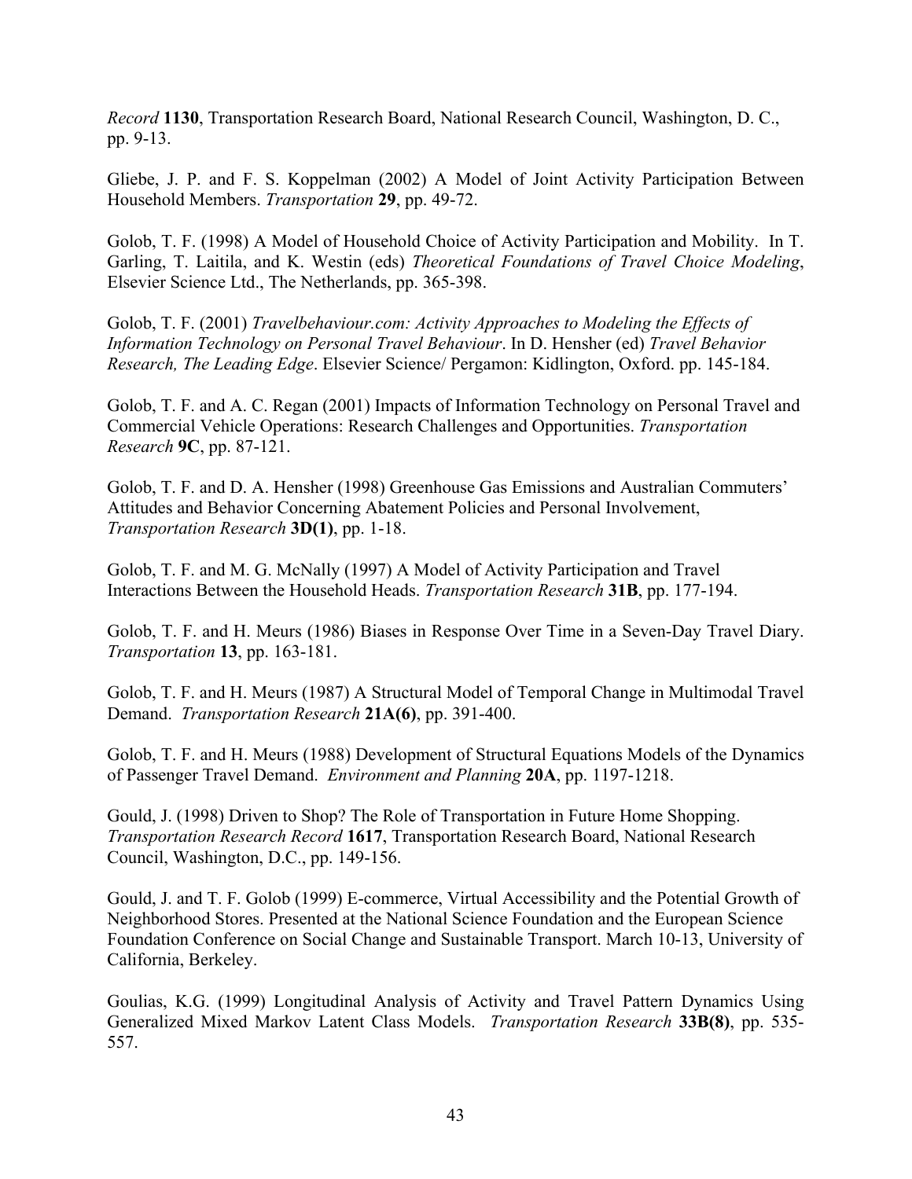*Record* **1130**, Transportation Research Board, National Research Council, Washington, D. C., pp. 9-13.

Gliebe, J. P. and F. S. Koppelman (2002) A Model of Joint Activity Participation Between Household Members. *Transportation* **29**, pp. 49-72.

Golob, T. F. (1998) A Model of Household Choice of Activity Participation and Mobility. In T. Garling, T. Laitila, and K. Westin (eds) *Theoretical Foundations of Travel Choice Modeling*, Elsevier Science Ltd., The Netherlands, pp. 365-398.

Golob, T. F. (2001) *Travelbehaviour.com: Activity Approaches to Modeling the Effects of Information Technology on Personal Travel Behaviour*. In D. Hensher (ed) *Travel Behavior Research, The Leading Edge*. Elsevier Science/ Pergamon: Kidlington, Oxford. pp. 145-184.

Golob, T. F. and A. C. Regan (2001) Impacts of Information Technology on Personal Travel and Commercial Vehicle Operations: Research Challenges and Opportunities. *Transportation Research* **9C**, pp. 87-121.

Golob, T. F. and D. A. Hensher (1998) Greenhouse Gas Emissions and Australian Commuters' Attitudes and Behavior Concerning Abatement Policies and Personal Involvement, *Transportation Research* **3D(1)**, pp. 1-18.

Golob, T. F. and M. G. McNally (1997) A Model of Activity Participation and Travel Interactions Between the Household Heads. *Transportation Research* **31B**, pp. 177-194.

Golob, T. F. and H. Meurs (1986) Biases in Response Over Time in a Seven-Day Travel Diary. *Transportation* **13**, pp. 163-181.

Golob, T. F. and H. Meurs (1987) A Structural Model of Temporal Change in Multimodal Travel Demand. *Transportation Research* **21A(6)**, pp. 391-400.

Golob, T. F. and H. Meurs (1988) Development of Structural Equations Models of the Dynamics of Passenger Travel Demand. *Environment and Planning* **20A**, pp. 1197-1218.

Gould, J. (1998) Driven to Shop? The Role of Transportation in Future Home Shopping. *Transportation Research Record* **1617**, Transportation Research Board, National Research Council, Washington, D.C., pp. 149-156.

Gould, J. and T. F. Golob (1999) E-commerce, Virtual Accessibility and the Potential Growth of Neighborhood Stores. Presented at the National Science Foundation and the European Science Foundation Conference on Social Change and Sustainable Transport. March 10-13, University of California, Berkeley.

Goulias, K.G. (1999) Longitudinal Analysis of Activity and Travel Pattern Dynamics Using Generalized Mixed Markov Latent Class Models. *Transportation Research* **33B(8)**, pp. 535-557.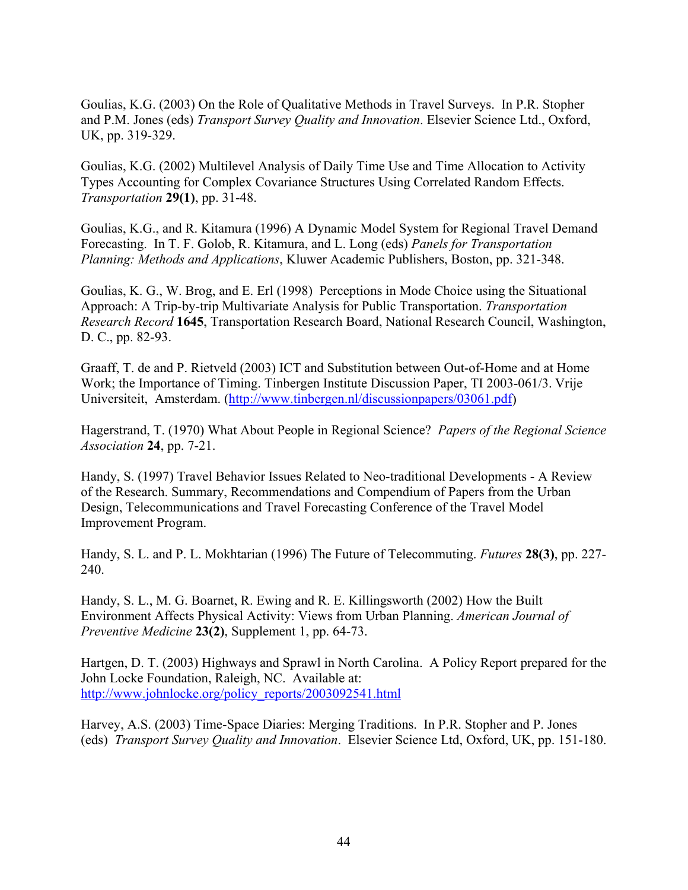Goulias, K.G. (2003) On the Role of Qualitative Methods in Travel Surveys. In P.R. Stopher and P.M. Jones (eds) *Transport Survey Quality and Innovation*. Elsevier Science Ltd., Oxford, UK, pp. 319-329.

Goulias, K.G. (2002) Multilevel Analysis of Daily Time Use and Time Allocation to Activity Types Accounting for Complex Covariance Structures Using Correlated Random Effects. *Transportation* **29(1)**, pp. 31-48.

Goulias, K.G., and R. Kitamura (1996) A Dynamic Model System for Regional Travel Demand Forecasting. In T. F. Golob, R. Kitamura, and L. Long (eds) *Panels for Transportation Planning: Methods and Applications*, Kluwer Academic Publishers, Boston, pp. 321-348.

Goulias, K. G., W. Brog, and E. Erl (1998) Perceptions in Mode Choice using the Situational Approach: A Trip-by-trip Multivariate Analysis for Public Transportation. *Transportation Research Record* **1645**, Transportation Research Board, National Research Council, Washington, D. C., pp. 82-93.

Graaff, T. de and P. Rietveld (2003) ICT and Substitution between Out-of-Home and at Home Work; the Importance of Timing. Tinbergen Institute Discussion Paper, TI 2003-061/3. Vrije Universiteit, Amsterdam. (http://www.tinbergen.nl/discussionpapers/03061.pdf)

Hagerstrand, T. (1970) What About People in Regional Science? *Papers of the Regional Science Association* **24**, pp. 7-21.

Handy, S. (1997) Travel Behavior Issues Related to Neo-traditional Developments - A Review of the Research. Summary, Recommendations and Compendium of Papers from the Urban Design, Telecommunications and Travel Forecasting Conference of the Travel Model Improvement Program.

Handy, S. L. and P. L. Mokhtarian (1996) The Future of Telecommuting. *Futures* **28(3)**, pp. 227-240.

Handy, S. L., M. G. Boarnet, R. Ewing and R. E. Killingsworth (2002) How the Built Environment Affects Physical Activity: Views from Urban Planning. *American Journal of Preventive Medicine* **23(2)**, Supplement 1, pp. 64-73.

Hartgen, D. T. (2003) Highways and Sprawl in North Carolina. A Policy Report prepared for the John Locke Foundation, Raleigh, NC. Available at: http://www.johnlocke.org/policy_reports/2003092541.html

Harvey, A.S. (2003) Time-Space Diaries: Merging Traditions. In P.R. Stopher and P. Jones (eds) *Transport Survey Quality and Innovation*. Elsevier Science Ltd, Oxford, UK, pp. 151-180.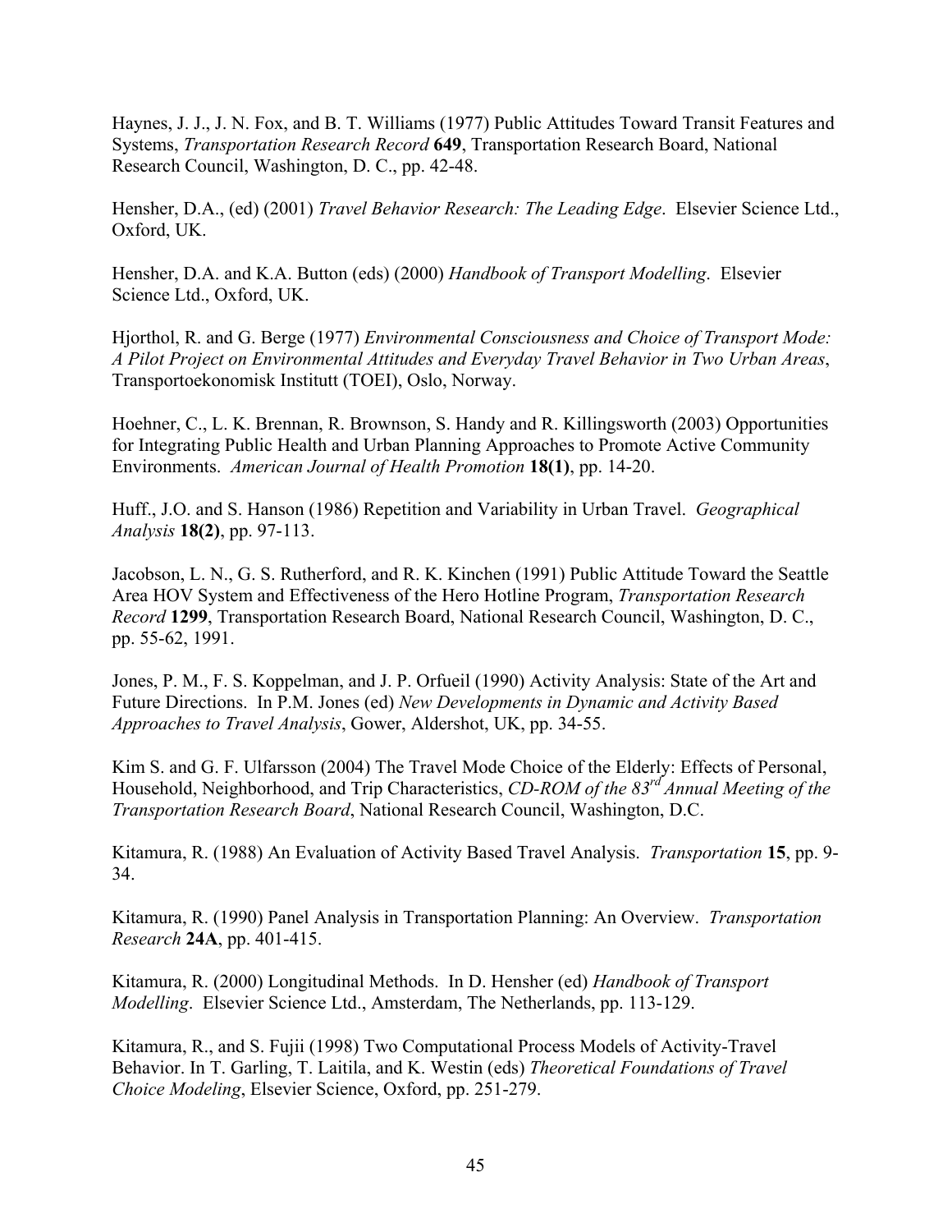Haynes, J. J., J. N. Fox, and B. T. Williams (1977) Public Attitudes Toward Transit Features and Systems, *Transportation Research Record* **649**, Transportation Research Board, National Research Council, Washington, D. C., pp. 42-48.

Hensher, D.A., (ed) (2001) *Travel Behavior Research: The Leading Edge*. Elsevier Science Ltd., Oxford, UK.

Hensher, D.A. and K.A. Button (eds) (2000) *Handbook of Transport Modelling*. Elsevier Science Ltd., Oxford, UK.

Hjorthol, R. and G. Berge (1977) *Environmental Consciousness and Choice of Transport Mode: A Pilot Project on Environmental Attitudes and Everyday Travel Behavior in Two Urban Areas*, Transportoekonomisk Institutt (TOEI), Oslo, Norway.

Hoehner, C., L. K. Brennan, R. Brownson, S. Handy and R. Killingsworth (2003) Opportunities for Integrating Public Health and Urban Planning Approaches to Promote Active Community Environments. *American Journal of Health Promotion* **18(1)**, pp. 14-20.

Huff., J.O. and S. Hanson (1986) Repetition and Variability in Urban Travel. *Geographical Analysis* **18(2)**, pp. 97-113.

Jacobson, L. N., G. S. Rutherford, and R. K. Kinchen (1991) Public Attitude Toward the Seattle Area HOV System and Effectiveness of the Hero Hotline Program, *Transportation Research Record* **1299**, Transportation Research Board, National Research Council, Washington, D. C., pp. 55-62, 1991.

Jones, P. M., F. S. Koppelman, and J. P. Orfueil (1990) Activity Analysis: State of the Art and Future Directions. In P.M. Jones (ed) *New Developments in Dynamic and Activity Based Approaches to Travel Analysis*, Gower, Aldershot, UK, pp. 34-55.

Kim S. and G. F. Ulfarsson (2004) The Travel Mode Choice of the Elderly: Effects of Personal, Household, Neighborhood, and Trip Characteristics, *CD-ROM of the 83rd Annual Meeting of the Transportation Research Board*, National Research Council, Washington, D.C.

Kitamura, R. (1988) An Evaluation of Activity Based Travel Analysis. *Transportation* **15**, pp. 9-34.

Kitamura, R. (1990) Panel Analysis in Transportation Planning: An Overview. *Transportation Research* **24A**, pp. 401-415.

Kitamura, R. (2000) Longitudinal Methods. In D. Hensher (ed) *Handbook of Transport Modelling*. Elsevier Science Ltd., Amsterdam, The Netherlands, pp. 113-129.

Kitamura, R., and S. Fujii (1998) Two Computational Process Models of Activity-Travel Behavior. In T. Garling, T. Laitila, and K. Westin (eds) *Theoretical Foundations of Travel Choice Modeling*, Elsevier Science, Oxford, pp. 251-279.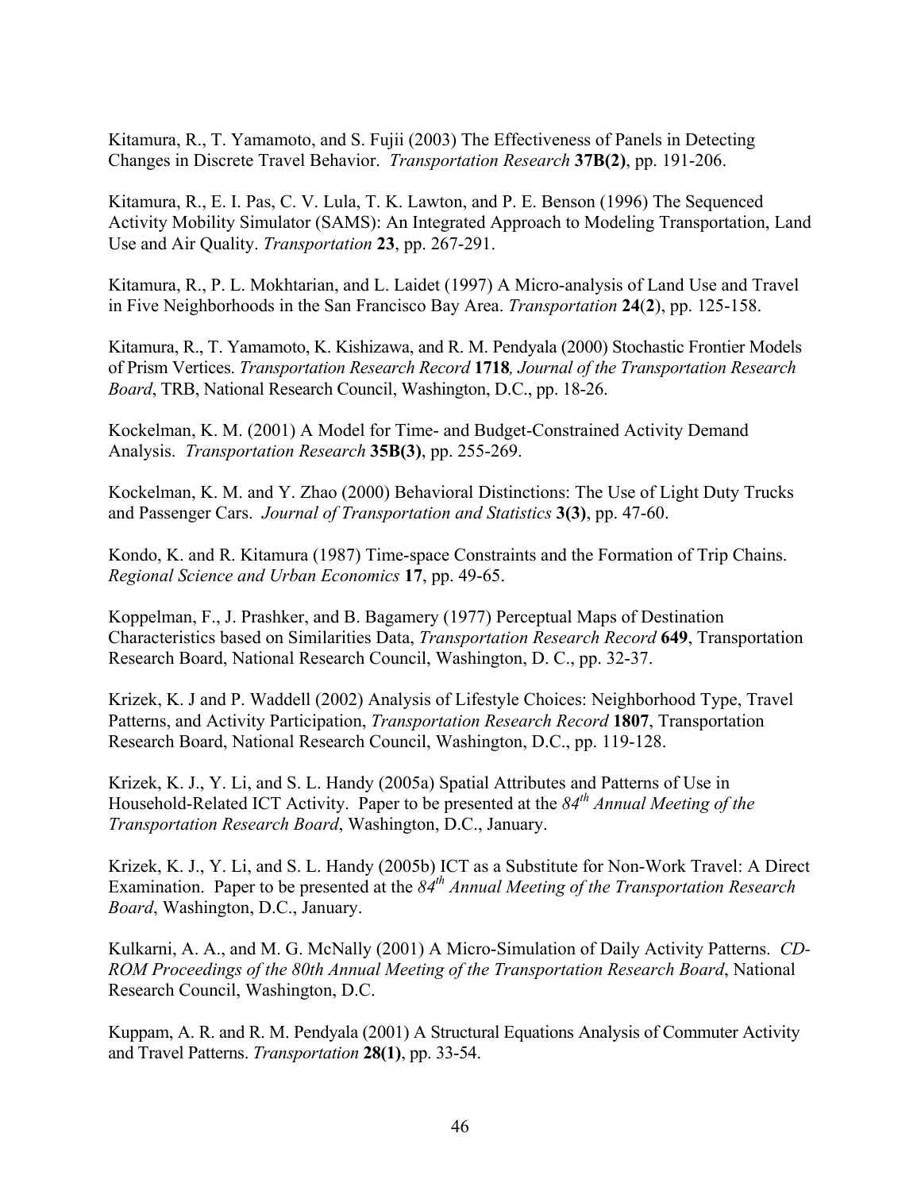Kitamura, R., T. Yamamoto, and S. Fujii (2003) The Effectiveness of Panels in Detecting Changes in Discrete Travel Behavior. *Transportation Research* **37B(2)**, pp. 191-206.

Kitamura, R., E. I. Pas, C. V. Lula, T. K. Lawton, and P. E. Benson (1996) The Sequenced Activity Mobility Simulator (SAMS): An Integrated Approach to Modeling Transportation, Land Use and Air Quality. *Transportation* **23**, pp. 267-291.

Kitamura, R., P. L. Mokhtarian, and L. Laidet (1997) A Micro-analysis of Land Use and Travel in Five Neighborhoods in the San Francisco Bay Area. *Transportation* **24**(**2**), pp. 125-158.

Kitamura, R., T. Yamamoto, K. Kishizawa, and R. M. Pendyala (2000) Stochastic Frontier Models of Prism Vertices. *Transportation Research Record* **1718***, Journal of the Transportation Research Board*, TRB, National Research Council, Washington, D.C., pp. 18-26.

Kockelman, K. M. (2001) A Model for Time- and Budget-Constrained Activity Demand Analysis. *Transportation Research* **35B(3)**, pp. 255-269.

Kockelman, K. M. and Y. Zhao (2000) Behavioral Distinctions: The Use of Light Duty Trucks and Passenger Cars. *Journal of Transportation and Statistics* **3(3)**, pp. 47-60.

Kondo, K. and R. Kitamura (1987) Time-space Constraints and the Formation of Trip Chains. *Regional Science and Urban Economics* **17**, pp. 49-65.

Koppelman, F., J. Prashker, and B. Bagamery (1977) Perceptual Maps of Destination Characteristics based on Similarities Data, *Transportation Research Record* **649**, Transportation Research Board, National Research Council, Washington, D. C., pp. 32-37.

Krizek, K. J and P. Waddell (2002) Analysis of Lifestyle Choices: Neighborhood Type, Travel Patterns, and Activity Participation, *Transportation Research Record* **1807**, Transportation Research Board, National Research Council, Washington, D.C., pp. 119-128.

Krizek, K. J., Y. Li, and S. L. Handy (2005a) Spatial Attributes and Patterns of Use in Household-Related ICT Activity. Paper to be presented at the *84th Annual Meeting of the Transportation Research Board*, Washington, D.C., January.

Krizek, K. J., Y. Li, and S. L. Handy (2005b) ICT as a Substitute for Non-Work Travel: A Direct Examination. Paper to be presented at the *84th Annual Meeting of the Transportation Research Board*, Washington, D.C., January.

Kulkarni, A. A., and M. G. McNally (2001) A Micro-Simulation of Daily Activity Patterns. *CD-ROM Proceedings of the 80th Annual Meeting of the Transportation Research Board*, National Research Council, Washington, D.C.

Kuppam, A. R. and R. M. Pendyala (2001) A Structural Equations Analysis of Commuter Activity and Travel Patterns. *Transportation* **28(1)**, pp. 33-54.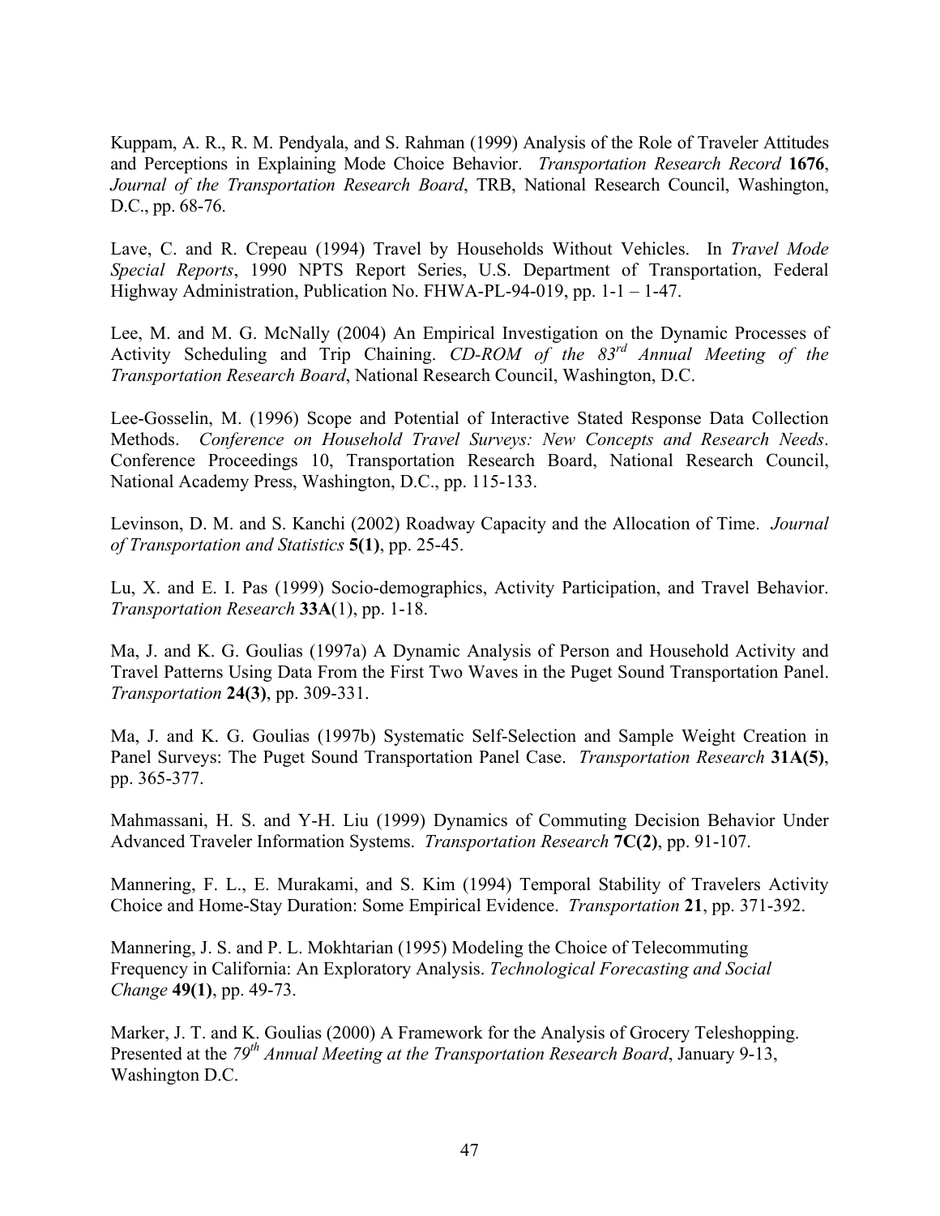Kuppam, A. R., R. M. Pendyala, and S. Rahman (1999) Analysis of the Role of Traveler Attitudes and Perceptions in Explaining Mode Choice Behavior. *Transportation Research Record* **1676**, *Journal of the Transportation Research Board*, TRB, National Research Council, Washington, D.C., pp. 68-76.

Lave, C. and R. Crepeau (1994) Travel by Households Without Vehicles. In *Travel Mode Special Reports*, 1990 NPTS Report Series, U.S. Department of Transportation, Federal Highway Administration, Publication No. FHWA-PL-94-019, pp. 1-1 – 1-47.

Lee, M. and M. G. McNally (2004) An Empirical Investigation on the Dynamic Processes of Activity Scheduling and Trip Chaining. *CD-ROM of the 83rd Annual Meeting of the Transportation Research Board*, National Research Council, Washington, D.C.

Lee-Gosselin, M. (1996) Scope and Potential of Interactive Stated Response Data Collection Methods. *Conference on Household Travel Surveys: New Concepts and Research Needs*. Conference Proceedings 10, Transportation Research Board, National Research Council, National Academy Press, Washington, D.C., pp. 115-133.

Levinson, D. M. and S. Kanchi (2002) Roadway Capacity and the Allocation of Time. *Journal of Transportation and Statistics* **5(1)**, pp. 25-45.

Lu, X. and E. I. Pas (1999) Socio-demographics, Activity Participation, and Travel Behavior. *Transportation Research* **33A**(1), pp. 1-18.

Ma, J. and K. G. Goulias (1997a) A Dynamic Analysis of Person and Household Activity and Travel Patterns Using Data From the First Two Waves in the Puget Sound Transportation Panel. *Transportation* **24(3)**, pp. 309-331.

Ma, J. and K. G. Goulias (1997b) Systematic Self-Selection and Sample Weight Creation in Panel Surveys: The Puget Sound Transportation Panel Case. *Transportation Research* **31A(5)**, pp. 365-377.

Mahmassani, H. S. and Y-H. Liu (1999) Dynamics of Commuting Decision Behavior Under Advanced Traveler Information Systems. *Transportation Research* **7C(2)**, pp. 91-107.

Mannering, F. L., E. Murakami, and S. Kim (1994) Temporal Stability of Travelers Activity Choice and Home-Stay Duration: Some Empirical Evidence. *Transportation* **21**, pp. 371-392.

Mannering, J. S. and P. L. Mokhtarian (1995) Modeling the Choice of Telecommuting Frequency in California: An Exploratory Analysis. *Technological Forecasting and Social Change* **49(1)**, pp. 49-73.

Marker, J. T. and K. Goulias (2000) A Framework for the Analysis of Grocery Teleshopping. Presented at the *79th Annual Meeting at the Transportation Research Board*, January 9-13, Washington D.C.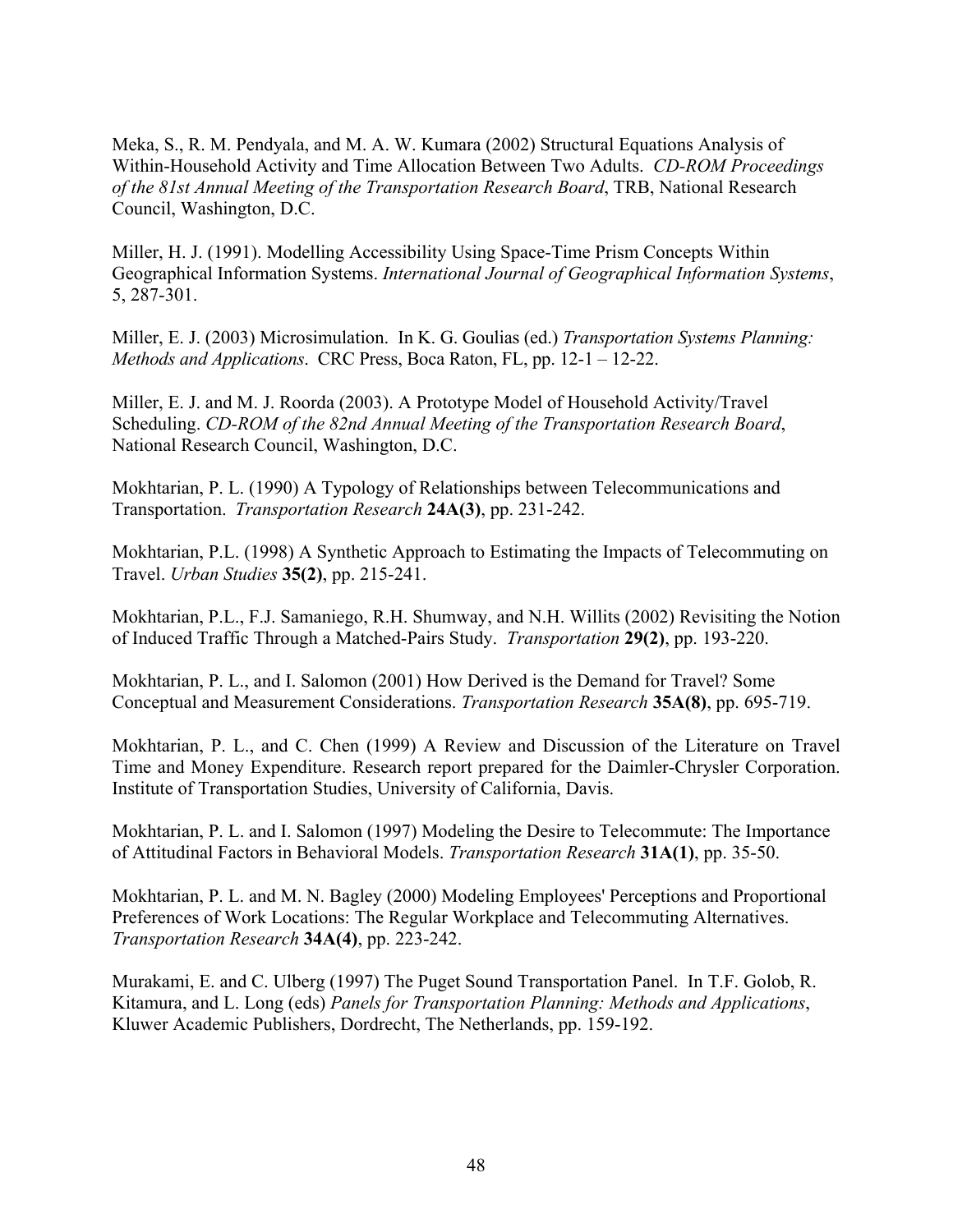Meka, S., R. M. Pendyala, and M. A. W. Kumara (2002) Structural Equations Analysis of Within-Household Activity and Time Allocation Between Two Adults. *CD-ROM Proceedings of the 81st Annual Meeting of the Transportation Research Board*, TRB, National Research Council, Washington, D.C.

Miller, H. J. (1991). Modelling Accessibility Using Space-Time Prism Concepts Within Geographical Information Systems. *International Journal of Geographical Information Systems*, 5, 287-301.

Miller, E. J. (2003) Microsimulation. In K. G. Goulias (ed.) *Transportation Systems Planning: Methods and Applications*. CRC Press, Boca Raton, FL, pp. 12-1 – 12-22.

Miller, E. J. and M. J. Roorda (2003). A Prototype Model of Household Activity/Travel Scheduling. *CD-ROM of the 82nd Annual Meeting of the Transportation Research Board*, National Research Council, Washington, D.C.

Mokhtarian, P. L. (1990) A Typology of Relationships between Telecommunications and Transportation. *Transportation Research* **24A(3)**, pp. 231-242.

Mokhtarian, P.L. (1998) A Synthetic Approach to Estimating the Impacts of Telecommuting on Travel. *Urban Studies* **35(2)**, pp. 215-241.

Mokhtarian, P.L., F.J. Samaniego, R.H. Shumway, and N.H. Willits (2002) Revisiting the Notion of Induced Traffic Through a Matched-Pairs Study. *Transportation* **29(2)**, pp. 193-220.

Mokhtarian, P. L., and I. Salomon (2001) How Derived is the Demand for Travel? Some Conceptual and Measurement Considerations. *Transportation Research* **35A(8)**, pp. 695-719.

Mokhtarian, P. L., and C. Chen (1999) A Review and Discussion of the Literature on Travel Time and Money Expenditure. Research report prepared for the Daimler-Chrysler Corporation. Institute of Transportation Studies, University of California, Davis.

Mokhtarian, P. L. and I. Salomon (1997) Modeling the Desire to Telecommute: The Importance of Attitudinal Factors in Behavioral Models. *Transportation Research* **31A(1)**, pp. 35-50.

Mokhtarian, P. L. and M. N. Bagley (2000) Modeling Employees' Perceptions and Proportional Preferences of Work Locations: The Regular Workplace and Telecommuting Alternatives. *Transportation Research* **34A(4)**, pp. 223-242.

Murakami, E. and C. Ulberg (1997) The Puget Sound Transportation Panel. In T.F. Golob, R. Kitamura, and L. Long (eds) *Panels for Transportation Planning: Methods and Applications*, Kluwer Academic Publishers, Dordrecht, The Netherlands, pp. 159-192.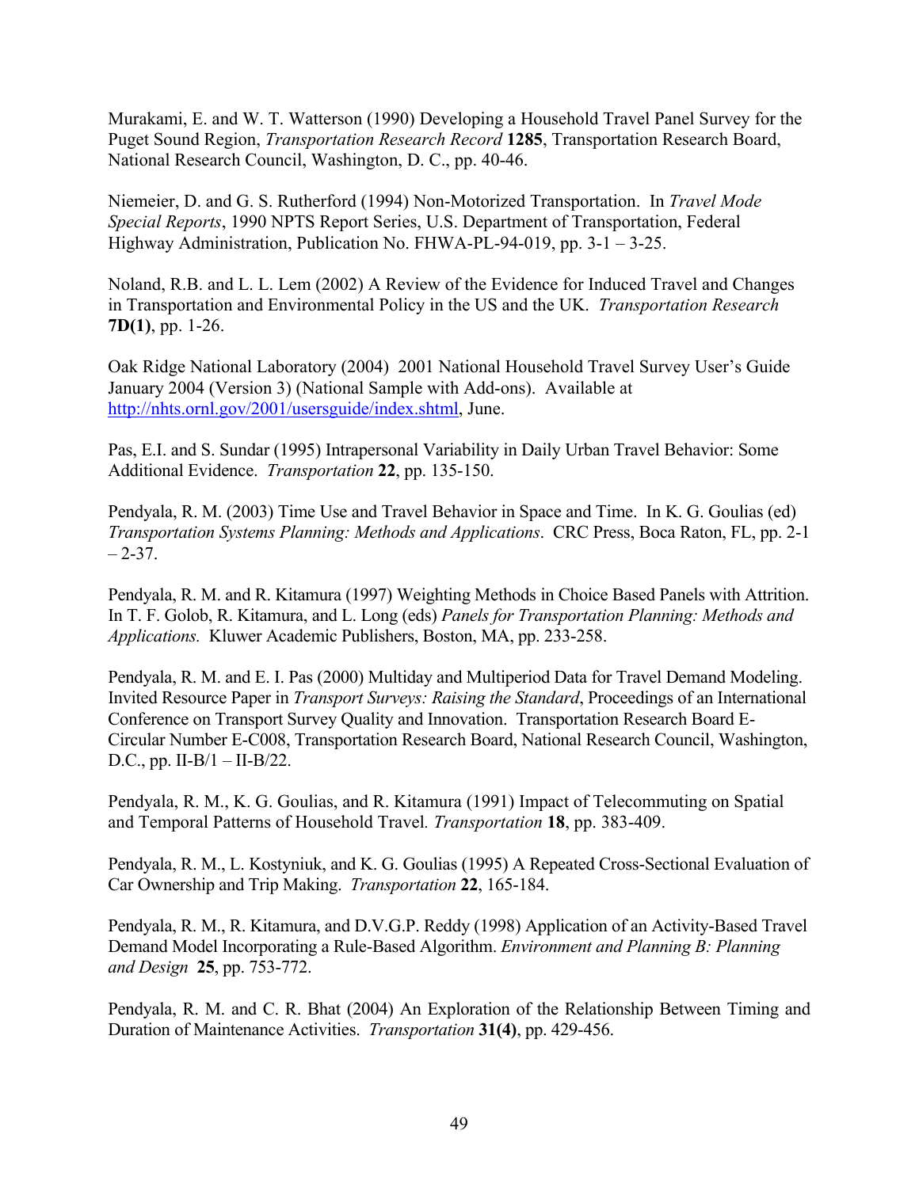Murakami, E. and W. T. Watterson (1990) Developing a Household Travel Panel Survey for the Puget Sound Region, *Transportation Research Record* **1285**, Transportation Research Board, National Research Council, Washington, D. C., pp. 40-46.

Niemeier, D. and G. S. Rutherford (1994) Non-Motorized Transportation. In *Travel Mode Special Reports*, 1990 NPTS Report Series, U.S. Department of Transportation, Federal Highway Administration, Publication No. FHWA-PL-94-019, pp. 3-1 – 3-25.

Noland, R.B. and L. L. Lem (2002) A Review of the Evidence for Induced Travel and Changes in Transportation and Environmental Policy in the US and the UK. *Transportation Research* **7D(1)**, pp. 1-26.

Oak Ridge National Laboratory (2004) 2001 National Household Travel Survey User's Guide January 2004 (Version 3) (National Sample with Add-ons). Available at http://nhts.ornl.gov/2001/usersguide/index.shtml, June.

Pas, E.I. and S. Sundar (1995) Intrapersonal Variability in Daily Urban Travel Behavior: Some Additional Evidence. *Transportation* **22**, pp. 135-150.

Pendyala, R. M. (2003) Time Use and Travel Behavior in Space and Time. In K. G. Goulias (ed) *Transportation Systems Planning: Methods and Applications*. CRC Press, Boca Raton, FL, pp. 2-1 – 2-37.

Pendyala, R. M. and R. Kitamura (1997) Weighting Methods in Choice Based Panels with Attrition. In T. F. Golob, R. Kitamura, and L. Long (eds) *Panels for Transportation Planning: Methods and Applications.* Kluwer Academic Publishers, Boston, MA, pp. 233-258.

Pendyala, R. M. and E. I. Pas (2000) Multiday and Multiperiod Data for Travel Demand Modeling. Invited Resource Paper in *Transport Surveys: Raising the Standard*, Proceedings of an International Conference on Transport Survey Quality and Innovation. Transportation Research Board E-Circular Number E-C008, Transportation Research Board, National Research Council, Washington, D.C., pp. II-B/1 – II-B/22.

Pendyala, R. M., K. G. Goulias, and R. Kitamura (1991) Impact of Telecommuting on Spatial and Temporal Patterns of Household Travel*.* *Transportation* **18**, pp. 383-409.

Pendyala, R. M., L. Kostyniuk, and K. G. Goulias (1995) A Repeated Cross-Sectional Evaluation of Car Ownership and Trip Making. *Transportation* **22**, 165-184.

Pendyala, R. M., R. Kitamura, and D.V.G.P. Reddy (1998) Application of an Activity-Based Travel Demand Model Incorporating a Rule-Based Algorithm. *Environment and Planning B: Planning and Design* **25**, pp. 753-772.

Pendyala, R. M. and C. R. Bhat (2004) An Exploration of the Relationship Between Timing and Duration of Maintenance Activities. *Transportation* **31(4)**, pp. 429-456.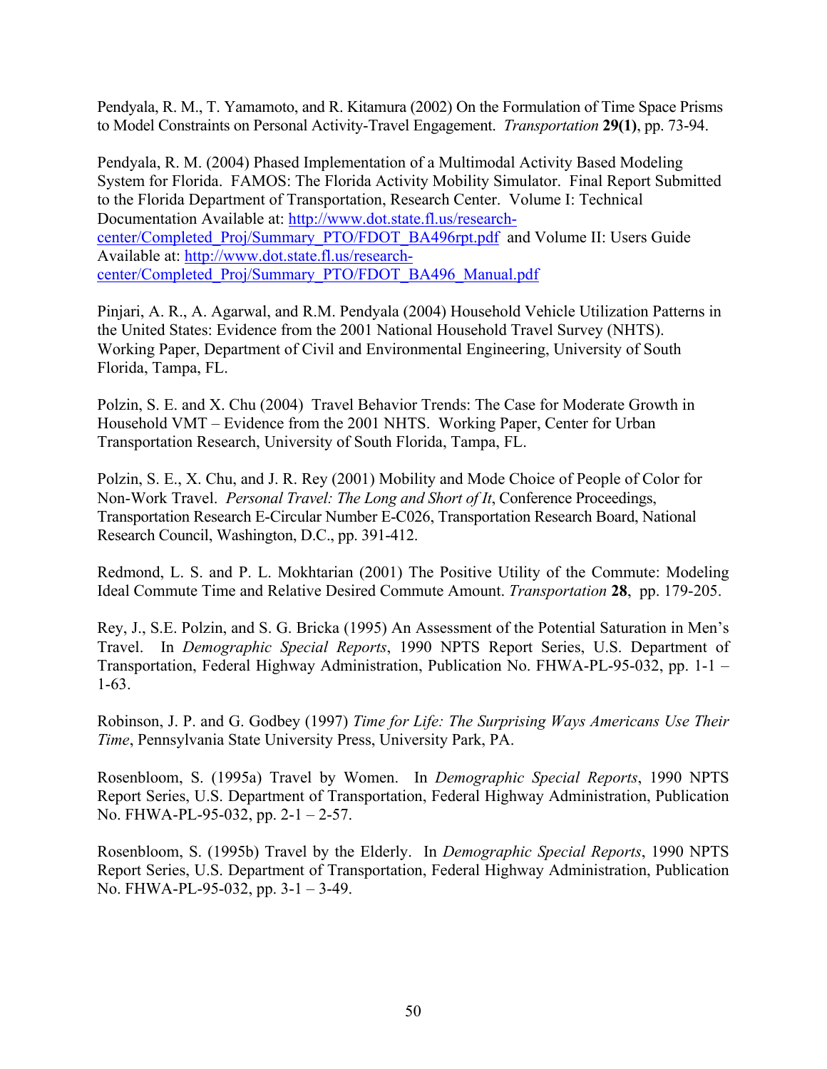Pendyala, R. M., T. Yamamoto, and R. Kitamura (2002) On the Formulation of Time Space Prisms to Model Constraints on Personal Activity-Travel Engagement. *Transportation* **29(1)**, pp. 73-94.

Pendyala, R. M. (2004) Phased Implementation of a Multimodal Activity Based Modeling System for Florida. FAMOS: The Florida Activity Mobility Simulator. Final Report Submitted to the Florida Department of Transportation, Research Center. Volume I: Technical Documentation Available at: http://www.dot.state.fl.us/research-center/Completed_Proj/Summary_PTO/FDOT_BA496rpt.pdf and Volume II: Users Guide Available at: http://www.dot.state.fl.us/research-center/Completed_Proj/Summary_PTO/FDOT_BA496_Manual.pdf

Pinjari, A. R., A. Agarwal, and R.M. Pendyala (2004) Household Vehicle Utilization Patterns in the United States: Evidence from the 2001 National Household Travel Survey (NHTS). Working Paper, Department of Civil and Environmental Engineering, University of South Florida, Tampa, FL.

Polzin, S. E. and X. Chu (2004) Travel Behavior Trends: The Case for Moderate Growth in Household VMT – Evidence from the 2001 NHTS. Working Paper, Center for Urban Transportation Research, University of South Florida, Tampa, FL.

Polzin, S. E., X. Chu, and J. R. Rey (2001) Mobility and Mode Choice of People of Color for Non-Work Travel. *Personal Travel: The Long and Short of It*, Conference Proceedings, Transportation Research E-Circular Number E-C026, Transportation Research Board, National Research Council, Washington, D.C., pp. 391-412.

Redmond, L. S. and P. L. Mokhtarian (2001) The Positive Utility of the Commute: Modeling Ideal Commute Time and Relative Desired Commute Amount. *Transportation* **28**, pp. 179-205.

Rey, J., S.E. Polzin, and S. G. Bricka (1995) An Assessment of the Potential Saturation in Men's Travel. In *Demographic Special Reports*, 1990 NPTS Report Series, U.S. Department of Transportation, Federal Highway Administration, Publication No. FHWA-PL-95-032, pp. 1-1 – 1-63.

Robinson, J. P. and G. Godbey (1997) *Time for Life: The Surprising Ways Americans Use Their Time*, Pennsylvania State University Press, University Park, PA.

Rosenbloom, S. (1995a) Travel by Women. In *Demographic Special Reports*, 1990 NPTS Report Series, U.S. Department of Transportation, Federal Highway Administration, Publication No. FHWA-PL-95-032, pp. 2-1 – 2-57.

Rosenbloom, S. (1995b) Travel by the Elderly. In *Demographic Special Reports*, 1990 NPTS Report Series, U.S. Department of Transportation, Federal Highway Administration, Publication No. FHWA-PL-95-032, pp. 3-1 – 3-49.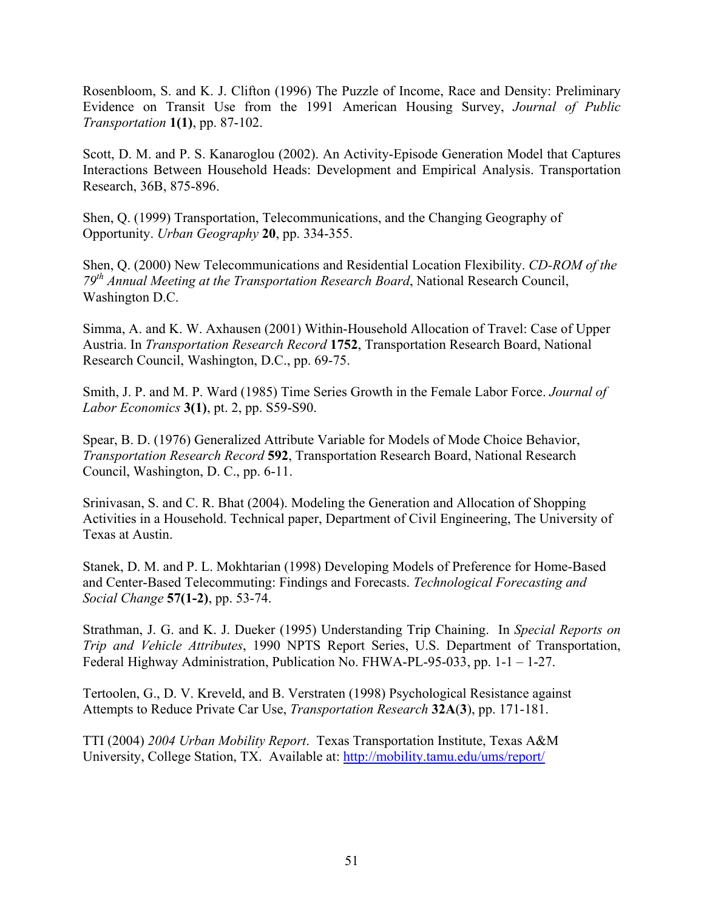Rosenbloom, S. and K. J. Clifton (1996) The Puzzle of Income, Race and Density: Preliminary Evidence on Transit Use from the 1991 American Housing Survey, *Journal of Public Transportation* **1(1)**, pp. 87-102.

Scott, D. M. and P. S. Kanaroglou (2002). An Activity-Episode Generation Model that Captures Interactions Between Household Heads: Development and Empirical Analysis. Transportation Research, 36B, 875-896.

Shen, Q. (1999) Transportation, Telecommunications, and the Changing Geography of Opportunity. *Urban Geography* **20**, pp. 334-355.

Shen, Q. (2000) New Telecommunications and Residential Location Flexibility. *CD-ROM of the 79th Annual Meeting at the Transportation Research Board*, National Research Council, Washington D.C.

Simma, A. and K. W. Axhausen (2001) Within-Household Allocation of Travel: Case of Upper Austria. In *Transportation Research Record* **1752**, Transportation Research Board, National Research Council, Washington, D.C., pp. 69-75.

Smith, J. P. and M. P. Ward (1985) Time Series Growth in the Female Labor Force. *Journal of Labor Economics* **3(1)**, pt. 2, pp. S59-S90.

Spear, B. D. (1976) Generalized Attribute Variable for Models of Mode Choice Behavior, *Transportation Research Record* **592**, Transportation Research Board, National Research Council, Washington, D. C., pp. 6-11.

Srinivasan, S. and C. R. Bhat (2004). Modeling the Generation and Allocation of Shopping Activities in a Household. Technical paper, Department of Civil Engineering, The University of Texas at Austin.

Stanek, D. M. and P. L. Mokhtarian (1998) Developing Models of Preference for Home-Based and Center-Based Telecommuting: Findings and Forecasts. *Technological Forecasting and Social Change* **57(1-2)**, pp. 53-74.

Strathman, J. G. and K. J. Dueker (1995) Understanding Trip Chaining. In *Special Reports on Trip and Vehicle Attributes*, 1990 NPTS Report Series, U.S. Department of Transportation, Federal Highway Administration, Publication No. FHWA-PL-95-033, pp. 1-1 – 1-27.

Tertoolen, G., D. V. Kreveld, and B. Verstraten (1998) Psychological Resistance against Attempts to Reduce Private Car Use, *Transportation Research* **32A**(**3**), pp. 171-181.

TTI (2004) *2004 Urban Mobility Report*. Texas Transportation Institute, Texas A&M University, College Station, TX. Available at: http://mobility.tamu.edu/ums/report/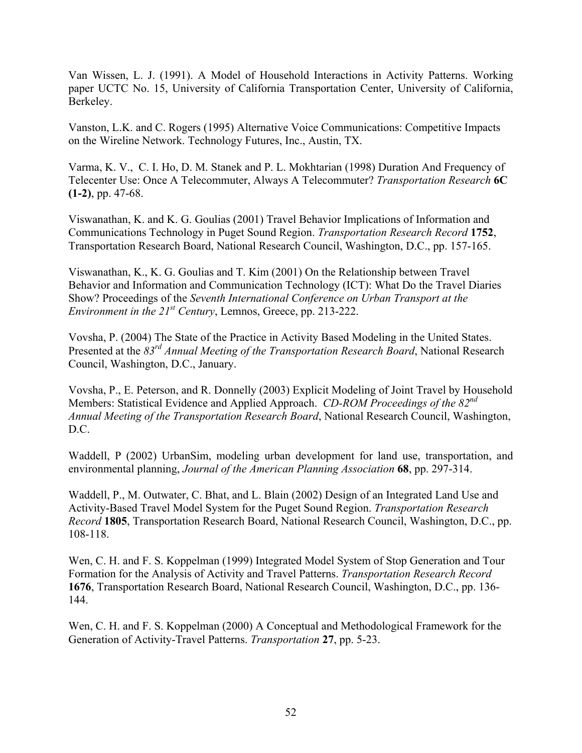Van Wissen, L. J. (1991). A Model of Household Interactions in Activity Patterns. Working paper UCTC No. 15, University of California Transportation Center, University of California, Berkeley.

Vanston, L.K. and C. Rogers (1995) Alternative Voice Communications: Competitive Impacts on the Wireline Network. Technology Futures, Inc., Austin, TX.

Varma, K. V., C. I. Ho, D. M. Stanek and P. L. Mokhtarian (1998) Duration And Frequency of Telecenter Use: Once A Telecommuter, Always A Telecommuter? *Transportation Research* **6C (1-2)**, pp. 47-68.

Viswanathan, K. and K. G. Goulias (2001) Travel Behavior Implications of Information and Communications Technology in Puget Sound Region. *Transportation Research Record* **1752**, Transportation Research Board, National Research Council, Washington, D.C., pp. 157-165.

Viswanathan, K., K. G. Goulias and T. Kim (2001) On the Relationship between Travel Behavior and Information and Communication Technology (ICT): What Do the Travel Diaries Show? Proceedings of the *Seventh International Conference on Urban Transport at the Environment in the 21st Century*, Lemnos, Greece, pp. 213-222.

Vovsha, P. (2004) The State of the Practice in Activity Based Modeling in the United States. Presented at the *83rd Annual Meeting of the Transportation Research Board*, National Research Council, Washington, D.C., January.

Vovsha, P., E. Peterson, and R. Donnelly (2003) Explicit Modeling of Joint Travel by Household Members: Statistical Evidence and Applied Approach. *CD-ROM Proceedings of the 82nd Annual Meeting of the Transportation Research Board*, National Research Council, Washington, D.C.

Waddell, P (2002) UrbanSim, modeling urban development for land use, transportation, and environmental planning, *Journal of the American Planning Association* **68**, pp. 297-314.

Waddell, P., M. Outwater, C. Bhat, and L. Blain (2002) Design of an Integrated Land Use and Activity-Based Travel Model System for the Puget Sound Region. *Transportation Research Record* **1805**, Transportation Research Board, National Research Council, Washington, D.C., pp. 108-118.

Wen, C. H. and F. S. Koppelman (1999) Integrated Model System of Stop Generation and Tour Formation for the Analysis of Activity and Travel Patterns. *Transportation Research Record* **1676**, Transportation Research Board, National Research Council, Washington, D.C., pp. 136-144.

Wen, C. H. and F. S. Koppelman (2000) A Conceptual and Methodological Framework for the Generation of Activity-Travel Patterns. *Transportation* **27**, pp. 5-23.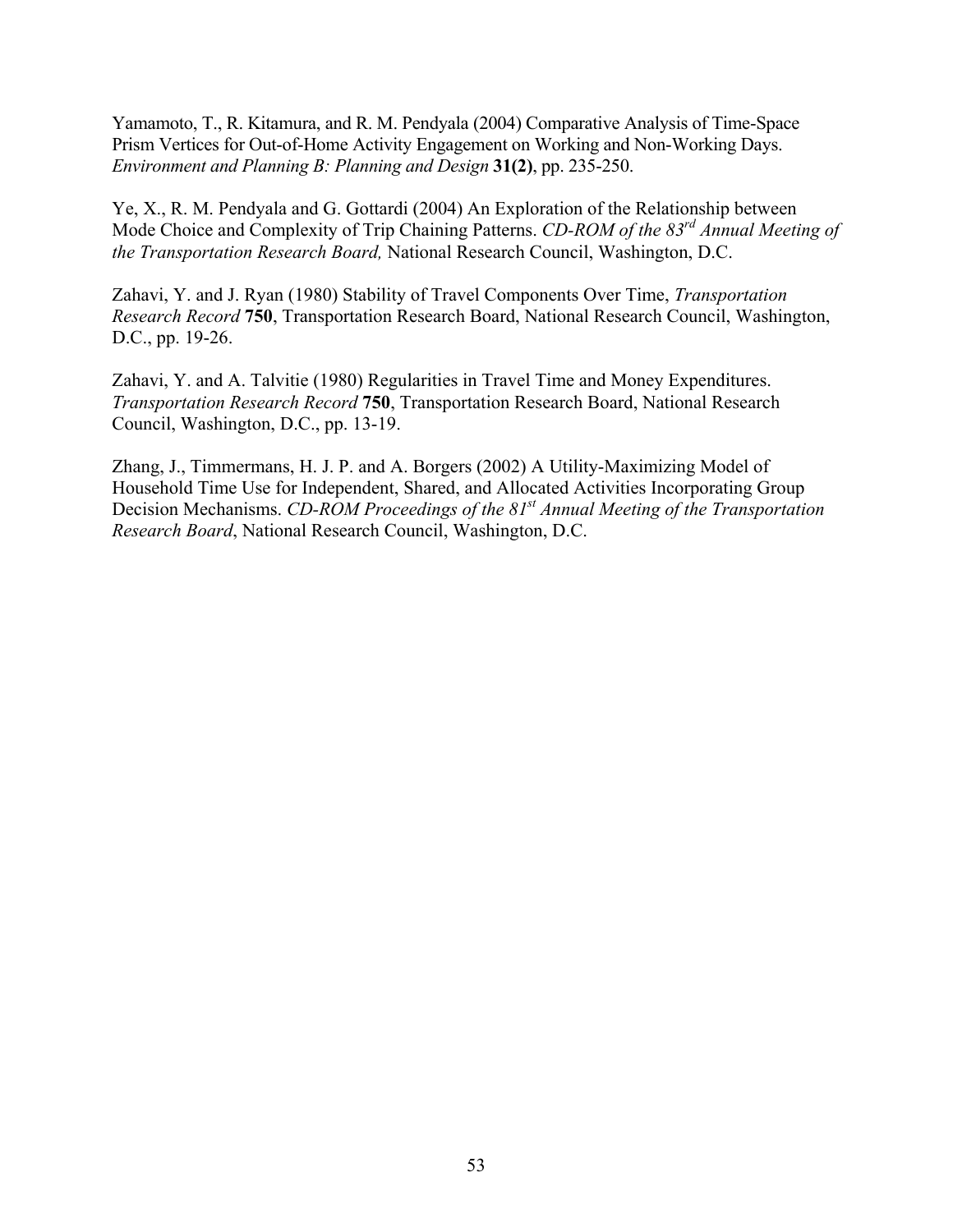Yamamoto, T., R. Kitamura, and R. M. Pendyala (2004) Comparative Analysis of Time-Space Prism Vertices for Out-of-Home Activity Engagement on Working and Non-Working Days. *Environment and Planning B: Planning and Design* **31(2)**, pp. 235-250.

Ye, X., R. M. Pendyala and G. Gottardi (2004) An Exploration of the Relationship between Mode Choice and Complexity of Trip Chaining Patterns. *CD-ROM of the 83rd Annual Meeting of the Transportation Research Board,* National Research Council, Washington, D.C.

Zahavi, Y. and J. Ryan (1980) Stability of Travel Components Over Time, *Transportation Research Record* **750**, Transportation Research Board, National Research Council, Washington, D.C., pp. 19-26.

Zahavi, Y. and A. Talvitie (1980) Regularities in Travel Time and Money Expenditures. *Transportation Research Record* **750**, Transportation Research Board, National Research Council, Washington, D.C., pp. 13-19.

Zhang, J., Timmermans, H. J. P. and A. Borgers (2002) A Utility-Maximizing Model of Household Time Use for Independent, Shared, and Allocated Activities Incorporating Group Decision Mechanisms. *CD-ROM Proceedings of the 81st Annual Meeting of the Transportation Research Board*, National Research Council, Washington, D.C.